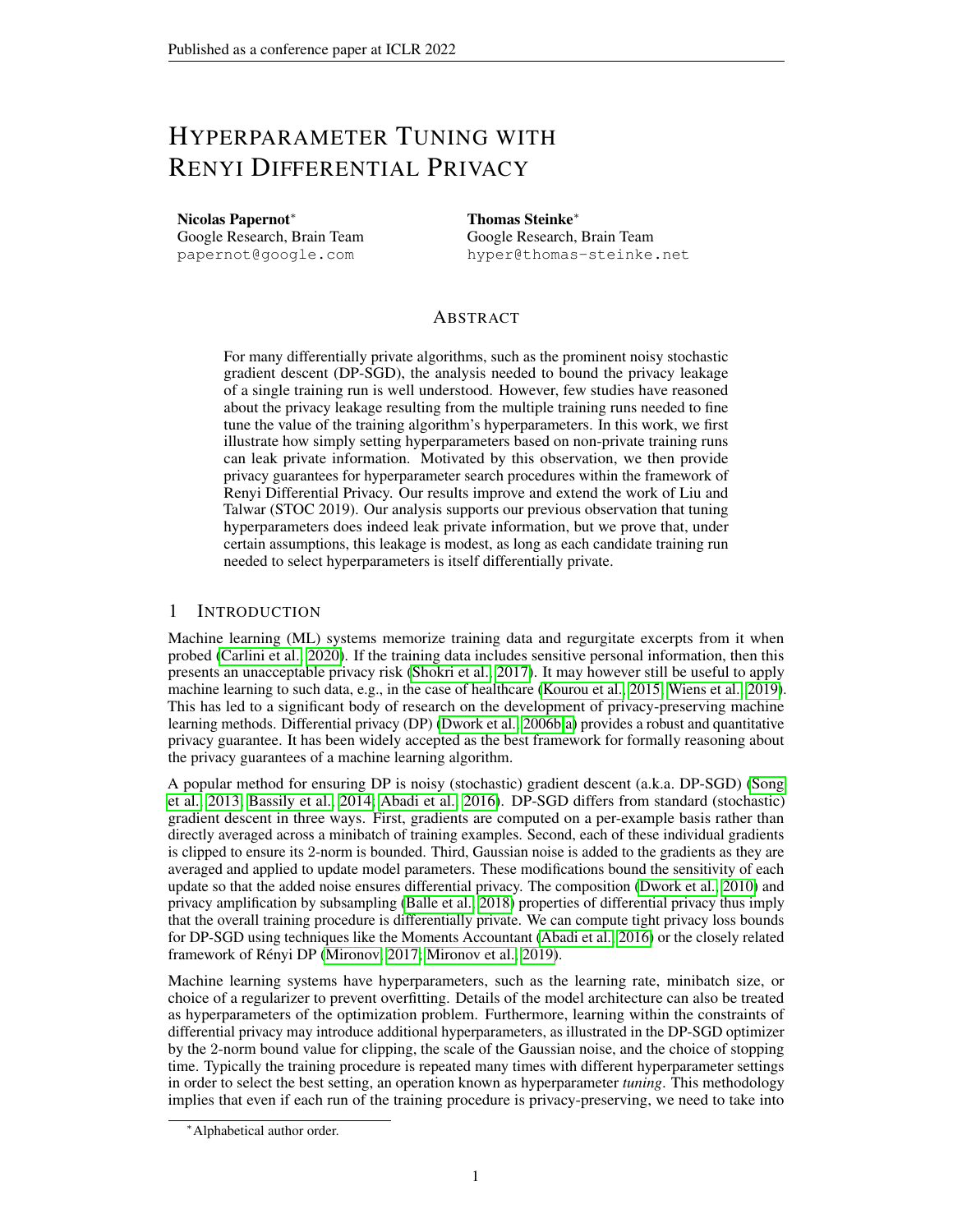# HYPERPARAMETER TUNING WITH RENYI DIFFERENTIAL PRIVACY

**Nicolas Papernot**[*]
Google Research, Brain Team
papernot@google.com

**Thomas Steinke**[*]
Google Research, Brain Team
hyper@thomas-steinke.net

## ABSTRACT

For many differentially private algorithms, such as the prominent noisy stochastic gradient descent (DP-SGD), the analysis needed to bound the privacy leakage of a single training run is well understood. However, few studies have reasoned about the privacy leakage resulting from the multiple training runs needed to fine tune the value of the training algorithm's hyperparameters. In this work, we first illustrate how simply setting hyperparameters based on non-private training runs can leak private information. Motivated by this observation, we then provide privacy guarantees for hyperparameter search procedures within the framework of Renyi Differential Privacy. Our results improve and extend the work of Liu and Talwar (STOC 2019). Our analysis supports our previous observation that tuning hyperparameters does indeed leak private information, but we prove that, under certain assumptions, this leakage is modest, as long as each candidate training run needed to select hyperparameters is itself differentially private.

## 1 INTRODUCTION

Machine learning (ML) systems memorize training data and regurgitate excerpts from it when probed (Carlini et al., 2020). If the training data includes sensitive personal information, then this presents an unacceptable privacy risk (Shokri et al., 2017). It may however still be useful to apply machine learning to such data, e.g., in the case of healthcare (Kourou et al., 2015; Wiens et al., 2019). This has led to a significant body of research on the development of privacy-preserving machine learning methods. Differential privacy (DP) (Dwork et al., 2006b;a) provides a robust and quantitative privacy guarantee. It has been widely accepted as the best framework for formally reasoning about the privacy guarantees of a machine learning algorithm.

A popular method for ensuring DP is noisy (stochastic) gradient descent (a.k.a. DP-SGD) (Song et al., 2013; Bassily et al., 2014; Abadi et al., 2016). DP-SGD differs from standard (stochastic) gradient descent in three ways. First, gradients are computed on a per-example basis rather than directly averaged across a minibatch of training examples. Second, each of these individual gradients is clipped to ensure its 2-norm is bounded. Third, Gaussian noise is added to the gradients as they are averaged and applied to update model parameters. These modifications bound the sensitivity of each update so that the added noise ensures differential privacy. The composition (Dwork et al., 2010) and privacy amplification by subsampling (Balle et al., 2018) properties of differential privacy thus imply that the overall training procedure is differentially private. We can compute tight privacy loss bounds for DP-SGD using techniques like the Moments Accountant (Abadi et al., 2016) or the closely related framework of Rényi DP (Mironov, 2017; Mironov et al., 2019).

Machine learning systems have hyperparameters, such as the learning rate, minibatch size, or choice of a regularizer to prevent overfitting. Details of the model architecture can also be treated as hyperparameters of the optimization problem. Furthermore, learning within the constraints of differential privacy may introduce additional hyperparameters, as illustrated in the DP-SGD optimizer by the 2-norm bound value for clipping, the scale of the Gaussian noise, and the choice of stopping time. Typically the training procedure is repeated many times with different hyperparameter settings in order to select the best setting, an operation known as hyperparameter *tuning*. This methodology implies that even if each run of the training procedure is privacy-preserving, we need to take into

[*] Alphabetical author order.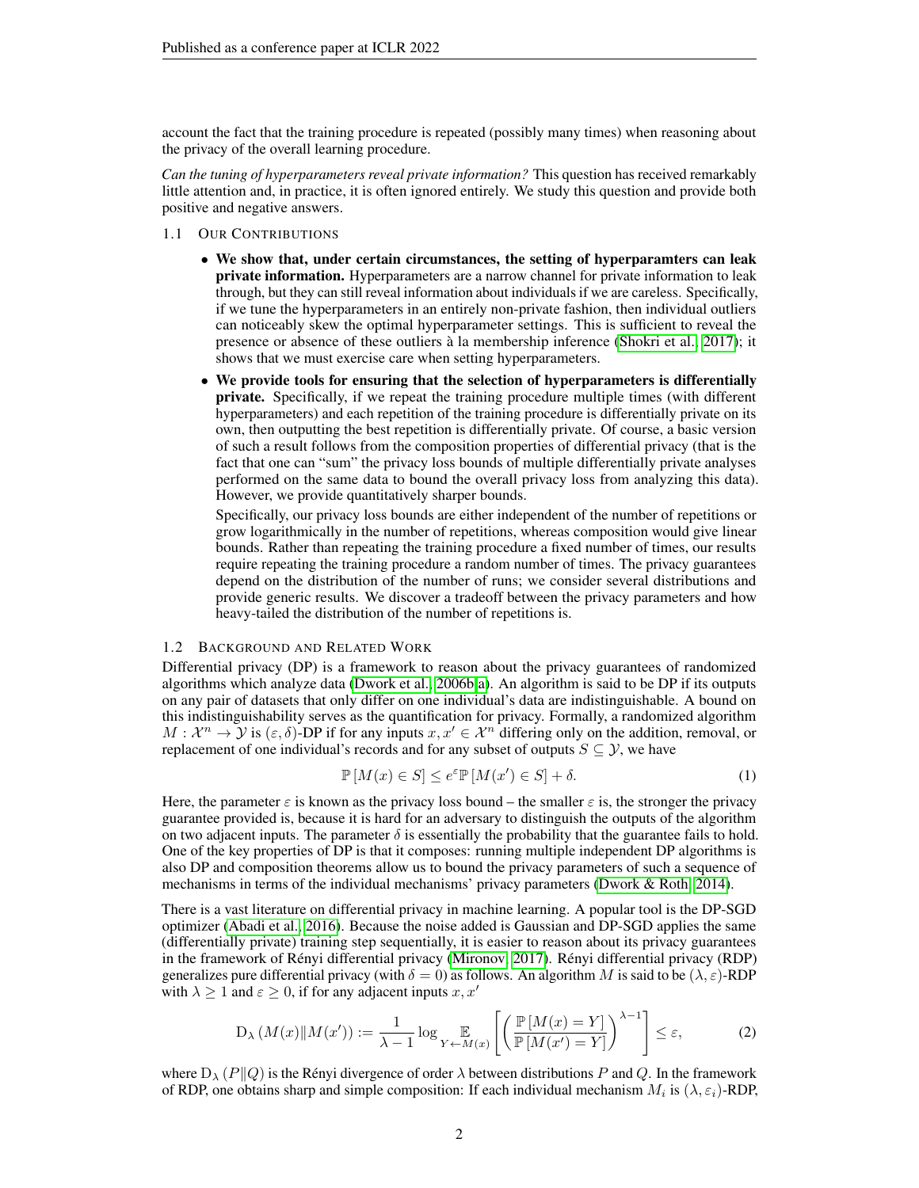account the fact that the training procedure is repeated (possibly many times) when reasoning about the privacy of the overall learning procedure.

*Can the tuning of hyperparameters reveal private information?* This question has received remarkably little attention and, in practice, it is often ignored entirely. We study this question and provide both positive and negative answers.

### 1.1 Our Contributions

- **We show that, under certain circumstances, the setting of hyperparamters can leak private information.** Hyperparameters are a narrow channel for private information to leak through, but they can still reveal information about individuals if we are careless. Specifically, if we tune the hyperparameters in an entirely non-private fashion, then individual outliers can noticeably skew the optimal hyperparameter settings. This is sufficient to reveal the presence or absence of these outliers à la membership inference (Shokri et al., 2017); it shows that we must exercise care when setting hyperparameters.
- **We provide tools for ensuring that the selection of hyperparameters is differentially private.** Specifically, if we repeat the training procedure multiple times (with different hyperparameters) and each repetition of the training procedure is differentially private on its own, then outputting the best repetition is differentially private. Of course, a basic version of such a result follows from the composition properties of differential privacy (that is the fact that one can "sum" the privacy loss bounds of multiple differentially private analyses performed on the same data to bound the overall privacy loss from analyzing this data). However, we provide quantitatively sharper bounds.

  Specifically, our privacy loss bounds are either independent of the number of repetitions or grow logarithmically in the number of repetitions, whereas composition would give linear bounds. Rather than repeating the training procedure a fixed number of times, our results require repeating the training procedure a random number of times. The privacy guarantees depend on the distribution of the number of runs; we consider several distributions and provide generic results. We discover a tradeoff between the privacy parameters and how heavy-tailed the distribution of the number of repetitions is.

### 1.2 Background and Related Work

Differential privacy (DP) is a framework to reason about the privacy guarantees of randomized algorithms which analyze data (Dwork et al., 2006b;a). An algorithm is said to be DP if its outputs on any pair of datasets that only differ on one individual's data are indistinguishable. A bound on this indistinguishability serves as the quantification for privacy. Formally, a randomized algorithm $M : \mathcal{X}^n \to \mathcal{Y}$ is $(\varepsilon, \delta)$-DP if for any inputs $x, x' \in \mathcal{X}^n$ differing only on the addition, removal, or replacement of one individual's records and for any subset of outputs $S \subseteq \mathcal{Y}$, we have

$$\mathbb{P}[M(x) \in S] \leq e^{\varepsilon}\mathbb{P}[M(x') \in S] + \delta. \tag{1}$$

Here, the parameter $\varepsilon$ is known as the privacy loss bound – the smaller $\varepsilon$ is, the stronger the privacy guarantee provided is, because it is hard for an adversary to distinguish the outputs of the algorithm on two adjacent inputs. The parameter $\delta$ is essentially the probability that the guarantee fails to hold. One of the key properties of DP is that it composes: running multiple independent DP algorithms is also DP and composition theorems allow us to bound the privacy parameters of such a sequence of mechanisms in terms of the individual mechanisms' privacy parameters (Dwork & Roth, 2014).

There is a vast literature on differential privacy in machine learning. A popular tool is the DP-SGD optimizer (Abadi et al., 2016). Because the noise added is Gaussian and DP-SGD applies the same (differentially private) training step sequentially, it is easier to reason about its privacy guarantees in the framework of Rényi differential privacy (Mironov, 2017). Rényi differential privacy (RDP) generalizes pure differential privacy (with $\delta = 0$) as follows. An algorithm $M$ is said to be $(\lambda, \varepsilon)$-RDP with $\lambda \geq 1$ and $\varepsilon \geq 0$, if for any adjacent inputs $x, x'$

$$\mathrm{D}_{\lambda}\left(M(x) \| M(x')\right) := \frac{1}{\lambda - 1} \log \underset{Y \leftarrow M(x)}{\mathbb{E}}\left[\left(\frac{\mathbb{P}[M(x) = Y]}{\mathbb{P}[M(x') = Y]}\right)^{\lambda - 1}\right] \leq \varepsilon, \tag{2}$$

where $\mathrm{D}_{\lambda}(P \| Q)$ is the Rényi divergence of order $\lambda$ between distributions $P$ and $Q$. In the framework of RDP, one obtains sharp and simple composition: If each individual mechanism $M_i$ is $(\lambda, \varepsilon_i)$-RDP,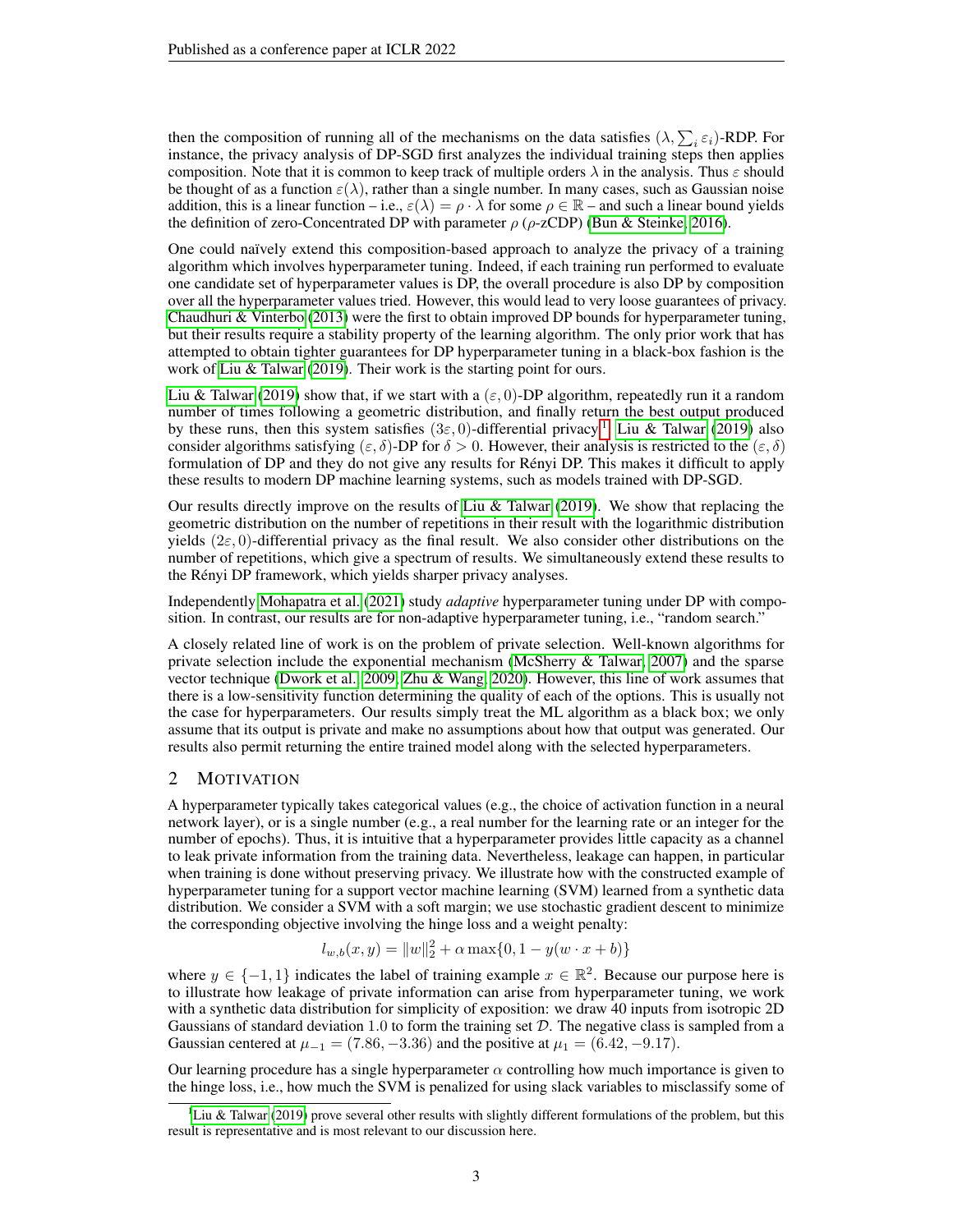then the composition of running all of the mechanisms on the data satisfies $(\lambda, \sum_i \varepsilon_i)$-RDP. For instance, the privacy analysis of DP-SGD first analyzes the individual training steps then applies composition. Note that it is common to keep track of multiple orders $\lambda$ in the analysis. Thus $\varepsilon$ should be thought of as a function $\varepsilon(\lambda)$, rather than a single number. In many cases, such as Gaussian noise addition, this is a linear function – i.e., $\varepsilon(\lambda) = \rho \cdot \lambda$ for some $\rho \in \mathbb{R}$ – and such a linear bound yields the definition of zero-Concentrated DP with parameter $\rho$ ($\rho$-zCDP) (Bun & Steinke, 2016).

One could naïvely extend this composition-based approach to analyze the privacy of a training algorithm which involves hyperparameter tuning. Indeed, if each training run performed to evaluate one candidate set of hyperparameter values is DP, the overall procedure is also DP by composition over all the hyperparameter values tried. However, this would lead to very loose guarantees of privacy. Chaudhuri & Vinterbo (2013) were the first to obtain improved DP bounds for hyperparameter tuning, but their results require a stability property of the learning algorithm. The only prior work that has attempted to obtain tighter guarantees for DP hyperparameter tuning in a black-box fashion is the work of Liu & Talwar (2019). Their work is the starting point for ours.

Liu & Talwar (2019) show that, if we start with a $(\varepsilon, 0)$-DP algorithm, repeatedly run it a random number of times following a geometric distribution, and finally return the best output produced by these runs, then this system satisfies $(3\varepsilon, 0)$-differential privacy.[1] Liu & Talwar (2019) also consider algorithms satisfying $(\varepsilon, \delta)$-DP for $\delta > 0$. However, their analysis is restricted to the $(\varepsilon, \delta)$ formulation of DP and they do not give any results for Rényi DP. This makes it difficult to apply these results to modern DP machine learning systems, such as models trained with DP-SGD.

Our results directly improve on the results of Liu & Talwar (2019). We show that replacing the geometric distribution on the number of repetitions in their result with the logarithmic distribution yields $(2\varepsilon, 0)$-differential privacy as the final result. We also consider other distributions on the number of repetitions, which give a spectrum of results. We simultaneously extend these results to the Rényi DP framework, which yields sharper privacy analyses.

Independently Mohapatra et al. (2021) study *adaptive* hyperparameter tuning under DP with composition. In contrast, our results are for non-adaptive hyperparameter tuning, i.e., "random search."

A closely related line of work is on the problem of private selection. Well-known algorithms for private selection include the exponential mechanism (McSherry & Talwar, 2007) and the sparse vector technique (Dwork et al., 2009; Zhu & Wang, 2020). However, this line of work assumes that there is a low-sensitivity function determining the quality of each of the options. This is usually not the case for hyperparameters. Our results simply treat the ML algorithm as a black box; we only assume that its output is private and make no assumptions about how that output was generated. Our results also permit returning the entire trained model along with the selected hyperparameters.

## 2 Motivation

A hyperparameter typically takes categorical values (e.g., the choice of activation function in a neural network layer), or is a single number (e.g., a real number for the learning rate or an integer for the number of epochs). Thus, it is intuitive that a hyperparameter provides little capacity as a channel to leak private information from the training data. Nevertheless, leakage can happen, in particular when training is done without preserving privacy. We illustrate how with the constructed example of hyperparameter tuning for a support vector machine learning (SVM) learned from a synthetic data distribution. We consider a SVM with a soft margin; we use stochastic gradient descent to minimize the corresponding objective involving the hinge loss and a weight penalty:

$$l_{w,b}(x, y) = \|w\|_2^2 + \alpha \max\{0, 1 - y(w \cdot x + b)\}$$

where $y \in \{-1, 1\}$ indicates the label of training example $x \in \mathbb{R}^2$. Because our purpose here is to illustrate how leakage of private information can arise from hyperparameter tuning, we work with a synthetic data distribution for simplicity of exposition: we draw 40 inputs from isotropic 2D Gaussians of standard deviation $1.0$ to form the training set $\mathcal{D}$. The negative class is sampled from a Gaussian centered at $\mu_{-1} = (7.86, -3.36)$ and the positive at $\mu_1 = (6.42, -9.17)$.

Our learning procedure has a single hyperparameter $\alpha$ controlling how much importance is given to the hinge loss, i.e., how much the SVM is penalized for using slack variables to misclassify some of

[1] Liu & Talwar (2019) prove several other results with slightly different formulations of the problem, but this result is representative and is most relevant to our discussion here.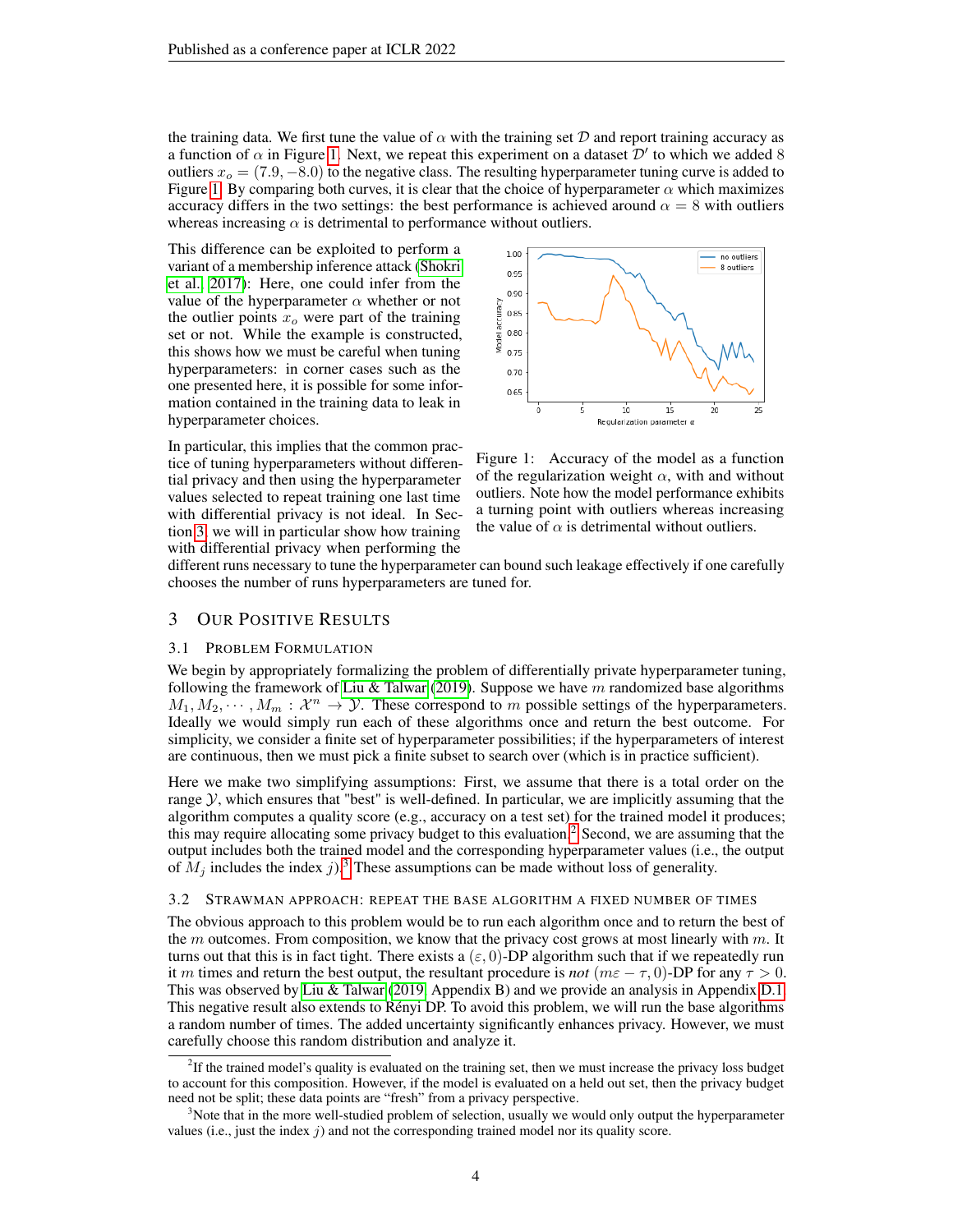the training data. We first tune the value of $\alpha$ with the training set $\mathcal{D}$ and report training accuracy as a function of $\alpha$ in Figure 1. Next, we repeat this experiment on a dataset $\mathcal{D}'$ to which we added 8 outliers $x_o = (7.9, -8.0)$ to the negative class. The resulting hyperparameter tuning curve is added to Figure 1. By comparing both curves, it is clear that the choice of hyperparameter $\alpha$ which maximizes accuracy differs in the two settings: the best performance is achieved around $\alpha = 8$ with outliers whereas increasing $\alpha$ is detrimental to performance without outliers.

This difference can be exploited to perform a variant of a membership inference attack (Shokri et al., 2017): Here, one could infer from the value of the hyperparameter $\alpha$ whether or not the outlier points $x_o$ were part of the training set or not. While the example is constructed, this shows how we must be careful when tuning hyperparameters: in corner cases such as the one presented here, it is possible for some information contained in the training data to leak in hyperparameter choices.

Figure 1: Accuracy of the model as a function of the regularization weight $\alpha$, with and without outliers. Note how the model performance exhibits a turning point with outliers whereas increasing the value of $\alpha$ is detrimental without outliers.

In particular, this implies that the common practice of tuning hyperparameters without differential privacy and then using the hyperparameter values selected to repeat training one last time with differential privacy is not ideal. In Section 3, we will in particular show how training with differential privacy when performing the different runs necessary to tune the hyperparameter can bound such leakage effectively if one carefully chooses the number of runs hyperparameters are tuned for.

## 3 Our Positive Results

### 3.1 Problem Formulation

We begin by appropriately formalizing the problem of differentially private hyperparameter tuning, following the framework of Liu & Talwar (2019). Suppose we have $m$ randomized base algorithms $M_1, M_2, \cdots, M_m : \mathcal{X}^n \to \mathcal{Y}$. These correspond to $m$ possible settings of the hyperparameters. Ideally we would simply run each of these algorithms once and return the best outcome. For simplicity, we consider a finite set of hyperparameter possibilities; if the hyperparameters of interest are continuous, then we must pick a finite subset to search over (which is in practice sufficient).

Here we make two simplifying assumptions: First, we assume that there is a total order on the range $\mathcal{Y}$, which ensures that "best" is well-defined. In particular, we are implicitly assuming that the algorithm computes a quality score (e.g., accuracy on a test set) for the trained model it produces; this may require allocating some privacy budget to this evaluation.[2] Second, we are assuming that the output includes both the trained model and the corresponding hyperparameter values (i.e., the output of $M_j$ includes the index $j$).[3] These assumptions can be made without loss of generality.

### 3.2 Strawman Approach: Repeat the Base Algorithm a Fixed Number of Times

The obvious approach to this problem would be to run each algorithm once and to return the best of the $m$ outcomes. From composition, we know that the privacy cost grows at most linearly with $m$. It turns out that this is in fact tight. There exists a $(\varepsilon, 0)$-DP algorithm such that if we repeatedly run it $m$ times and return the best output, the resultant procedure is *not* $(m\varepsilon - \tau, 0)$-DP for any $\tau > 0$. This was observed by Liu & Talwar (2019, Appendix B) and we provide an analysis in Appendix D.1. This negative result also extends to Rényi DP. To avoid this problem, we will run the base algorithms a random number of times. The added uncertainty significantly enhances privacy. However, we must carefully choose this random distribution and analyze it.

[2] If the trained model's quality is evaluated on the training set, then we must increase the privacy loss budget to account for this composition. However, if the model is evaluated on a held out set, then the privacy budget need not be split; these data points are "fresh" from a privacy perspective.

[3] Note that in the more well-studied problem of selection, usually we would only output the hyperparameter values (i.e., just the index $j$) and not the corresponding trained model nor its quality score.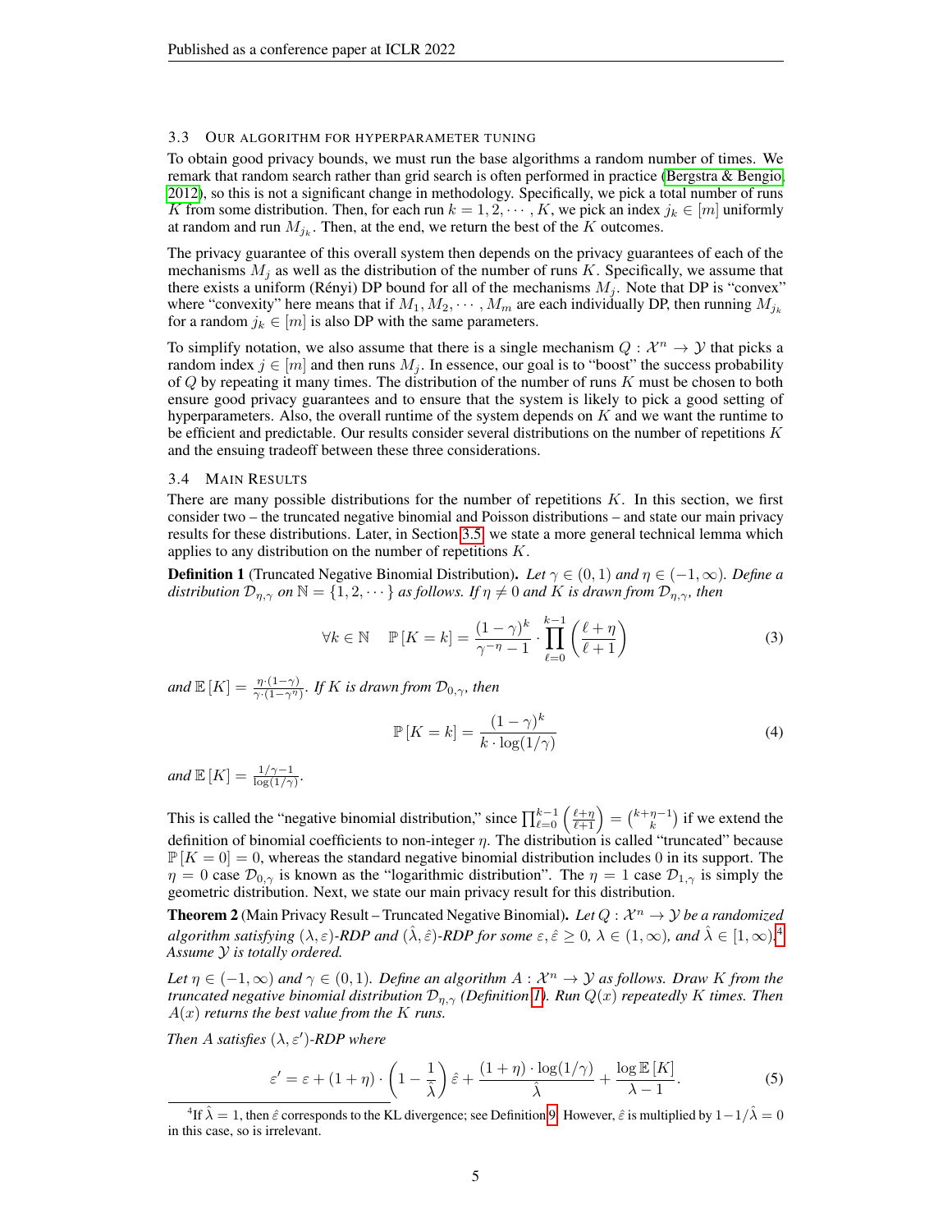### 3.3 Our algorithm for hyperparameter tuning

To obtain good privacy bounds, we must run the base algorithms a random number of times. We remark that random search rather than grid search is often performed in practice (Bergstra & Bengio, 2012), so this is not a significant change in methodology. Specifically, we pick a total number of runs $K$ from some distribution. Then, for each run $k = 1, 2, \cdots, K$, we pick an index $j_k \in [m]$ uniformly at random and run $M_{j_k}$. Then, at the end, we return the best of the $K$ outcomes.

The privacy guarantee of this overall system then depends on the privacy guarantees of each of the mechanisms $M_j$ as well as the distribution of the number of runs $K$. Specifically, we assume that there exists a uniform (Rényi) DP bound for all of the mechanisms $M_j$. Note that DP is "convex" where "convexity" here means that if $M_1, M_2, \cdots, M_m$ are each individually DP, then running $M_{j_k}$ for a random $j_k \in [m]$ is also DP with the same parameters.

To simplify notation, we also assume that there is a single mechanism $Q : \mathcal{X}^n \to \mathcal{Y}$ that picks a random index $j \in [m]$ and then runs $M_j$. In essence, our goal is to "boost" the success probability of $Q$ by repeating it many times. The distribution of the number of runs $K$ must be chosen to both ensure good privacy guarantees and to ensure that the system is likely to pick a good setting of hyperparameters. Also, the overall runtime of the system depends on $K$ and we want the runtime to be efficient and predictable. Our results consider several distributions on the number of repetitions $K$ and the ensuing tradeoff between these three considerations.

### 3.4 Main Results

There are many possible distributions for the number of repetitions $K$. In this section, we first consider two – the truncated negative binomial and Poisson distributions – and state our main privacy results for these distributions. Later, in Section 3.5, we state a more general technical lemma which applies to any distribution on the number of repetitions $K$.

**Definition 1** (Truncated Negative Binomial Distribution). *Let $\gamma \in (0, 1)$ and $\eta \in (-1, \infty)$. Define a distribution $\mathcal{D}_{\eta,\gamma}$ on $\mathbb{N} = \{1, 2, \cdots\}$ as follows. If $\eta \neq 0$ and $K$ is drawn from $\mathcal{D}_{\eta,\gamma}$, then*

$$\forall k \in \mathbb{N} \quad \mathbb{P}[K = k] = \frac{(1-\gamma)^k}{\gamma^{-\eta} - 1} \cdot \prod_{\ell=0}^{k-1} \left( \frac{\ell + \eta}{\ell + 1} \right) \tag{3}$$

*and $\mathbb{E}[K] = \frac{\eta \cdot (1-\gamma)}{\gamma \cdot (1-\gamma^\eta)}$. If $K$ is drawn from $\mathcal{D}_{0,\gamma}$, then*

$$\mathbb{P}[K = k] = \frac{(1-\gamma)^k}{k \cdot \log(1/\gamma)} \tag{4}$$

*and $\mathbb{E}[K] = \frac{1/\gamma - 1}{\log(1/\gamma)}$.*

This is called the "negative binomial distribution," since $\prod_{\ell=0}^{k-1} \left( \frac{\ell+\eta}{\ell+1} \right) = \binom{k+\eta-1}{k}$ if we extend the definition of binomial coefficients to non-integer $\eta$. The distribution is called "truncated" because $\mathbb{P}[K = 0] = 0$, whereas the standard negative binomial distribution includes 0 in its support. The $\eta = 0$ case $\mathcal{D}_{0,\gamma}$ is known as the "logarithmic distribution". The $\eta = 1$ case $\mathcal{D}_{1,\gamma}$ is simply the geometric distribution. Next, we state our main privacy result for this distribution.

**Theorem 2** (Main Privacy Result – Truncated Negative Binomial). *Let $Q : \mathcal{X}^n \to \mathcal{Y}$ be a randomized algorithm satisfying $(\lambda, \varepsilon)$-RDP and $(\hat{\lambda}, \hat{\varepsilon})$-RDP for some $\varepsilon, \hat{\varepsilon} \geq 0$, $\lambda \in (1, \infty)$, and $\hat{\lambda} \in [1, \infty)$.[4] Assume $\mathcal{Y}$ is totally ordered.*

*Let $\eta \in (-1, \infty)$ and $\gamma \in (0, 1)$. Define an algorithm $A : \mathcal{X}^n \to \mathcal{Y}$ as follows. Draw $K$ from the truncated negative binomial distribution $\mathcal{D}_{\eta,\gamma}$ (Definition 1). Run $Q(x)$ repeatedly $K$ times. Then $A(x)$ returns the best value from the $K$ runs.*

*Then $A$ satisfies $(\lambda, \varepsilon')$-RDP where*

$$\varepsilon' = \varepsilon + (1 + \eta) \cdot \left( 1 - \frac{1}{\hat{\lambda}} \right) \hat{\varepsilon} + \frac{(1 + \eta) \cdot \log(1/\gamma)}{\hat{\lambda}} + \frac{\log \mathbb{E}[K]}{\lambda - 1}. \tag{5}$$

[4] If $\hat{\lambda} = 1$, then $\hat{\varepsilon}$ corresponds to the KL divergence; see Definition 9. However, $\hat{\varepsilon}$ is multiplied by $1 - 1/\hat{\lambda} = 0$ in this case, so is irrelevant.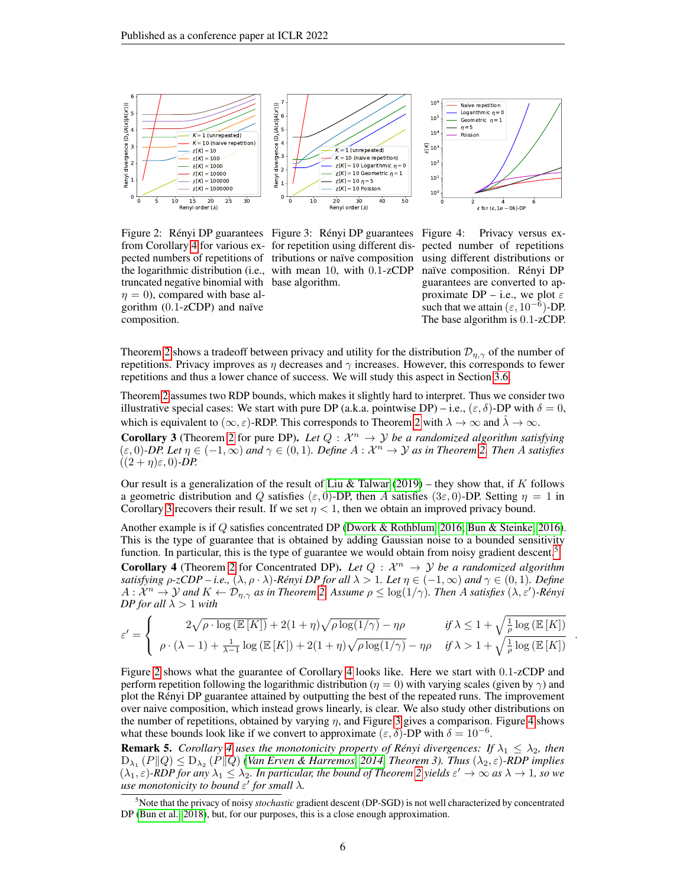Figure 2: Rényi DP guarantees from Corollary 4 for various expected numbers of repetitions of the logarithmic distribution (i.e., truncated negative binomial with $\eta = 0$), compared with base algorithm (0.1-zCDP) and naïve composition.

Figure 3: Rényi DP guarantees for repetition using different distributions or naïve composition with mean 10, with 0.1-zCDP base algorithm.

Figure 4: Privacy versus expected number of repetitions using different distributions or naïve composition. Rényi DP guarantees are converted to approximate DP – i.e., we plot $\varepsilon$ such that we attain $(\varepsilon, 10^{-6})$-DP. The base algorithm is $0.1$-zCDP.

Theorem 2 shows a tradeoff between privacy and utility for the distribution $\mathcal{D}_{\eta,\gamma}$ of the number of repetitions. Privacy improves as $\eta$ decreases and $\gamma$ increases. However, this corresponds to fewer repetitions and thus a lower chance of success. We will study this aspect in Section 3.6.

Theorem 2 assumes two RDP bounds, which makes it slightly hard to interpret. Thus we consider two illustrative special cases: We start with pure DP (a.k.a. pointwise DP) – i.e., $(\varepsilon, \delta)$-DP with $\delta = 0$, which is equivalent to $(\infty, \varepsilon)$-RDP. This corresponds to Theorem 2 with $\lambda \to \infty$ and $\hat{\lambda} \to \infty$.

**Corollary 3** (Theorem 2 for pure DP). *Let $Q : \mathcal{X}^n \to \mathcal{Y}$ be a randomized algorithm satisfying $(\varepsilon, 0)$-DP. Let $\eta \in (-1, \infty)$ and $\gamma \in (0, 1)$. Define $A : \mathcal{X}^n \to \mathcal{Y}$ as in Theorem 2. Then $A$ satisfies $((2 + \eta)\varepsilon, 0)$-DP.*

Our result is a generalization of the result of Liu & Talwar (2019) – they show that, if $K$ follows a geometric distribution and $Q$ satisfies $(\varepsilon, 0)$-DP, then $A$ satisfies $(3\varepsilon, 0)$-DP. Setting $\eta = 1$ in Corollary 3 recovers their result. If we set $\eta < 1$, then we obtain an improved privacy bound.

Another example is if $Q$ satisfies concentrated DP (Dwork & Rothblum, 2016; Bun & Steinke, 2016). This is the type of guarantee that is obtained by adding Gaussian noise to a bounded sensitivity function. In particular, this is the type of guarantee we would obtain from noisy gradient descent.[5]

**Corollary 4** (Theorem 2 for Concentrated DP). *Let $Q : \mathcal{X}^n \to \mathcal{Y}$ be a randomized algorithm satisfying $\rho$-zCDP – i.e., $(\lambda, \rho \cdot \lambda)$-Rényi DP for all $\lambda > 1$. Let $\eta \in (-1, \infty)$ and $\gamma \in (0, 1)$. Define $A : \mathcal{X}^n \to \mathcal{Y}$ and $K \leftarrow \mathcal{D}_{\eta,\gamma}$ as in Theorem 2. Assume $\rho \le \log(1/\gamma)$. Then $A$ satisfies $(\lambda, \varepsilon')$-Rényi DP for all $\lambda > 1$ with*

$$\varepsilon' = \begin{cases} 2\sqrt{\rho \cdot \log\left(\mathbb{E}\left[K\right]\right)} + 2(1+\eta)\sqrt{\rho \log(1/\gamma)} - \eta\rho & \text{if } \lambda \le 1 + \sqrt{\frac{1}{\rho}\log\left(\mathbb{E}\left[K\right]\right)} \\ \rho \cdot (\lambda - 1) + \frac{1}{\lambda - 1}\log\left(\mathbb{E}\left[K\right]\right) + 2(1+\eta)\sqrt{\rho \log(1/\gamma)} - \eta\rho & \text{if } \lambda > 1 + \sqrt{\frac{1}{\rho}\log\left(\mathbb{E}\left[K\right]\right)} \end{cases}.$$

Figure 2 shows what the guarantee of Corollary 4 looks like. Here we start with 0.1-zCDP and perform repetition following the logarithmic distribution ($\eta = 0$) with varying scales (given by $\gamma$) and plot the Rényi DP guarantee attained by outputting the best of the repeated runs. The improvement over naive composition, which instead grows linearly, is clear. We also study other distributions on the number of repetitions, obtained by varying $\eta$, and Figure 3 gives a comparison. Figure 4 shows what these bounds look like if we convert to approximate $(\varepsilon, \delta)$-DP with $\delta = 10^{-6}$.

**Remark 5.** *Corollary 4 uses the monotonicity property of Rényi divergences: If $\lambda_1 \le \lambda_2$, then $\mathrm{D}_{\lambda_1}(P\|Q) \le \mathrm{D}_{\lambda_2}(P\|Q)$ (Van Erven & Harremos, 2014, Theorem 3). Thus $(\lambda_2, \varepsilon)$-RDP implies $(\lambda_1, \varepsilon)$-RDP for any $\lambda_1 \le \lambda_2$. In particular, the bound of Theorem 2 yields $\varepsilon' \to \infty$ as $\lambda \to 1$, so we use monotonicity to bound $\varepsilon'$ for small $\lambda$.*

[5] Note that the privacy of noisy *stochastic* gradient descent (DP-SGD) is not well characterized by concentrated DP (Bun et al., 2018), but, for our purposes, this is a close enough approximation.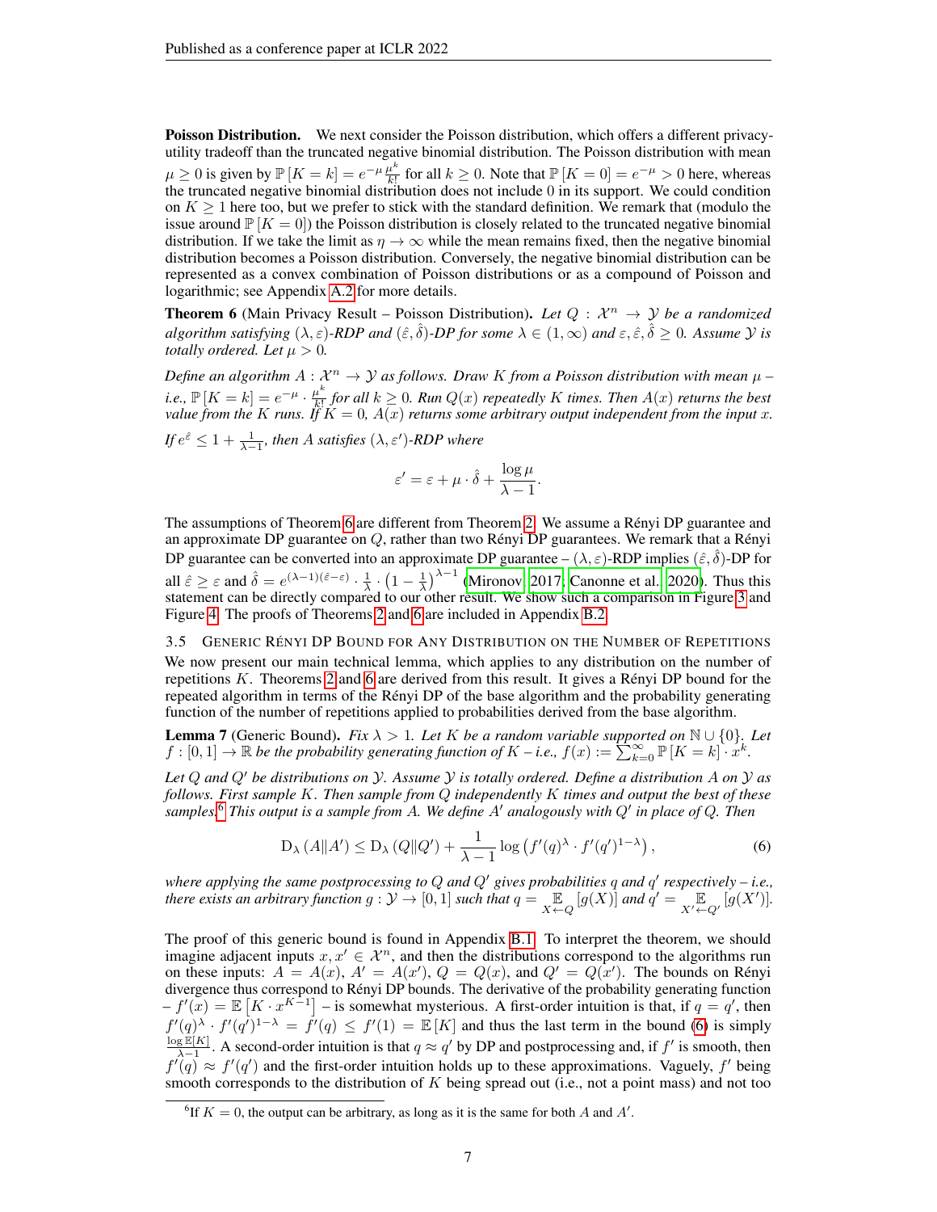**Poisson Distribution.** We next consider the Poisson distribution, which offers a different privacy-utility tradeoff than the truncated negative binomial distribution. The Poisson distribution with mean $\mu \ge 0$ is given by $\mathbb{P}[K=k] = e^{-\mu}\frac{\mu^k}{k!}$ for all $k \ge 0$. Note that $\mathbb{P}[K=0] = e^{-\mu} > 0$ here, whereas the truncated negative binomial distribution does not include 0 in its support. We could condition on $K \ge 1$ here too, but we prefer to stick with the standard definition. We remark that (modulo the issue around $\mathbb{P}[K=0]$) the Poisson distribution is closely related to the truncated negative binomial distribution. If we take the limit as $\eta \to \infty$ while the mean remains fixed, then the negative binomial distribution becomes a Poisson distribution. Conversely, the negative binomial distribution can be represented as a convex combination of Poisson distributions or as a compound of Poisson and logarithmic; see Appendix A.2 for more details.

**Theorem 6** (Main Privacy Result – Poisson Distribution). *Let $Q : \mathcal{X}^n \to \mathcal{Y}$ be a randomized algorithm satisfying $(\lambda, \varepsilon)$-RDP and $(\hat{\varepsilon}, \hat{\delta})$-DP for some $\lambda \in (1, \infty)$ and $\varepsilon, \hat{\varepsilon}, \hat{\delta} \ge 0$. Assume $\mathcal{Y}$ is totally ordered. Let $\mu > 0$.*

*Define an algorithm $A : \mathcal{X}^n \to \mathcal{Y}$ as follows. Draw $K$ from a Poisson distribution with mean $\mu$ – i.e., $\mathbb{P}[K=k] = e^{-\mu} \cdot \frac{\mu^k}{k!}$ for all $k \ge 0$. Run $Q(x)$ repeatedly $K$ times. Then $A(x)$ returns the best value from the $K$ runs. If $K = 0$, $A(x)$ returns some arbitrary output independent from the input $x$.*

*If $e^{\hat{\varepsilon}} \le 1 + \frac{1}{\lambda - 1}$, then $A$ satisfies $(\lambda, \varepsilon')$-RDP where*

$$\varepsilon' = \varepsilon + \mu \cdot \hat{\delta} + \frac{\log \mu}{\lambda - 1}.$$

The assumptions of Theorem 6 are different from Theorem 2. We assume a Rényi DP guarantee and an approximate DP guarantee on $Q$, rather than two Rényi DP guarantees. We remark that a Rényi DP guarantee can be converted into an approximate DP guarantee – $(\lambda, \varepsilon)$-RDP implies $(\hat{\varepsilon}, \hat{\delta})$-DP for all $\hat{\varepsilon} \ge \varepsilon$ and $\hat{\delta} = e^{(\lambda-1)(\hat{\varepsilon}-\varepsilon)} \cdot \frac{1}{\lambda} \cdot \left(1 - \frac{1}{\lambda}\right)^{\lambda - 1}$ (Mironov, 2017; Canonne et al., 2020). Thus this statement can be directly compared to our other result. We show such a comparison in Figure 3 and Figure 4. The proofs of Theorems 2 and 6 are included in Appendix B.2.

### 3.5 Generic Rényi DP Bound for Any Distribution on the Number of Repetitions

We now present our main technical lemma, which applies to any distribution on the number of repetitions $K$. Theorems 2 and 6 are derived from this result. It gives a Rényi DP bound for the repeated algorithm in terms of the Rényi DP of the base algorithm and the probability generating function of the number of repetitions applied to probabilities derived from the base algorithm.

**Lemma 7** (Generic Bound). *Fix $\lambda > 1$. Let $K$ be a random variable supported on $\mathbb{N} \cup \{0\}$. Let $f : [0,1] \to \mathbb{R}$ be the probability generating function of $K$ – i.e., $f(x) := \sum_{k=0}^{\infty} \mathbb{P}[K=k] \cdot x^k$.*

*Let $Q$ and $Q'$ be distributions on $\mathcal{Y}$. Assume $\mathcal{Y}$ is totally ordered. Define a distribution $A$ on $\mathcal{Y}$ as follows. First sample $K$. Then sample from $Q$ independently $K$ times and output the best of these samples.[6] This output is a sample from $A$. We define $A'$ analogously with $Q'$ in place of $Q$. Then*

$$\mathrm{D}_\lambda(A \| A') \le \mathrm{D}_\lambda(Q \| Q') + \frac{1}{\lambda - 1} \log\left(f'(q)^\lambda \cdot f'(q')^{1-\lambda}\right), \tag{6}$$

*where applying the same postprocessing to $Q$ and $Q'$ gives probabilities $q$ and $q'$ respectively – i.e., there exists an arbitrary function $g : \mathcal{Y} \to [0,1]$ such that $q = \underset{X \leftarrow Q}{\mathbb{E}}[g(X)]$ and $q' = \underset{X' \leftarrow Q'}{\mathbb{E}}[g(X')]$.*

The proof of this generic bound is found in Appendix B.1. To interpret the theorem, we should imagine adjacent inputs $x, x' \in \mathcal{X}^n$, and then the distributions correspond to the algorithms run on these inputs: $A = A(x)$, $A' = A(x')$, $Q = Q(x)$, and $Q' = Q(x')$. The bounds on Rényi divergence thus correspond to Rényi DP bounds. The derivative of the probability generating function – $f'(x) = \mathbb{E}\left[K \cdot x^{K-1}\right]$ – is somewhat mysterious. A first-order intuition is that, if $q = q'$, then $f'(q)^\lambda \cdot f'(q')^{1-\lambda} = f'(q) \le f'(1) = \mathbb{E}[K]$ and thus the last term in the bound (6) is simply $\frac{\log \mathbb{E}[K]}{\lambda - 1}$. A second-order intuition is that $q \approx q'$ by DP and postprocessing and, if $f'$ is smooth, then $f'(q) \approx f'(q')$ and the first-order intuition holds up to these approximations. Vaguely, $f'$ being smooth corresponds to the distribution of $K$ being spread out (i.e., not a point mass) and not too

[6] If $K = 0$, the output can be arbitrary, as long as it is the same for both $A$ and $A'$.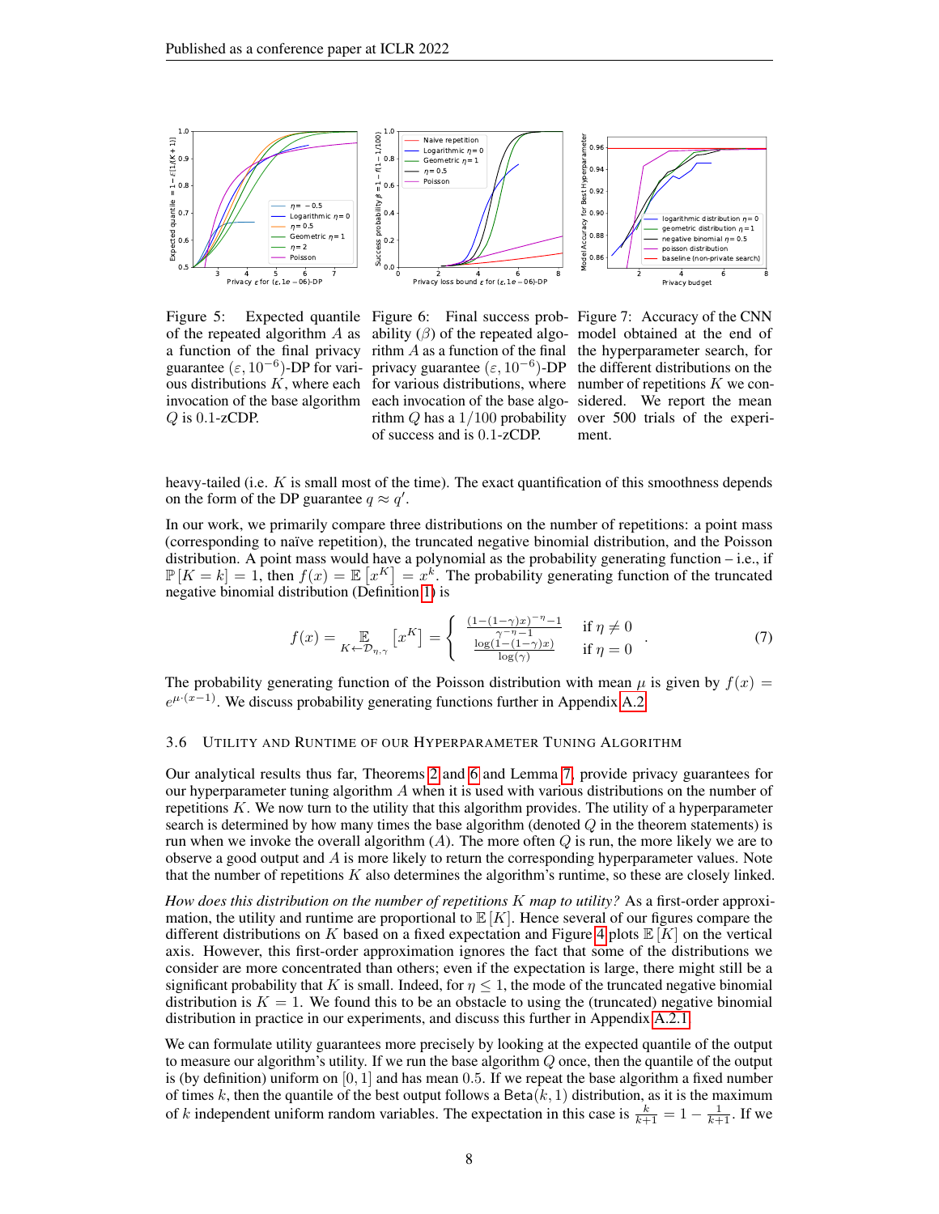Figure 5: Expected quantile of the repeated algorithm $A$ as a function of the final privacy guarantee $(\varepsilon, 10^{-6})$-DP for various distributions $K$, where each invocation of the base algorithm $Q$ is 0.1-zCDP.

Figure 6: Final success probability ($\beta$) of the repeated algorithm $A$ as a function of the final privacy guarantee $(\varepsilon, 10^{-6})$-DP for various distributions, where each invocation of the base algorithm $Q$ has a $1/100$ probability of success and is 0.1-zCDP.

Figure 7: Accuracy of the CNN model obtained at the end of the hyperparameter search, for the different distributions on the number of repetitions $K$ we considered. We report the mean over 500 trials of the experiment.

heavy-tailed (i.e. $K$ is small most of the time). The exact quantification of this smoothness depends on the form of the DP guarantee $q \approx q'$.

In our work, we primarily compare three distributions on the number of repetitions: a point mass (corresponding to naïve repetition), the truncated negative binomial distribution, and the Poisson distribution. A point mass would have a polynomial as the probability generating function – i.e., if $\mathbb{P}[K = k] = 1$, then $f(x) = \mathbb{E}[x^K] = x^k$. The probability generating function of the truncated negative binomial distribution (Definition 1) is

$$f(x) = \mathop{\mathbb{E}}_{K \leftarrow \mathcal{D}_{\eta,\gamma}}\left[x^K\right] = \begin{cases} \frac{(1-(1-\gamma)x)^{-\eta}-1}{\gamma^{-\eta}-1} & \text{if } \eta \neq 0 \\ \frac{\log(1-(1-\gamma)x)}{\log(\gamma)} & \text{if } \eta = 0 \end{cases}. \tag{7}$$

The probability generating function of the Poisson distribution with mean $\mu$ is given by $f(x) = e^{\mu \cdot (x-1)}$. We discuss probability generating functions further in Appendix A.2.

### 3.6 Utility and Runtime of our Hyperparameter Tuning Algorithm

Our analytical results thus far, Theorems 2 and 6 and Lemma 7, provide privacy guarantees for our hyperparameter tuning algorithm $A$ when it is used with various distributions on the number of repetitions $K$. We now turn to the utility that this algorithm provides. The utility of a hyperparameter search is determined by how many times the base algorithm (denoted $Q$ in the theorem statements) is run when we invoke the overall algorithm ($A$). The more often $Q$ is run, the more likely we are to observe a good output and $A$ is more likely to return the corresponding hyperparameter values. Note that the number of repetitions $K$ also determines the algorithm's runtime, so these are closely linked.

*How does this distribution on the number of repetitions $K$ map to utility?* As a first-order approximation, the utility and runtime are proportional to $\mathbb{E}[K]$. Hence several of our figures compare the different distributions on $K$ based on a fixed expectation and Figure 4 plots $\mathbb{E}[K]$ on the vertical axis. However, this first-order approximation ignores the fact that some of the distributions we consider are more concentrated than others; even if the expectation is large, there might still be a significant probability that $K$ is small. Indeed, for $\eta \leq 1$, the mode of the truncated negative binomial distribution is $K = 1$. We found this to be an obstacle to using the (truncated) negative binomial distribution in practice in our experiments, and discuss this further in Appendix A.2.1.

We can formulate utility guarantees more precisely by looking at the expected quantile of the output to measure our algorithm's utility. If we run the base algorithm $Q$ once, then the quantile of the output is (by definition) uniform on $[0, 1]$ and has mean 0.5. If we repeat the base algorithm a fixed number of times $k$, then the quantile of the best output follows a $\mathsf{Beta}(k, 1)$ distribution, as it is the maximum of $k$ independent uniform random variables. The expectation in this case is $\frac{k}{k+1} = 1 - \frac{1}{k+1}$. If we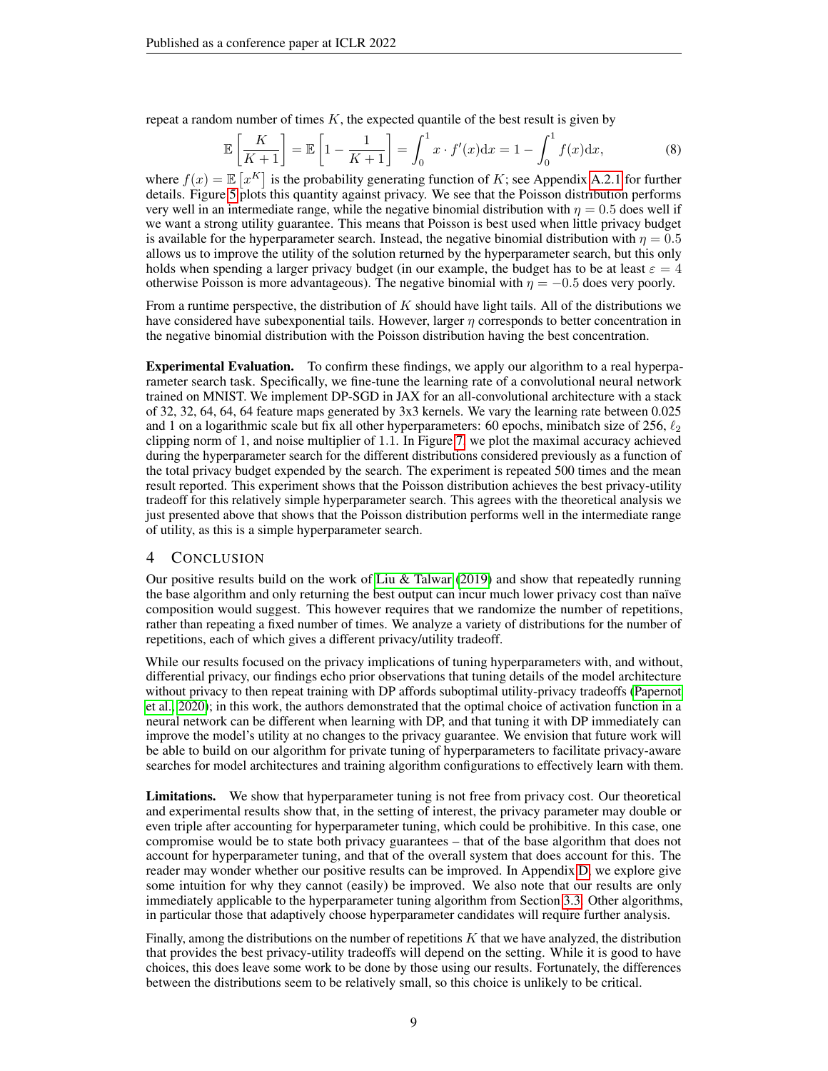repeat a random number of times $K$, the expected quantile of the best result is given by

$$\mathbb{E}\left[\frac{K}{K+1}\right] = \mathbb{E}\left[1 - \frac{1}{K+1}\right] = \int_0^1 x \cdot f'(x) \mathrm{d}x = 1 - \int_0^1 f(x) \mathrm{d}x, \tag{8}$$

where $f(x) = \mathbb{E}\left[x^K\right]$ is the probability generating function of $K$; see Appendix A.2.1 for further details. Figure 5 plots this quantity against privacy. We see that the Poisson distribution performs very well in an intermediate range, while the negative binomial distribution with $\eta = 0.5$ does well if we want a strong utility guarantee. This means that Poisson is best used when little privacy budget is available for the hyperparameter search. Instead, the negative binomial distribution with $\eta = 0.5$ allows us to improve the utility of the solution returned by the hyperparameter search, but this only holds when spending a larger privacy budget (in our example, the budget has to be at least $\varepsilon = 4$ otherwise Poisson is more advantageous). The negative binomial with $\eta = -0.5$ does very poorly.

From a runtime perspective, the distribution of $K$ should have light tails. All of the distributions we have considered have subexponential tails. However, larger $\eta$ corresponds to better concentration in the negative binomial distribution with the Poisson distribution having the best concentration.

**Experimental Evaluation.** To confirm these findings, we apply our algorithm to a real hyperparameter search task. Specifically, we fine-tune the learning rate of a convolutional neural network trained on MNIST. We implement DP-SGD in JAX for an all-convolutional architecture with a stack of 32, 32, 64, 64, 64 feature maps generated by 3x3 kernels. We vary the learning rate between 0.025 and 1 on a logarithmic scale but fix all other hyperparameters: 60 epochs, minibatch size of 256, $\ell_2$ clipping norm of 1, and noise multiplier of 1.1. In Figure 7, we plot the maximal accuracy achieved during the hyperparameter search for the different distributions considered previously as a function of the total privacy budget expended by the search. The experiment is repeated 500 times and the mean result reported. This experiment shows that the Poisson distribution achieves the best privacy-utility tradeoff for this relatively simple hyperparameter search. This agrees with the theoretical analysis we just presented above that shows that the Poisson distribution performs well in the intermediate range of utility, as this is a simple hyperparameter search.

## 4 CONCLUSION

Our positive results build on the work of Liu & Talwar (2019) and show that repeatedly running the base algorithm and only returning the best output can incur much lower privacy cost than naïve composition would suggest. This however requires that we randomize the number of repetitions, rather than repeating a fixed number of times. We analyze a variety of distributions for the number of repetitions, each of which gives a different privacy/utility tradeoff.

While our results focused on the privacy implications of tuning hyperparameters with, and without, differential privacy, our findings echo prior observations that tuning details of the model architecture without privacy to then repeat training with DP affords suboptimal utility-privacy tradeoffs (Papernot et al., 2020); in this work, the authors demonstrated that the optimal choice of activation function in a neural network can be different when learning with DP, and that tuning it with DP immediately can improve the model's utility at no changes to the privacy guarantee. We envision that future work will be able to build on our algorithm for private tuning of hyperparameters to facilitate privacy-aware searches for model architectures and training algorithm configurations to effectively learn with them.

**Limitations.** We show that hyperparameter tuning is not free from privacy cost. Our theoretical and experimental results show that, in the setting of interest, the privacy parameter may double or even triple after accounting for hyperparameter tuning, which could be prohibitive. In this case, one compromise would be to state both privacy guarantees – that of the base algorithm that does not account for hyperparameter tuning, and that of the overall system that does account for this. The reader may wonder whether our positive results can be improved. In Appendix D, we explore give some intuition for why they cannot (easily) be improved. We also note that our results are only immediately applicable to the hyperparameter tuning algorithm from Section 3.3. Other algorithms, in particular those that adaptively choose hyperparameter candidates will require further analysis.

Finally, among the distributions on the number of repetitions $K$ that we have analyzed, the distribution that provides the best privacy-utility tradeoffs will depend on the setting. While it is good to have choices, this does leave some work to be done by those using our results. Fortunately, the differences between the distributions seem to be relatively small, so this choice is unlikely to be critical.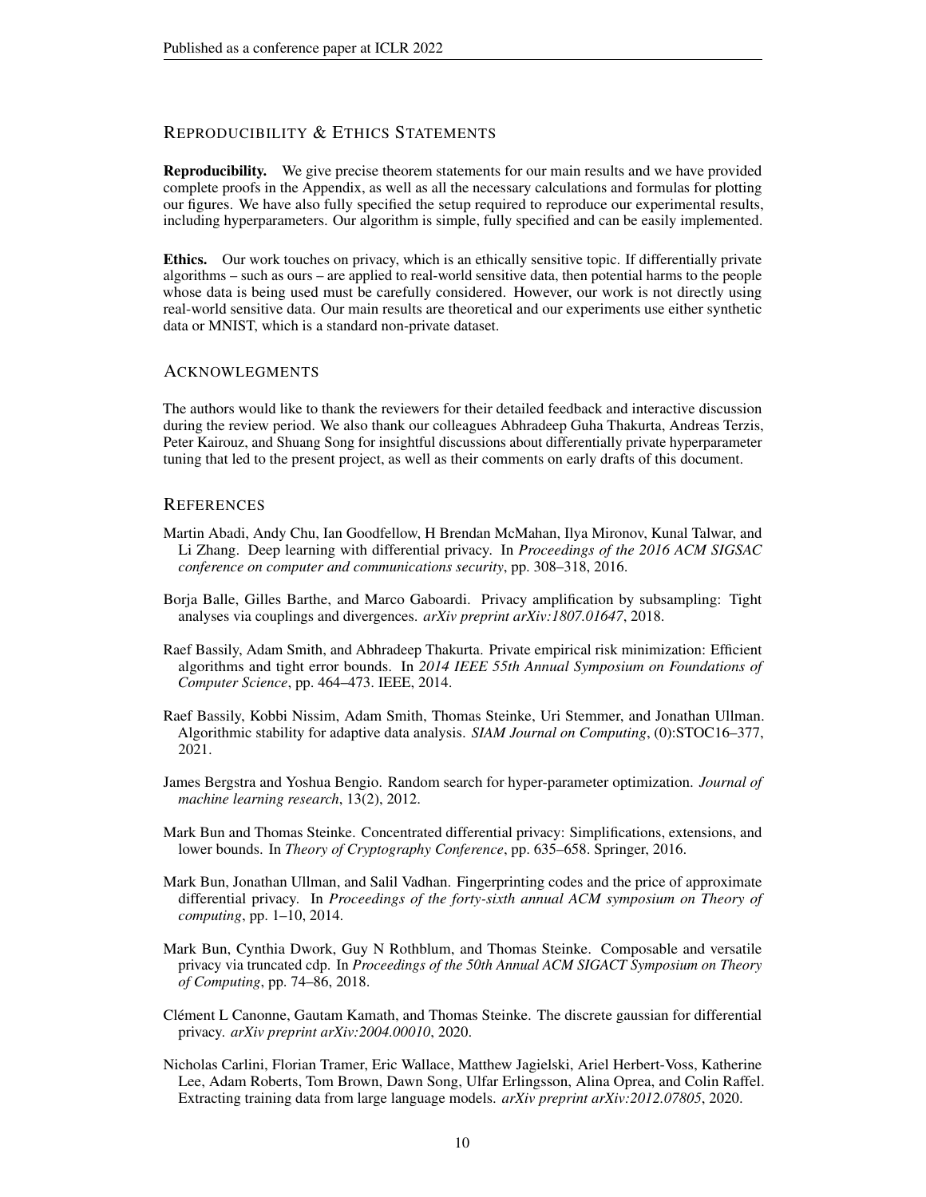## Reproducibility & Ethics Statements

**Reproducibility.** We give precise theorem statements for our main results and we have provided complete proofs in the Appendix, as well as all the necessary calculations and formulas for plotting our figures. We have also fully specified the setup required to reproduce our experimental results, including hyperparameters. Our algorithm is simple, fully specified and can be easily implemented.

**Ethics.** Our work touches on privacy, which is an ethically sensitive topic. If differentially private algorithms – such as ours – are applied to real-world sensitive data, then potential harms to the people whose data is being used must be carefully considered. However, our work is not directly using real-world sensitive data. Our main results are theoretical and our experiments use either synthetic data or MNIST, which is a standard non-private dataset.

## Acknowlegments

The authors would like to thank the reviewers for their detailed feedback and interactive discussion during the review period. We also thank our colleagues Abhradeep Guha Thakurta, Andreas Terzis, Peter Kairouz, and Shuang Song for insightful discussions about differentially private hyperparameter tuning that led to the present project, as well as their comments on early drafts of this document.

## References

Martin Abadi, Andy Chu, Ian Goodfellow, H Brendan McMahan, Ilya Mironov, Kunal Talwar, and Li Zhang. Deep learning with differential privacy. In *Proceedings of the 2016 ACM SIGSAC conference on computer and communications security*, pp. 308–318, 2016.

Borja Balle, Gilles Barthe, and Marco Gaboardi. Privacy amplification by subsampling: Tight analyses via couplings and divergences. *arXiv preprint arXiv:1807.01647*, 2018.

Raef Bassily, Adam Smith, and Abhradeep Thakurta. Private empirical risk minimization: Efficient algorithms and tight error bounds. In *2014 IEEE 55th Annual Symposium on Foundations of Computer Science*, pp. 464–473. IEEE, 2014.

Raef Bassily, Kobbi Nissim, Adam Smith, Thomas Steinke, Uri Stemmer, and Jonathan Ullman. Algorithmic stability for adaptive data analysis. *SIAM Journal on Computing*, (0):STOC16–377, 2021.

James Bergstra and Yoshua Bengio. Random search for hyper-parameter optimization. *Journal of machine learning research*, 13(2), 2012.

Mark Bun and Thomas Steinke. Concentrated differential privacy: Simplifications, extensions, and lower bounds. In *Theory of Cryptography Conference*, pp. 635–658. Springer, 2016.

Mark Bun, Jonathan Ullman, and Salil Vadhan. Fingerprinting codes and the price of approximate differential privacy. In *Proceedings of the forty-sixth annual ACM symposium on Theory of computing*, pp. 1–10, 2014.

Mark Bun, Cynthia Dwork, Guy N Rothblum, and Thomas Steinke. Composable and versatile privacy via truncated cdp. In *Proceedings of the 50th Annual ACM SIGACT Symposium on Theory of Computing*, pp. 74–86, 2018.

Clément L Canonne, Gautam Kamath, and Thomas Steinke. The discrete gaussian for differential privacy. *arXiv preprint arXiv:2004.00010*, 2020.

Nicholas Carlini, Florian Tramer, Eric Wallace, Matthew Jagielski, Ariel Herbert-Voss, Katherine Lee, Adam Roberts, Tom Brown, Dawn Song, Ulfar Erlingsson, Alina Oprea, and Colin Raffel. Extracting training data from large language models. *arXiv preprint arXiv:2012.07805*, 2020.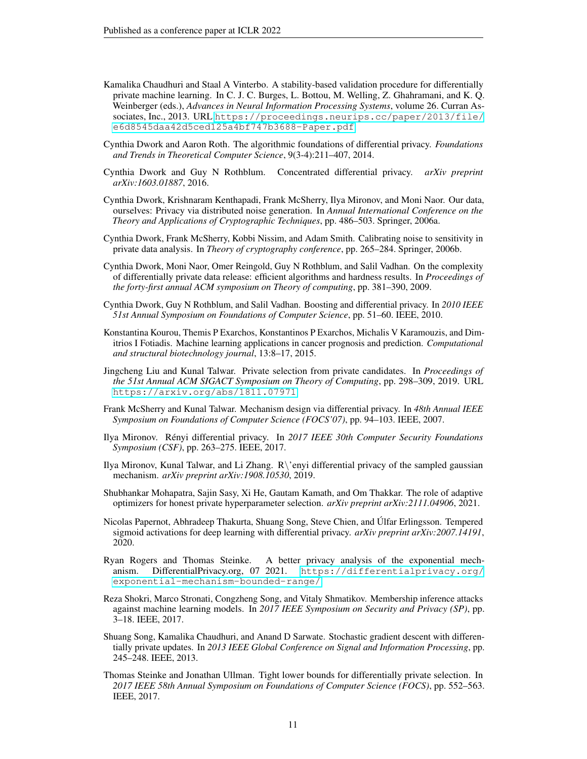Kamalika Chaudhuri and Staal A Vinterbo. A stability-based validation procedure for differentially private machine learning. In C. J. C. Burges, L. Bottou, M. Welling, Z. Ghahramani, and K. Q. Weinberger (eds.), *Advances in Neural Information Processing Systems*, volume 26. Curran Associates, Inc., 2013. URL https://proceedings.neurips.cc/paper/2013/file/e6d8545daa42d5ced125a4bf747b3688-Paper.pdf.

Cynthia Dwork and Aaron Roth. The algorithmic foundations of differential privacy. *Foundations and Trends in Theoretical Computer Science*, 9(3-4):211–407, 2014.

Cynthia Dwork and Guy N Rothblum. Concentrated differential privacy. *arXiv preprint arXiv:1603.01887*, 2016.

Cynthia Dwork, Krishnaram Kenthapadi, Frank McSherry, Ilya Mironov, and Moni Naor. Our data, ourselves: Privacy via distributed noise generation. In *Annual International Conference on the Theory and Applications of Cryptographic Techniques*, pp. 486–503. Springer, 2006a.

Cynthia Dwork, Frank McSherry, Kobbi Nissim, and Adam Smith. Calibrating noise to sensitivity in private data analysis. In *Theory of cryptography conference*, pp. 265–284. Springer, 2006b.

Cynthia Dwork, Moni Naor, Omer Reingold, Guy N Rothblum, and Salil Vadhan. On the complexity of differentially private data release: efficient algorithms and hardness results. In *Proceedings of the forty-first annual ACM symposium on Theory of computing*, pp. 381–390, 2009.

Cynthia Dwork, Guy N Rothblum, and Salil Vadhan. Boosting and differential privacy. In *2010 IEEE 51st Annual Symposium on Foundations of Computer Science*, pp. 51–60. IEEE, 2010.

Konstantina Kourou, Themis P Exarchos, Konstantinos P Exarchos, Michalis V Karamouzis, and Dimitrios I Fotiadis. Machine learning applications in cancer prognosis and prediction. *Computational and structural biotechnology journal*, 13:8–17, 2015.

Jingcheng Liu and Kunal Talwar. Private selection from private candidates. In *Proceedings of the 51st Annual ACM SIGACT Symposium on Theory of Computing*, pp. 298–309, 2019. URL https://arxiv.org/abs/1811.07971.

Frank McSherry and Kunal Talwar. Mechanism design via differential privacy. In *48th Annual IEEE Symposium on Foundations of Computer Science (FOCS'07)*, pp. 94–103. IEEE, 2007.

Ilya Mironov. Rényi differential privacy. In *2017 IEEE 30th Computer Security Foundations Symposium (CSF)*, pp. 263–275. IEEE, 2017.

Ilya Mironov, Kunal Talwar, and Li Zhang. R\'enyi differential privacy of the sampled gaussian mechanism. *arXiv preprint arXiv:1908.10530*, 2019.

Shubhankar Mohapatra, Sajin Sasy, Xi He, Gautam Kamath, and Om Thakkar. The role of adaptive optimizers for honest private hyperparameter selection. *arXiv preprint arXiv:2111.04906*, 2021.

Nicolas Papernot, Abhradeep Thakurta, Shuang Song, Steve Chien, and Úlfar Erlingsson. Tempered sigmoid activations for deep learning with differential privacy. *arXiv preprint arXiv:2007.14191*, 2020.

Ryan Rogers and Thomas Steinke. A better privacy analysis of the exponential mechanism. DifferentialPrivacy.org, 07 2021. https://differentialprivacy.org/exponential-mechanism-bounded-range/.

Reza Shokri, Marco Stronati, Congzheng Song, and Vitaly Shmatikov. Membership inference attacks against machine learning models. In *2017 IEEE Symposium on Security and Privacy (SP)*, pp. 3–18. IEEE, 2017.

Shuang Song, Kamalika Chaudhuri, and Anand D Sarwate. Stochastic gradient descent with differentially private updates. In *2013 IEEE Global Conference on Signal and Information Processing*, pp. 245–248. IEEE, 2013.

Thomas Steinke and Jonathan Ullman. Tight lower bounds for differentially private selection. In *2017 IEEE 58th Annual Symposium on Foundations of Computer Science (FOCS)*, pp. 552–563. IEEE, 2017.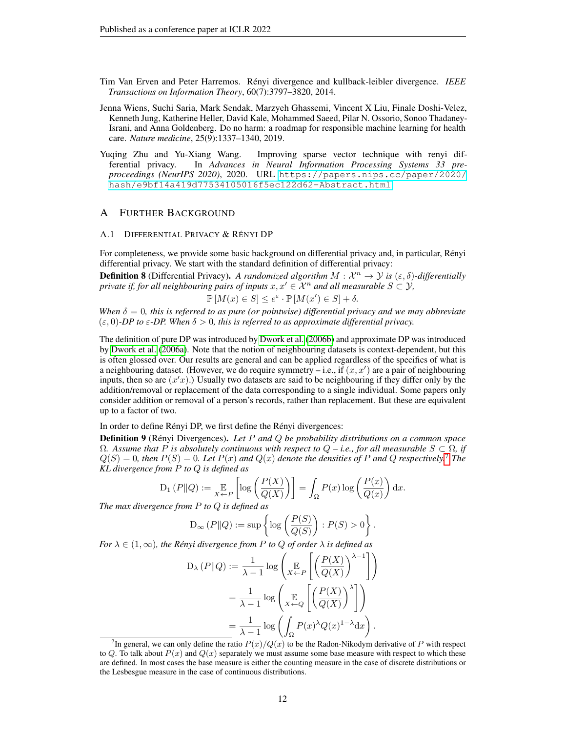Tim Van Erven and Peter Harremos. Rényi divergence and kullback-leibler divergence. *IEEE Transactions on Information Theory*, 60(7):3797–3820, 2014.

Jenna Wiens, Suchi Saria, Mark Sendak, Marzyeh Ghassemi, Vincent X Liu, Finale Doshi-Velez, Kenneth Jung, Katherine Heller, David Kale, Mohammed Saeed, Pilar N. Ossorio, Sonoo Thadaney-Israni, and Anna Goldenberg. Do no harm: a roadmap for responsible machine learning for health care. *Nature medicine*, 25(9):1337–1340, 2019.

Yuqing Zhu and Yu-Xiang Wang. Improving sparse vector technique with renyi differential privacy. In *Advances in Neural Information Processing Systems 33 pre-proceedings (NeurIPS 2020)*, 2020. URL https://papers.nips.cc/paper/2020/hash/e9bf14a419d77534105016f5ec122d62-Abstract.html.

# A Further Background

## A.1 Differential Privacy & Rényi DP

For completeness, we provide some basic background on differential privacy and, in particular, Rényi differential privacy. We start with the standard definition of differential privacy:

**Definition 8** (Differential Privacy). *A randomized algorithm $M : \mathcal{X}^n \to \mathcal{Y}$ is $(\varepsilon, \delta)$-differentially private if, for all neighbouring pairs of inputs $x, x' \in \mathcal{X}^n$ and all measurable $S \subset \mathcal{Y}$,*

$$\mathbb{P}[M(x) \in S] \leq e^{\varepsilon} \cdot \mathbb{P}[M(x') \in S] + \delta.$$

*When $\delta = 0$, this is referred to as pure (or pointwise) differential privacy and we may abbreviate $(\varepsilon, 0)$-DP to $\varepsilon$-DP. When $\delta > 0$, this is referred to as approximate differential privacy.*

The definition of pure DP was introduced by Dwork et al. (2006b) and approximate DP was introduced by Dwork et al. (2006a). Note that the notion of neighbouring datasets is context-dependent, but this is often glossed over. Our results are general and can be applied regardless of the specifics of what is a neighbouring dataset. (However, we do require symmetry – i.e., if $(x, x')$ are a pair of neighbouring inputs, then so are $(x'x)$.) Usually two datasets are said to be neighbouring if they differ only by the addition/removal or replacement of the data corresponding to a single individual. Some papers only consider addition or removal of a person's records, rather than replacement. But these are equivalent up to a factor of two.

In order to define Rényi DP, we first define the Rényi divergences:

**Definition 9** (Rényi Divergences). *Let $P$ and $Q$ be probability distributions on a common space $\Omega$. Assume that $P$ is absolutely continuous with respect to $Q$ – i.e., for all measurable $S \subset \Omega$, if $Q(S) = 0$, then $P(S) = 0$. Let $P(x)$ and $Q(x)$ denote the densities of $P$ and $Q$ respectively.*[7] *The KL divergence from $P$ to $Q$ is defined as*

$$\mathrm{D}_1(P\|Q) := \mathop{\mathbb{E}}_{X \leftarrow P}\left[\log\left(\frac{P(X)}{Q(X)}\right)\right] = \int_\Omega P(x) \log\left(\frac{P(x)}{Q(x)}\right) \mathrm{d}x.$$

*The max divergence from $P$ to $Q$ is defined as*

$$\mathrm{D}_\infty(P\|Q) := \sup\left\{\log\left(\frac{P(S)}{Q(S)}\right) : P(S) > 0\right\}.$$

*For $\lambda \in (1, \infty)$, the Rényi divergence from $P$ to $Q$ of order $\lambda$ is defined as*

$$\begin{aligned}
\mathrm{D}_\lambda(P\|Q) &:= \frac{1}{\lambda - 1} \log\left(\mathop{\mathbb{E}}_{X \leftarrow P}\left[\left(\frac{P(X)}{Q(X)}\right)^{\lambda - 1}\right]\right) \\
&= \frac{1}{\lambda - 1} \log\left(\mathop{\mathbb{E}}_{X \leftarrow Q}\left[\left(\frac{P(X)}{Q(X)}\right)^{\lambda}\right]\right) \\
&= \frac{1}{\lambda - 1} \log\left(\int_\Omega P(x)^\lambda Q(x)^{1-\lambda} \mathrm{d}x\right).
\end{aligned}$$

[7] In general, we can only define the ratio $P(x)/Q(x)$ to be the Radon-Nikodym derivative of $P$ with respect to $Q$. To talk about $P(x)$ and $Q(x)$ separately we must assume some base measure with respect to which these are defined. In most cases the base measure is either the counting measure in the case of discrete distributions or the Lesbesgue measure in the case of continuous distributions.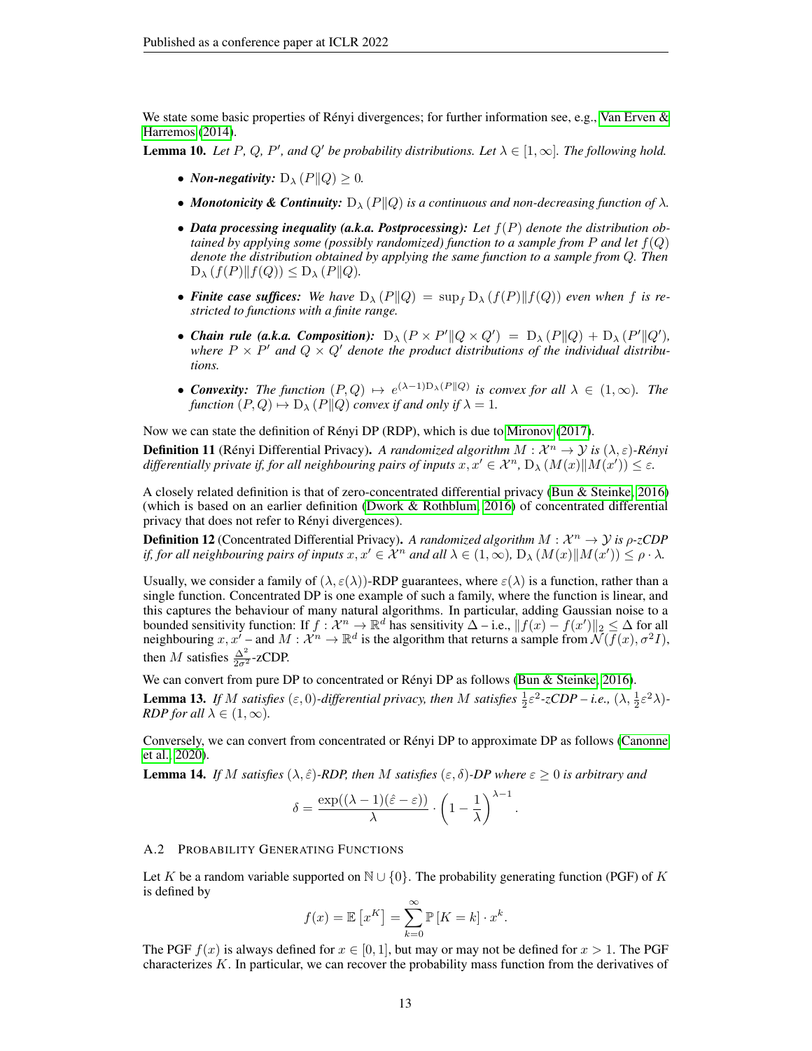We state some basic properties of Rényi divergences; for further information see, e.g., Van Erven & Harremos (2014).

**Lemma 10.** *Let $P$, $Q$, $P'$, and $Q'$ be probability distributions. Let $\lambda \in [1, \infty]$. The following hold.*

- ***Non-negativity:*** $\mathrm{D}_\lambda(P\|Q) \geq 0$.
- ***Monotonicity & Continuity:*** $\mathrm{D}_\lambda(P\|Q)$ *is a continuous and non-decreasing function of* $\lambda$.
- ***Data processing inequality (a.k.a. Postprocessing):*** *Let $f(P)$ denote the distribution obtained by applying some (possibly randomized) function to a sample from $P$ and let $f(Q)$ denote the distribution obtained by applying the same function to a sample from $Q$. Then* $\mathrm{D}_\lambda(f(P)\|f(Q)) \leq \mathrm{D}_\lambda(P\|Q)$.
- ***Finite case suffices:*** *We have* $\mathrm{D}_\lambda(P\|Q) = \sup_f \mathrm{D}_\lambda(f(P)\|f(Q))$ *even when $f$ is restricted to functions with a finite range.*
- ***Chain rule (a.k.a. Composition):*** $\mathrm{D}_\lambda(P \times P'\|Q \times Q') = \mathrm{D}_\lambda(P\|Q) + \mathrm{D}_\lambda(P'\|Q')$, *where $P \times P'$ and $Q \times Q'$ denote the product distributions of the individual distributions.*
- ***Convexity:*** *The function* $(P, Q) \mapsto e^{(\lambda-1)\mathrm{D}_\lambda(P\|Q)}$ *is convex for all* $\lambda \in (1, \infty)$. *The function* $(P, Q) \mapsto \mathrm{D}_\lambda(P\|Q)$ *convex if and only if* $\lambda = 1$.

Now we can state the definition of Rényi DP (RDP), which is due to Mironov (2017).

**Definition 11** (Rényi Differential Privacy). *A randomized algorithm $M : \mathcal{X}^n \to \mathcal{Y}$ is $(\lambda, \varepsilon)$-Rényi differentially private if, for all neighbouring pairs of inputs $x, x' \in \mathcal{X}^n$, $\mathrm{D}_\lambda(M(x)\|M(x')) \leq \varepsilon$.*

A closely related definition is that of zero-concentrated differential privacy (Bun & Steinke, 2016) (which is based on an earlier definition (Dwork & Rothblum, 2016) of concentrated differential privacy that does not refer to Rényi divergences).

**Definition 12** (Concentrated Differential Privacy). *A randomized algorithm $M : \mathcal{X}^n \to \mathcal{Y}$ is $\rho$-zCDP if, for all neighbouring pairs of inputs $x, x' \in \mathcal{X}^n$ and all $\lambda \in (1, \infty)$, $\mathrm{D}_\lambda(M(x)\|M(x')) \leq \rho \cdot \lambda$.*

Usually, we consider a family of $(\lambda, \varepsilon(\lambda))$-RDP guarantees, where $\varepsilon(\lambda)$ is a function, rather than a single function. Concentrated DP is one example of such a family, where the function is linear, and this captures the behaviour of many natural algorithms. In particular, adding Gaussian noise to a bounded sensitivity function: If $f : \mathcal{X}^n \to \mathbb{R}^d$ has sensitivity $\Delta$ – i.e., $\|f(x) - f(x')\|_2 \leq \Delta$ for all neighbouring $x, x'$ – and $M : \mathcal{X}^n \to \mathbb{R}^d$ is the algorithm that returns a sample from $\mathcal{N}(f(x), \sigma^2 I)$, then $M$ satisfies $\frac{\Delta^2}{2\sigma^2}$-zCDP.

We can convert from pure DP to concentrated or Rényi DP as follows (Bun & Steinke, 2016).

**Lemma 13.** *If $M$ satisfies $(\varepsilon, 0)$-differential privacy, then $M$ satisfies $\frac{1}{2}\varepsilon^2$-zCDP – i.e., $(\lambda, \frac{1}{2}\varepsilon^2\lambda)$-RDP for all $\lambda \in (1, \infty)$.*

Conversely, we can convert from concentrated or Rényi DP to approximate DP as follows (Canonne et al., 2020).

**Lemma 14.** *If $M$ satisfies $(\lambda, \hat{\varepsilon})$-RDP, then $M$ satisfies $(\varepsilon, \delta)$-DP where $\varepsilon \geq 0$ is arbitrary and*

$$\delta = \frac{\exp((\lambda - 1)(\hat{\varepsilon} - \varepsilon))}{\lambda} \cdot \left(1 - \frac{1}{\lambda}\right)^{\lambda - 1}.$$

### A.2 Probability Generating Functions

Let $K$ be a random variable supported on $\mathbb{N} \cup \{0\}$. The probability generating function (PGF) of $K$ is defined by

$$f(x) = \mathbb{E}\left[x^K\right] = \sum_{k=0}^{\infty} \mathbb{P}\left[K = k\right] \cdot x^k.$$

The PGF $f(x)$ is always defined for $x \in [0, 1]$, but may or may not be defined for $x > 1$. The PGF characterizes $K$. In particular, we can recover the probability mass function from the derivatives of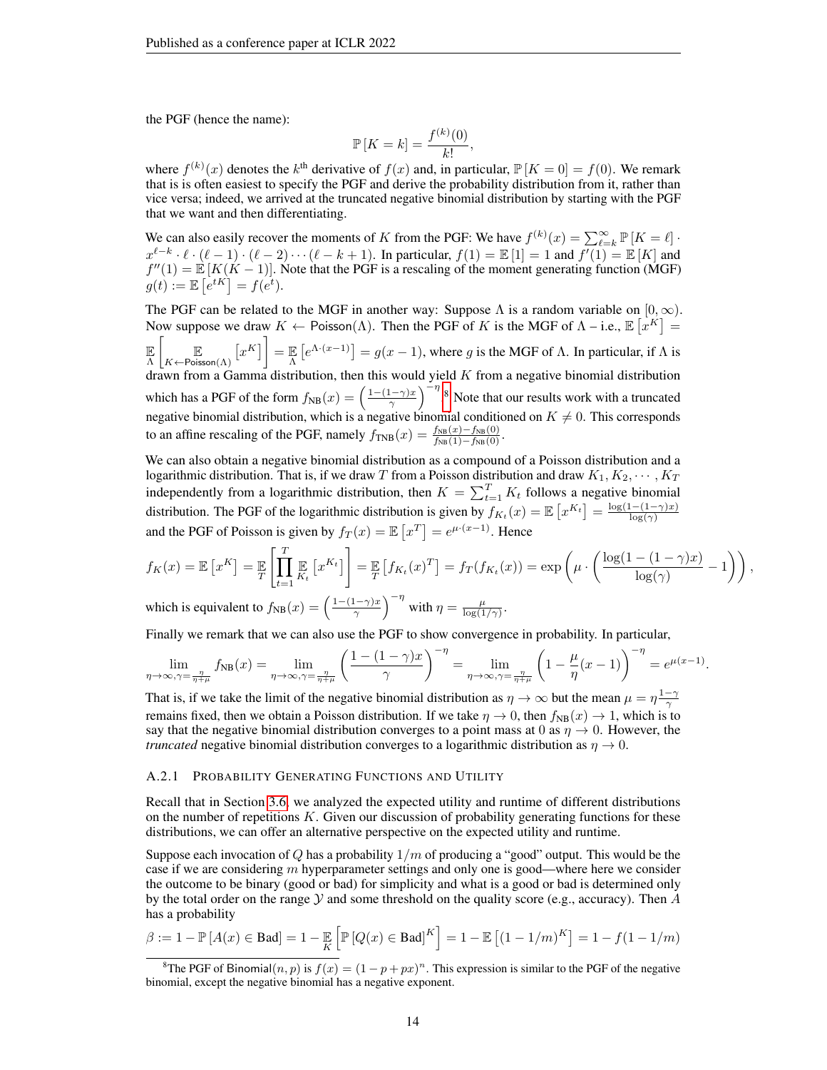the PGF (hence the name):

$$\mathbb{P}\left[K=k\right]=\frac{f^{(k)}(0)}{k!},$$

where $f^{(k)}(x)$ denotes the $k^{\text{th}}$ derivative of $f(x)$ and, in particular, $\mathbb{P}\left[K=0\right]=f(0)$. We remark that is is often easiest to specify the PGF and derive the probability distribution from it, rather than vice versa; indeed, we arrived at the truncated negative binomial distribution by starting with the PGF that we want and then differentiating.

We can also easily recover the moments of $K$ from the PGF: We have $f^{(k)}(x)=\sum_{\ell=k}^{\infty}\mathbb{P}\left[K=\ell\right]\cdot x^{\ell-k}\cdot\ell\cdot(\ell-1)\cdot(\ell-2)\cdots(\ell-k+1)$. In particular, $f(1)=\mathbb{E}\left[1\right]=1$ and $f'(1)=\mathbb{E}\left[K\right]$ and $f''(1)=\mathbb{E}\left[K(K-1)\right]$. Note that the PGF is a rescaling of the moment generating function (MGF) $g(t):=\mathbb{E}\left[e^{tK}\right]=f(e^t)$.

The PGF can be related to the MGF in another way: Suppose $\Lambda$ is a random variable on $[0,\infty)$. Now suppose we draw $K\leftarrow\mathsf{Poisson}(\Lambda)$. Then the PGF of $K$ is the MGF of $\Lambda$ – i.e., $\mathbb{E}\left[x^K\right]=\underset{\Lambda}{\mathbb{E}}\left[\underset{K\leftarrow\mathsf{Poisson}(\Lambda)}{\mathbb{E}}\left[x^K\right]\right]=\underset{\Lambda}{\mathbb{E}}\left[e^{\Lambda\cdot(x-1)}\right]=g(x-1)$, where $g$ is the MGF of $\Lambda$. In particular, if $\Lambda$ is drawn from a Gamma distribution, then this would yield $K$ from a negative binomial distribution which has a PGF of the form $f_{\text{NB}}(x)=\left(\frac{1-(1-\gamma)x}{\gamma}\right)^{-\eta}$.[8] Note that our results work with a truncated negative binomial distribution, which is a negative binomial conditioned on $K\neq0$. This corresponds to an affine rescaling of the PGF, namely $f_{\text{TNB}}(x)=\frac{f_{\text{NB}}(x)-f_{\text{NB}}(0)}{f_{\text{NB}}(1)-f_{\text{NB}}(0)}$.

We can also obtain a negative binomial distribution as a compound of a Poisson distribution and a logarithmic distribution. That is, if we draw $T$ from a Poisson distribution and draw $K_1,K_2,\cdots,K_T$ independently from a logarithmic distribution, then $K=\sum_{t=1}^{T}K_t$ follows a negative binomial distribution. The PGF of the logarithmic distribution is given by $f_{K_t}(x)=\mathbb{E}\left[x^{K_t}\right]=\frac{\log(1-(1-\gamma)x)}{\log(\gamma)}$ and the PGF of Poisson is given by $f_T(x)=\mathbb{E}\left[x^T\right]=e^{\mu\cdot(x-1)}$. Hence

$$f_K(x)=\mathbb{E}\left[x^K\right]=\underset{T}{\mathbb{E}}\left[\prod_{t=1}^{T}\underset{K_t}{\mathbb{E}}\left[x^{K_t}\right]\right]=\underset{T}{\mathbb{E}}\left[f_{K_t}(x)^T\right]=f_T(f_{K_t}(x))=\exp\left(\mu\cdot\left(\frac{\log(1-(1-\gamma)x)}{\log(\gamma)}-1\right)\right),$$

which is equivalent to $f_{\text{NB}}(x)=\left(\frac{1-(1-\gamma)x}{\gamma}\right)^{-\eta}$ with $\eta=\frac{\mu}{\log(1/\gamma)}$.

Finally we remark that we can also use the PGF to show convergence in probability. In particular,

$$\lim_{\eta\to\infty,\gamma=\frac{\eta}{\eta+\mu}}f_{\text{NB}}(x)=\lim_{\eta\to\infty,\gamma=\frac{\eta}{\eta+\mu}}\left(\frac{1-(1-\gamma)x}{\gamma}\right)^{-\eta}=\lim_{\eta\to\infty,\gamma=\frac{\eta}{\eta+\mu}}\left(1-\frac{\mu}{\eta}(x-1)\right)^{-\eta}=e^{\mu(x-1)}.$$

That is, if we take the limit of the negative binomial distribution as $\eta\to\infty$ but the mean $\mu=\eta\frac{1-\gamma}{\gamma}$ remains fixed, then we obtain a Poisson distribution. If we take $\eta\to0$, then $f_{\text{NB}}(x)\to1$, which is to say that the negative binomial distribution converges to a point mass at 0 as $\eta\to0$. However, the *truncated* negative binomial distribution converges to a logarithmic distribution as $\eta\to0$.

### A.2.1 Probability Generating Functions and Utility

Recall that in Section 3.6, we analyzed the expected utility and runtime of different distributions on the number of repetitions $K$. Given our discussion of probability generating functions for these distributions, we can offer an alternative perspective on the expected utility and runtime.

Suppose each invocation of $Q$ has a probability $1/m$ of producing a "good" output. This would be the case if we are considering $m$ hyperparameter settings and only one is good—where here we consider the outcome to be binary (good or bad) for simplicity and what is a good or bad is determined only by the total order on the range $\mathcal{Y}$ and some threshold on the quality score (e.g., accuracy). Then $A$ has a probability

$$\beta:=1-\mathbb{P}\left[A(x)\in\text{Bad}\right]=1-\underset{K}{\mathbb{E}}\left[\mathbb{P}\left[Q(x)\in\text{Bad}\right]^K\right]=1-\mathbb{E}\left[(1-1/m)^K\right]=1-f(1-1/m)$$

[8] The PGF of $\mathsf{Binomial}(n,p)$ is $f(x)=(1-p+px)^n$. This expression is similar to the PGF of the negative binomial, except the negative binomial has a negative exponent.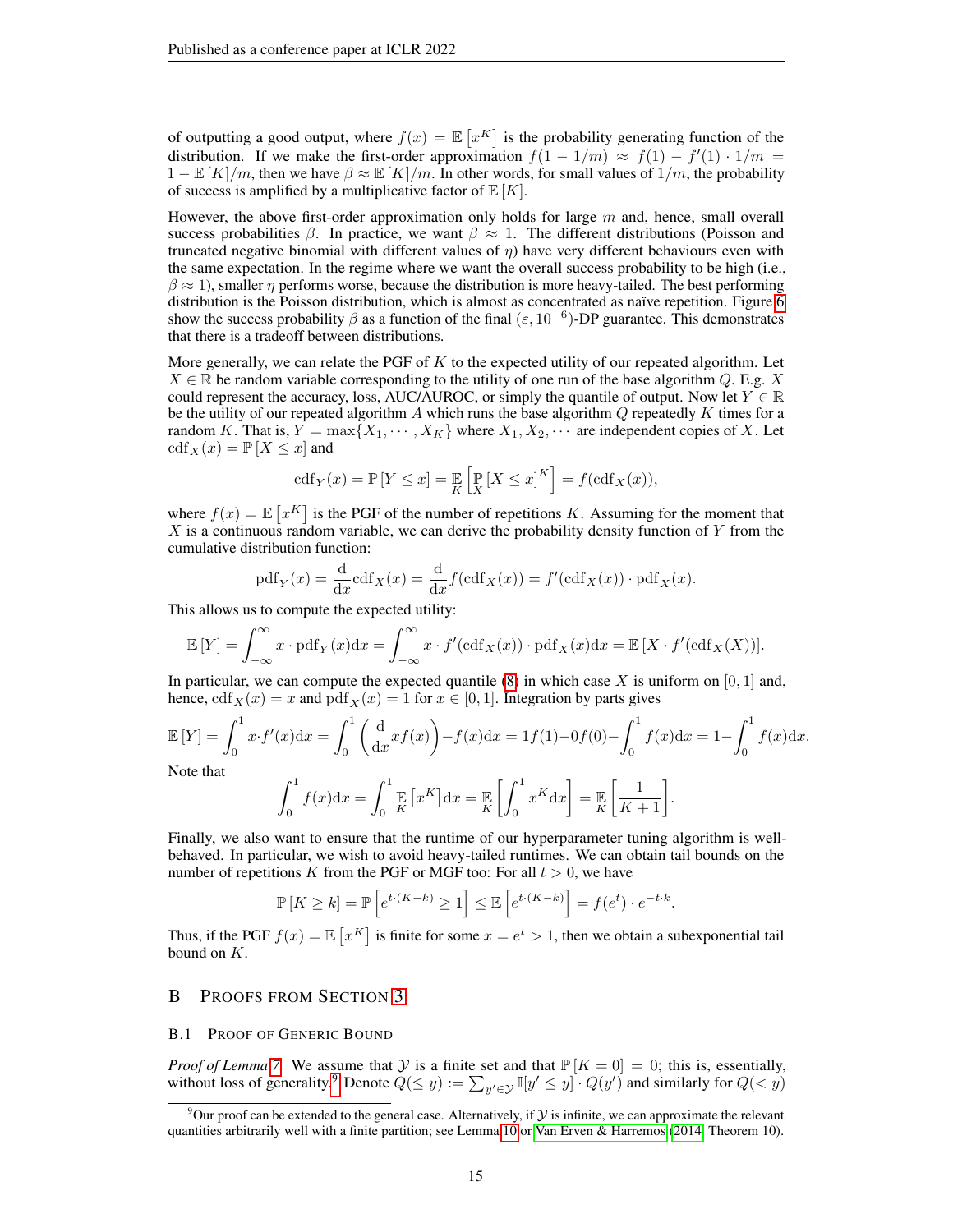of outputting a good output, where $f(x) = \mathbb{E}\left[x^K\right]$ is the probability generating function of the distribution. If we make the first-order approximation $f(1-1/m) \approx f(1) - f'(1) \cdot 1/m = 1 - \mathbb{E}[K]/m$, then we have $\beta \approx \mathbb{E}[K]/m$. In other words, for small values of $1/m$, the probability of success is amplified by a multiplicative factor of $\mathbb{E}[K]$.

However, the above first-order approximation only holds for large $m$ and, hence, small overall success probabilities $\beta$. In practice, we want $\beta \approx 1$. The different distributions (Poisson and truncated negative binomial with different values of $\eta$) have very different behaviours even with the same expectation. In the regime where we want the overall success probability to be high (i.e., $\beta \approx 1$), smaller $\eta$ performs worse, because the distribution is more heavy-tailed. The best performing distribution is the Poisson distribution, which is almost as concentrated as naïve repetition. Figure 6 show the success probability $\beta$ as a function of the final $(\varepsilon, 10^{-6})$-DP guarantee. This demonstrates that there is a tradeoff between distributions.

More generally, we can relate the PGF of $K$ to the expected utility of our repeated algorithm. Let $X \in \mathbb{R}$ be random variable corresponding to the utility of one run of the base algorithm $Q$. E.g. $X$ could represent the accuracy, loss, AUC/AUROC, or simply the quantile of output. Now let $Y \in \mathbb{R}$ be the utility of our repeated algorithm $A$ which runs the base algorithm $Q$ repeatedly $K$ times for a random $K$. That is, $Y = \max\{X_1, \cdots, X_K\}$ where $X_1, X_2, \cdots$ are independent copies of $X$. Let $\mathrm{cdf}_X(x) = \mathbb{P}[X \le x]$ and

$$\mathrm{cdf}_Y(x) = \mathbb{P}[Y \le x] = \underset{K}{\mathbb{E}}\left[\underset{X}{\mathbb{P}}[X \le x]^K\right] = f(\mathrm{cdf}_X(x)),$$

where $f(x) = \mathbb{E}\left[x^K\right]$ is the PGF of the number of repetitions $K$. Assuming for the moment that $X$ is a continuous random variable, we can derive the probability density function of $Y$ from the cumulative distribution function:

$$\mathrm{pdf}_Y(x) = \frac{\mathrm{d}}{\mathrm{d}x}\mathrm{cdf}_X(x) = \frac{\mathrm{d}}{\mathrm{d}x} f(\mathrm{cdf}_X(x)) = f'(\mathrm{cdf}_X(x)) \cdot \mathrm{pdf}_X(x).$$

This allows us to compute the expected utility:

$$\mathbb{E}[Y] = \int_{-\infty}^{\infty} x \cdot \mathrm{pdf}_Y(x)\mathrm{d}x = \int_{-\infty}^{\infty} x \cdot f'(\mathrm{cdf}_X(x)) \cdot \mathrm{pdf}_X(x)\mathrm{d}x = \mathbb{E}[X \cdot f'(\mathrm{cdf}_X(X))].$$

In particular, we can compute the expected quantile (8) in which case $X$ is uniform on $[0,1]$ and, hence, $\mathrm{cdf}_X(x) = x$ and $\mathrm{pdf}_X(x) = 1$ for $x \in [0,1]$. Integration by parts gives

$$\mathbb{E}[Y] = \int_0^1 x \cdot f'(x)\mathrm{d}x = \int_0^1 \left(\frac{\mathrm{d}}{\mathrm{d}x} x f(x)\right) - f(x)\mathrm{d}x = 1f(1) - 0f(0) - \int_0^1 f(x)\mathrm{d}x = 1 - \int_0^1 f(x)\mathrm{d}x.$$

Note that

$$\int_0^1 f(x)\mathrm{d}x = \int_0^1 \underset{K}{\mathbb{E}}\left[x^K\right]\mathrm{d}x = \underset{K}{\mathbb{E}}\left[\int_0^1 x^K \mathrm{d}x\right] = \underset{K}{\mathbb{E}}\left[\frac{1}{K+1}\right].$$

Finally, we also want to ensure that the runtime of our hyperparameter tuning algorithm is well-behaved. In particular, we wish to avoid heavy-tailed runtimes. We can obtain tail bounds on the number of repetitions $K$ from the PGF or MGF too: For all $t > 0$, we have

$$\mathbb{P}[K \ge k] = \mathbb{P}\left[e^{t\cdot(K-k)} \ge 1\right] \le \mathbb{E}\left[e^{t\cdot(K-k)}\right] = f(e^t) \cdot e^{-t\cdot k}.$$

Thus, if the PGF $f(x) = \mathbb{E}\left[x^K\right]$ is finite for some $x = e^t > 1$, then we obtain a subexponential tail bound on $K$.

# B Proofs from Section 3

## B.1 Proof of Generic Bound

*Proof of Lemma 7.* We assume that $\mathcal{Y}$ is a finite set and that $\mathbb{P}[K = 0] = 0$; this is, essentially, without loss of generality.[9] Denote $Q(\le y) := \sum_{y' \in \mathcal{Y}} \mathbb{I}[y' \le y] \cdot Q(y')$ and similarly for $Q(< y)$

[9] Our proof can be extended to the general case. Alternatively, if $\mathcal{Y}$ is infinite, we can approximate the relevant quantities arbitrarily well with a finite partition; see Lemma 10 or Van Erven & Harremos (2014, Theorem 10).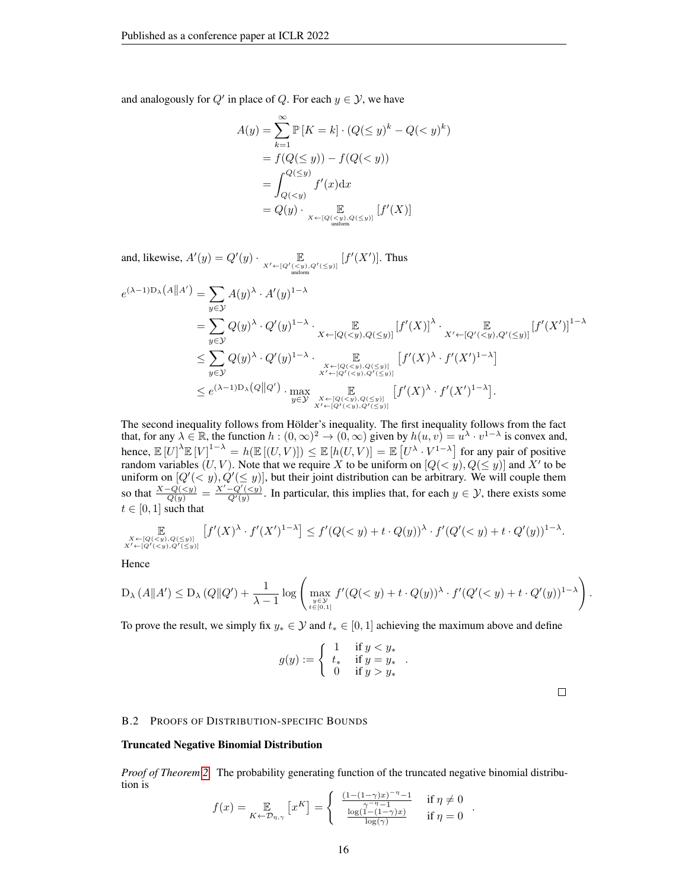and analogously for $Q'$ in place of $Q$. For each $y \in \mathcal{Y}$, we have

$$
\begin{aligned}
A(y) &= \sum_{k=1}^{\infty} \mathbb{P}[K=k] \cdot \left(Q(\leq y)^k - Q(<y)^k\right) \\
&= f(Q(\leq y)) - f(Q(<y)) \\
&= \int_{Q(<y)}^{Q(\leq y)} f'(x) \mathrm{d}x \\
&= Q(y) \cdot \underset{\substack{X \leftarrow [Q(<y), Q(\leq y)] \\ \text{uniform}}}{\mathbb{E}} [f'(X)]
\end{aligned}
$$

and, likewise, $A'(y) = Q'(y) \cdot \underset{\substack{X' \leftarrow [Q'(<y), Q'(\leq y)] \\ \text{uniform}}}{\mathbb{E}} [f'(X')]$. Thus

$$
\begin{aligned}
e^{(\lambda-1)\mathrm{D}_\lambda(A\|A')} &= \sum_{y \in \mathcal{Y}} A(y)^\lambda \cdot A'(y)^{1-\lambda} \\
&= \sum_{y \in \mathcal{Y}} Q(y)^\lambda \cdot Q'(y)^{1-\lambda} \cdot \underset{X \leftarrow [Q(<y), Q(\leq y)]}{\mathbb{E}} [f'(X)]^\lambda \cdot \underset{X' \leftarrow [Q'(<y), Q'(\leq y)]}{\mathbb{E}} [f'(X')]^{1-\lambda} \\
&\leq \sum_{y \in \mathcal{Y}} Q(y)^\lambda \cdot Q'(y)^{1-\lambda} \cdot \underset{\substack{X \leftarrow [Q(<y), Q(\leq y)] \\ X' \leftarrow [Q'(<y), Q'(\leq y)]}}{\mathbb{E}} \left[f'(X)^\lambda \cdot f'(X')^{1-\lambda}\right] \\
&\leq e^{(\lambda-1)\mathrm{D}_\lambda(Q\|Q')} \cdot \max_{y \in \mathcal{Y}} \underset{\substack{X \leftarrow [Q(<y), Q(\leq y)] \\ X' \leftarrow [Q'(<y), Q'(\leq y)]}}{\mathbb{E}} \left[f'(X)^\lambda \cdot f'(X')^{1-\lambda}\right].
\end{aligned}
$$

The second inequality follows from Hölder's inequality. The first inequality follows from the fact that, for any $\lambda \in \mathbb{R}$, the function $h : (0, \infty)^2 \to (0, \infty)$ given by $h(u, v) = u^\lambda \cdot v^{1-\lambda}$ is convex and, hence, $\mathbb{E}[U]^\lambda \mathbb{E}[V]^{1-\lambda} = h(\mathbb{E}[(U, V)]) \leq \mathbb{E}[h(U, V)] = \mathbb{E}\left[U^\lambda \cdot V^{1-\lambda}\right]$ for any pair of positive random variables $(U, V)$. Note that we require $X$ to be uniform on $[Q(<y), Q(\leq y)]$ and $X'$ to be uniform on $[Q'(<y), Q'(\leq y)]$, but their joint distribution can be arbitrary. We will couple them so that $\frac{X - Q(<y)}{Q(y)} = \frac{X' - Q'(<y)}{Q'(y)}$. In particular, this implies that, for each $y \in \mathcal{Y}$, there exists some $t \in [0, 1]$ such that

$$
\underset{\substack{X \leftarrow [Q(<y), Q(\leq y)] \\ X' \leftarrow [Q'(<y), Q'(\leq y)]}}{\mathbb{E}} \left[f'(X)^\lambda \cdot f'(X')^{1-\lambda}\right] \leq f'(Q(<y) + t \cdot Q(y))^\lambda \cdot f'(Q'(<y) + t \cdot Q'(y))^{1-\lambda}.
$$

Hence

$$
\mathrm{D}_\lambda(A\|A') \leq \mathrm{D}_\lambda(Q\|Q') + \frac{1}{\lambda - 1} \log\left(\max_{\substack{y \in \mathcal{Y} \\ t \in [0,1]}} f'(Q(<y) + t \cdot Q(y))^\lambda \cdot f'(Q'(<y) + t \cdot Q'(y))^{1-\lambda}\right).
$$

To prove the result, we simply fix $y_* \in \mathcal{Y}$ and $t_* \in [0, 1]$ achieving the maximum above and define

$$
g(y) := \begin{cases} 1 & \text{if } y < y_* \\ t_* & \text{if } y = y_* \\ 0 & \text{if } y > y_* \end{cases}.
$$

□

### B.2 Proofs of Distribution-specific Bounds

**Truncated Negative Binomial Distribution**

*Proof of Theorem 2.* The probability generating function of the truncated negative binomial distribution is

$$
f(x) = \underset{K \leftarrow \mathcal{D}_{\eta,\gamma}}{\mathbb{E}} \left[x^K\right] = \begin{cases} \frac{(1-(1-\gamma)x)^{-\eta} - 1}{\gamma^{-\eta} - 1} & \text{if } \eta \neq 0 \\ \frac{\log(1-(1-\gamma)x)}{\log(\gamma)} & \text{if } \eta = 0 \end{cases}.
$$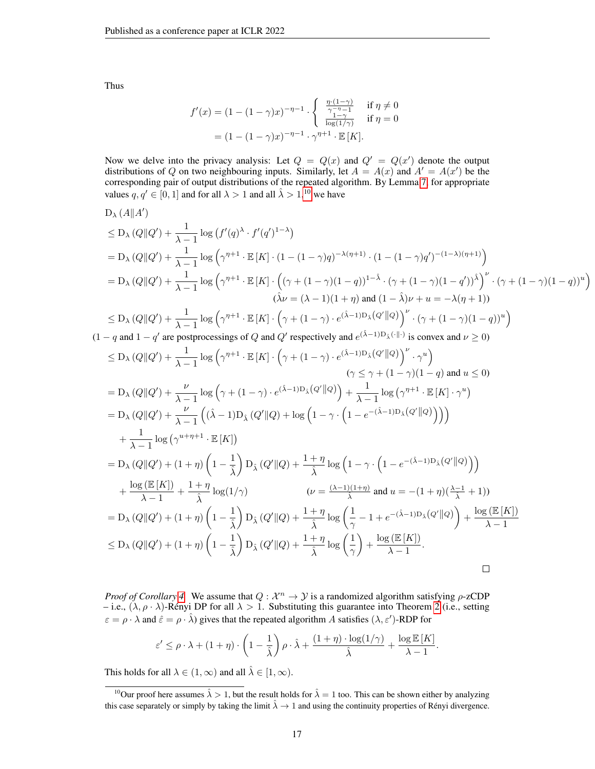Thus

$$
\begin{aligned}
f'(x) &= (1-(1-\gamma)x)^{-\eta-1} \cdot \begin{cases} \frac{\eta\cdot(1-\gamma)}{\gamma^{-\eta}-1} & \text{if } \eta \neq 0 \\ \frac{1-\gamma}{\log(1/\gamma)} & \text{if } \eta = 0 \end{cases} \\
&= (1-(1-\gamma)x)^{-\eta-1} \cdot \gamma^{\eta+1} \cdot \mathbb{E}[K].
\end{aligned}
$$

Now we delve into the privacy analysis: Let $Q = Q(x)$ and $Q' = Q(x')$ denote the output distributions of $Q$ on two neighbouring inputs. Similarly, let $A = A(x)$ and $A' = A(x')$ be the corresponding pair of output distributions of the repeated algorithm. By Lemma 7, for appropriate values $q, q' \in [0,1]$ and for all $\lambda > 1$ and all $\hat{\lambda} > 1$,[10] we have

$$
\begin{aligned}
&\mathrm{D}_\lambda(A\|A') \\
&\le \mathrm{D}_\lambda(Q\|Q') + \frac{1}{\lambda-1}\log\left(f'(q)^\lambda \cdot f'(q')^{1-\lambda}\right) \\
&= \mathrm{D}_\lambda(Q\|Q') + \frac{1}{\lambda-1}\log\left(\gamma^{\eta+1}\cdot\mathbb{E}[K]\cdot(1-(1-\gamma)q)^{-\lambda(\eta+1)}\cdot(1-(1-\gamma)q')^{-(1-\lambda)(\eta+1)}\right) \\
&= \mathrm{D}_\lambda(Q\|Q') + \frac{1}{\lambda-1}\log\left(\gamma^{\eta+1}\cdot\mathbb{E}[K]\cdot\left((\gamma+(1-\gamma)(1-q))^{1-\hat{\lambda}}\cdot(\gamma+(1-\gamma)(1-q'))^{\hat{\lambda}}\right)^{\nu}\cdot(\gamma+(1-\gamma)(1-q))^{u}\right) \\
&\qquad\qquad (\hat{\lambda}\nu = (\lambda-1)(1+\eta) \text{ and } (1-\hat{\lambda})\nu + u = -\lambda(\eta+1)) \\
&\le \mathrm{D}_\lambda(Q\|Q') + \frac{1}{\lambda-1}\log\left(\gamma^{\eta+1}\cdot\mathbb{E}[K]\cdot\left(\gamma+(1-\gamma)\cdot e^{(\hat{\lambda}-1)\mathrm{D}_{\hat{\lambda}}(Q'\|Q)}\right)^{\nu}\cdot(\gamma+(1-\gamma)(1-q))^{u}\right) \\
&\qquad (1-q \text{ and } 1-q' \text{ are postprocessings of } Q \text{ and } Q' \text{ respectively and } e^{(\hat{\lambda}-1)\mathrm{D}_{\hat{\lambda}}(\cdot\|\cdot)} \text{ is convex and } \nu \ge 0) \\
&\le \mathrm{D}_\lambda(Q\|Q') + \frac{1}{\lambda-1}\log\left(\gamma^{\eta+1}\cdot\mathbb{E}[K]\cdot\left(\gamma+(1-\gamma)\cdot e^{(\hat{\lambda}-1)\mathrm{D}_{\hat{\lambda}}(Q'\|Q)}\right)^{\nu}\cdot\gamma^{u}\right) \\
&\qquad\qquad (\gamma \le \gamma+(1-\gamma)(1-q) \text{ and } u \le 0) \\
&= \mathrm{D}_\lambda(Q\|Q') + \frac{\nu}{\lambda-1}\log\left(\gamma+(1-\gamma)\cdot e^{(\hat{\lambda}-1)\mathrm{D}_{\hat{\lambda}}(Q'\|Q)}\right) + \frac{1}{\lambda-1}\log\left(\gamma^{\eta+1}\cdot\mathbb{E}[K]\cdot\gamma^{u}\right) \\
&= \mathrm{D}_\lambda(Q\|Q') + \frac{\nu}{\lambda-1}\left((\hat{\lambda}-1)\mathrm{D}_{\hat{\lambda}}(Q'\|Q) + \log\left(1-\gamma\cdot\left(1-e^{-(\hat{\lambda}-1)\mathrm{D}_{\hat{\lambda}}(Q'\|Q)}\right)\right)\right) \\
&\quad + \frac{1}{\lambda-1}\log\left(\gamma^{u+\eta+1}\cdot\mathbb{E}[K]\right) \\
&= \mathrm{D}_\lambda(Q\|Q') + (1+\eta)\left(1-\frac{1}{\hat{\lambda}}\right)\mathrm{D}_{\hat{\lambda}}(Q'\|Q) + \frac{1+\eta}{\hat{\lambda}}\log\left(1-\gamma\cdot\left(1-e^{-(\hat{\lambda}-1)\mathrm{D}_{\hat{\lambda}}(Q'\|Q)}\right)\right) \\
&\quad + \frac{\log(\mathbb{E}[K])}{\lambda-1} + \frac{1+\eta}{\hat{\lambda}}\log(1/\gamma) \qquad\qquad (\nu = \tfrac{(\lambda-1)(1+\eta)}{\hat{\lambda}} \text{ and } u = -(1+\eta)(\tfrac{\lambda-1}{\hat{\lambda}}+1)) \\
&= \mathrm{D}_\lambda(Q\|Q') + (1+\eta)\left(1-\frac{1}{\hat{\lambda}}\right)\mathrm{D}_{\hat{\lambda}}(Q'\|Q) + \frac{1+\eta}{\hat{\lambda}}\log\left(\frac{1}{\gamma}-1+e^{-(\hat{\lambda}-1)\mathrm{D}_{\hat{\lambda}}(Q'\|Q)}\right) + \frac{\log(\mathbb{E}[K])}{\lambda-1} \\
&\le \mathrm{D}_\lambda(Q\|Q') + (1+\eta)\left(1-\frac{1}{\hat{\lambda}}\right)\mathrm{D}_{\hat{\lambda}}(Q'\|Q) + \frac{1+\eta}{\hat{\lambda}}\log\left(\frac{1}{\gamma}\right) + \frac{\log(\mathbb{E}[K])}{\lambda-1}.
\end{aligned}
$$

□

*Proof of Corollary 4.* We assume that $Q : \mathcal{X}^n \to \mathcal{Y}$ is a randomized algorithm satisfying $\rho$-zCDP – i.e., $(\lambda, \rho\cdot\lambda)$-Rényi DP for all $\lambda > 1$. Substituting this guarantee into Theorem 2 (i.e., setting $\varepsilon = \rho\cdot\lambda$ and $\hat{\varepsilon} = \rho\cdot\hat{\lambda}$) gives that the repeated algorithm $A$ satisfies $(\lambda, \varepsilon')$-RDP for

$$
\varepsilon' \le \rho\cdot\lambda + (1+\eta)\cdot\left(1-\frac{1}{\hat{\lambda}}\right)\rho\cdot\hat{\lambda} + \frac{(1+\eta)\cdot\log(1/\gamma)}{\hat{\lambda}} + \frac{\log\mathbb{E}[K]}{\lambda-1}.
$$

This holds for all $\lambda \in (1,\infty)$ and all $\hat{\lambda} \in [1,\infty)$.

[10] Our proof here assumes $\hat{\lambda} > 1$, but the result holds for $\hat{\lambda} = 1$ too. This can be shown either by analyzing this case separately or simply by taking the limit $\hat{\lambda} \to 1$ and using the continuity properties of Rényi divergence.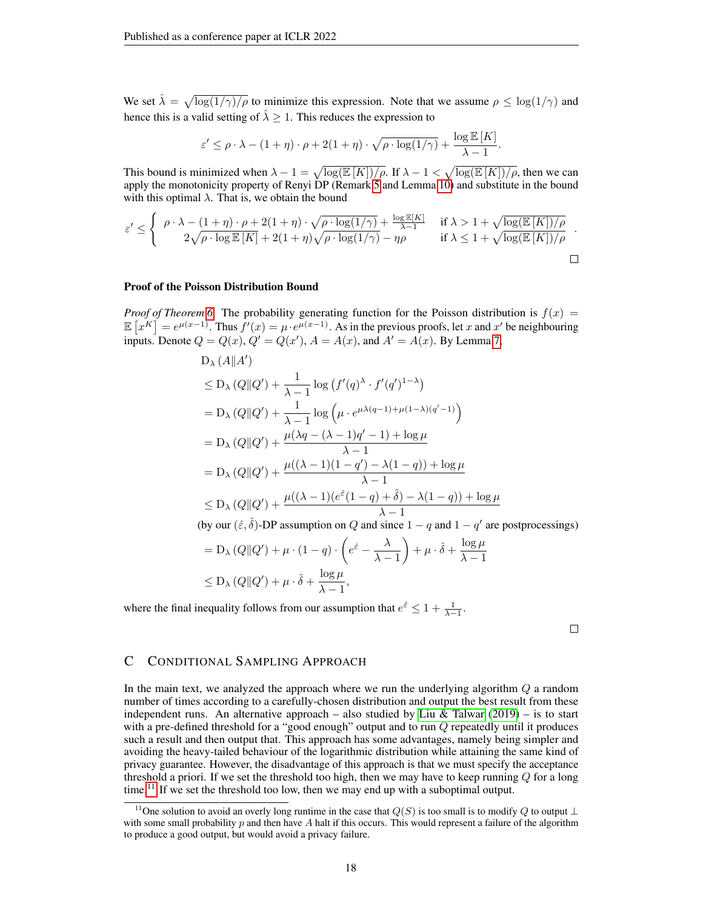We set $\hat{\lambda} = \sqrt{\log(1/\gamma)/\rho}$ to minimize this expression. Note that we assume $\rho \leq \log(1/\gamma)$ and hence this is a valid setting of $\hat{\lambda} \geq 1$. This reduces the expression to

$$\varepsilon' \leq \rho \cdot \lambda - (1+\eta) \cdot \rho + 2(1+\eta) \cdot \sqrt{\rho \cdot \log(1/\gamma)} + \frac{\log \mathbb{E}[K]}{\lambda - 1}.$$

This bound is minimized when $\lambda - 1 = \sqrt{\log(\mathbb{E}[K])/\rho}$. If $\lambda - 1 < \sqrt{\log(\mathbb{E}[K])/\rho}$, then we can apply the monotonicity property of Renyi DP (Remark 5 and Lemma 10) and substitute in the bound with this optimal $\lambda$. That is, we obtain the bound

$$\varepsilon' \leq \begin{cases} \rho \cdot \lambda - (1+\eta) \cdot \rho + 2(1+\eta) \cdot \sqrt{\rho \cdot \log(1/\gamma)} + \frac{\log \mathbb{E}[K]}{\lambda - 1} & \text{if } \lambda > 1 + \sqrt{\log(\mathbb{E}[K])/\rho} \\ 2\sqrt{\rho \cdot \log \mathbb{E}[K]} + 2(1+\eta)\sqrt{\rho \cdot \log(1/\gamma)} - \eta\rho & \text{if } \lambda \leq 1 + \sqrt{\log(\mathbb{E}[K])/\rho} \end{cases}.$$

□

**Proof of the Poisson Distribution Bound**

*Proof of Theorem 6.* The probability generating function for the Poisson distribution is $f(x) = \mathbb{E}[x^K] = e^{\mu(x-1)}$. Thus $f'(x) = \mu \cdot e^{\mu(x-1)}$. As in the previous proofs, let $x$ and $x'$ be neighbouring inputs. Denote $Q = Q(x)$, $Q' = Q(x')$, $A = A(x)$, and $A' = A(x)$. By Lemma 7,

$$\begin{aligned}
&\mathrm{D}_\lambda(A\|A') \\
&\leq \mathrm{D}_\lambda(Q\|Q') + \frac{1}{\lambda - 1} \log\left(f'(q)^\lambda \cdot f'(q')^{1-\lambda}\right) \\
&= \mathrm{D}_\lambda(Q\|Q') + \frac{1}{\lambda - 1} \log\left(\mu \cdot e^{\mu\lambda(q-1) + \mu(1-\lambda)(q'-1)}\right) \\
&= \mathrm{D}_\lambda(Q\|Q') + \frac{\mu(\lambda q - (\lambda - 1)q' - 1) + \log \mu}{\lambda - 1} \\
&= \mathrm{D}_\lambda(Q\|Q') + \frac{\mu((\lambda - 1)(1 - q') - \lambda(1 - q)) + \log \mu}{\lambda - 1} \\
&\leq \mathrm{D}_\lambda(Q\|Q') + \frac{\mu((\lambda - 1)(e^{\hat{\varepsilon}}(1 - q) + \hat{\delta}) - \lambda(1 - q)) + \log \mu}{\lambda - 1}
\end{aligned}$$

(by our $(\hat{\varepsilon}, \hat{\delta})$-DP assumption on $Q$ and since $1 - q$ and $1 - q'$ are postprocessings)

$$\begin{aligned}
&= \mathrm{D}_\lambda(Q\|Q') + \mu \cdot (1 - q) \cdot \left(e^{\hat{\varepsilon}} - \frac{\lambda}{\lambda - 1}\right) + \mu \cdot \hat{\delta} + \frac{\log \mu}{\lambda - 1} \\
&\leq \mathrm{D}_\lambda(Q\|Q') + \mu \cdot \hat{\delta} + \frac{\log \mu}{\lambda - 1},
\end{aligned}$$

where the final inequality follows from our assumption that $e^{\hat{\varepsilon}} \leq 1 + \frac{1}{\lambda - 1}$.

□

## C Conditional Sampling Approach

In the main text, we analyzed the approach where we run the underlying algorithm $Q$ a random number of times according to a carefully-chosen distribution and output the best result from these independent runs. An alternative approach – also studied by Liu & Talwar (2019) – is to start with a pre-defined threshold for a "good enough" output and to run $Q$ repeatedly until it produces such a result and then output that. This approach has some advantages, namely being simpler and avoiding the heavy-tailed behaviour of the logarithmic distribution while attaining the same kind of privacy guarantee. However, the disadvantage of this approach is that we must specify the acceptance threshold a priori. If we set the threshold too high, then we may have to keep running $Q$ for a long time.[11] If we set the threshold too low, then we may end up with a suboptimal output.

[11] One solution to avoid an overly long runtime in the case that $Q(S)$ is too small is to modify $Q$ to output $\perp$ with some small probability $p$ and then have $A$ halt if this occurs. This would represent a failure of the algorithm to produce a good output, but would avoid a privacy failure.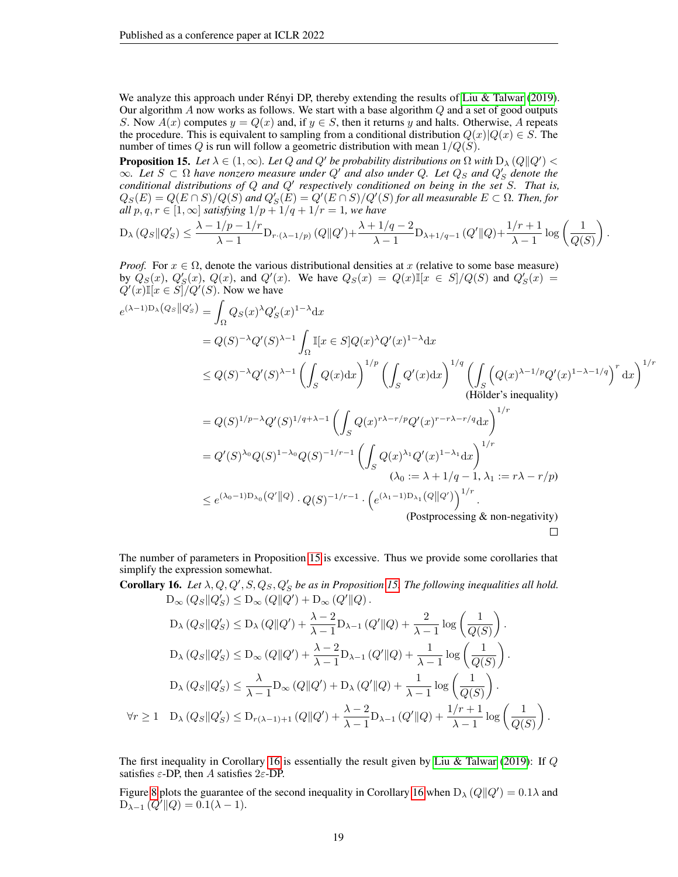We analyze this approach under Rényi DP, thereby extending the results of Liu & Talwar (2019). Our algorithm $A$ now works as follows. We start with a base algorithm $Q$ and a set of good outputs $S$. Now $A(x)$ computes $y = Q(x)$ and, if $y \in S$, then it returns $y$ and halts. Otherwise, $A$ repeats the procedure. This is equivalent to sampling from a conditional distribution $Q(x)|Q(x) \in S$. The number of times $Q$ is run will follow a geometric distribution with mean $1/Q(S)$.

**Proposition 15.** *Let $\lambda \in (1, \infty)$. Let $Q$ and $Q'$ be probability distributions on $\Omega$ with $\mathrm{D}_\lambda(Q\|Q') < \infty$. Let $S \subset \Omega$ have nonzero measure under $Q'$ and also under $Q$. Let $Q_S$ and $Q'_S$ denote the conditional distributions of $Q$ and $Q'$ respectively conditioned on being in the set $S$. That is, $Q_S(E) = Q(E \cap S)/Q(S)$ and $Q'_S(E) = Q'(E \cap S)/Q'(S)$ for all measurable $E \subset \Omega$. Then, for all $p, q, r \in [1, \infty]$ satisfying $1/p + 1/q + 1/r = 1$, we have*

$$\mathrm{D}_\lambda(Q_S\|Q'_S) \le \frac{\lambda - 1/p - 1/r}{\lambda - 1}\mathrm{D}_{r\cdot(\lambda-1/p)}(Q\|Q') + \frac{\lambda + 1/q - 2}{\lambda - 1}\mathrm{D}_{\lambda+1/q-1}(Q'\|Q) + \frac{1/r + 1}{\lambda - 1}\log\left(\frac{1}{Q(S)}\right).$$

*Proof.* For $x \in \Omega$, denote the various distributional densities at $x$ (relative to some base measure) by $Q_S(x)$, $Q'_S(x)$, $Q(x)$, and $Q'(x)$. We have $Q_S(x) = Q(x)\mathbb{I}[x \in S]/Q(S)$ and $Q'_S(x) = Q'(x)\mathbb{I}[x \in S]/Q'(S)$. Now we have

$$\begin{aligned}
e^{(\lambda-1)\mathrm{D}_\lambda(Q_S\|Q'_S)} &= \int_\Omega Q_S(x)^\lambda Q'_S(x)^{1-\lambda}\mathrm{d}x \\
&= Q(S)^{-\lambda}Q'(S)^{\lambda-1}\int_\Omega \mathbb{I}[x \in S]Q(x)^\lambda Q'(x)^{1-\lambda}\mathrm{d}x \\
&\le Q(S)^{-\lambda}Q'(S)^{\lambda-1}\left(\int_S Q(x)\mathrm{d}x\right)^{1/p}\left(\int_S Q'(x)\mathrm{d}x\right)^{1/q}\left(\int_S \left(Q(x)^{\lambda-1/p}Q'(x)^{1-\lambda-1/q}\right)^r\mathrm{d}x\right)^{1/r} \\
&\qquad\qquad\text{(Hölder's inequality)} \\
&= Q(S)^{1/p-\lambda}Q'(S)^{1/q+\lambda-1}\left(\int_S Q(x)^{r\lambda-r/p}Q'(x)^{r-r\lambda-r/q}\mathrm{d}x\right)^{1/r} \\
&= Q'(S)^{\lambda_0}Q(S)^{1-\lambda_0}Q(S)^{-1/r-1}\left(\int_S Q(x)^{\lambda_1}Q'(x)^{1-\lambda_1}\mathrm{d}x\right)^{1/r} \\
&\qquad\qquad(\lambda_0 := \lambda + 1/q - 1,\ \lambda_1 := r\lambda - r/p) \\
&\le e^{(\lambda_0-1)\mathrm{D}_{\lambda_0}(Q'\|Q)}\cdot Q(S)^{-1/r-1}\cdot\left(e^{(\lambda_1-1)\mathrm{D}_{\lambda_1}(Q\|Q')}\right)^{1/r}. \\
&\qquad\qquad\text{(Postprocessing \& non-negativity)}
\end{aligned}$$

□

The number of parameters in Proposition 15 is excessive. Thus we provide some corollaries that simplify the expression somewhat.

**Corollary 16.** *Let $\lambda, Q, Q', S, Q_S, Q'_S$ be as in Proposition 15. The following inequalities all hold.*

$$\mathrm{D}_\infty(Q_S\|Q'_S) \le \mathrm{D}_\infty(Q\|Q') + \mathrm{D}_\infty(Q'\|Q).$$

$$\mathrm{D}_\lambda(Q_S\|Q'_S) \le \mathrm{D}_\lambda(Q\|Q') + \frac{\lambda-2}{\lambda-1}\mathrm{D}_{\lambda-1}(Q'\|Q) + \frac{2}{\lambda-1}\log\left(\frac{1}{Q(S)}\right).$$

$$\mathrm{D}_\lambda(Q_S\|Q'_S) \le \mathrm{D}_\infty(Q\|Q') + \frac{\lambda-2}{\lambda-1}\mathrm{D}_{\lambda-1}(Q'\|Q) + \frac{1}{\lambda-1}\log\left(\frac{1}{Q(S)}\right).$$

$$\mathrm{D}_\lambda(Q_S\|Q'_S) \le \frac{\lambda}{\lambda-1}\mathrm{D}_\infty(Q\|Q') + \mathrm{D}_\lambda(Q'\|Q) + \frac{1}{\lambda-1}\log\left(\frac{1}{Q(S)}\right).$$

$$\forall r \ge 1 \quad \mathrm{D}_\lambda(Q_S\|Q'_S) \le \mathrm{D}_{r(\lambda-1)+1}(Q\|Q') + \frac{\lambda-2}{\lambda-1}\mathrm{D}_{\lambda-1}(Q'\|Q) + \frac{1/r+1}{\lambda-1}\log\left(\frac{1}{Q(S)}\right).$$

The first inequality in Corollary 16 is essentially the result given by Liu & Talwar (2019): If $Q$ satisfies $\varepsilon$-DP, then $A$ satisfies $2\varepsilon$-DP.

Figure 8 plots the guarantee of the second inequality in Corollary 16 when $\mathrm{D}_\lambda(Q\|Q') = 0.1\lambda$ and $\mathrm{D}_{\lambda-1}(Q'\|Q) = 0.1(\lambda-1)$.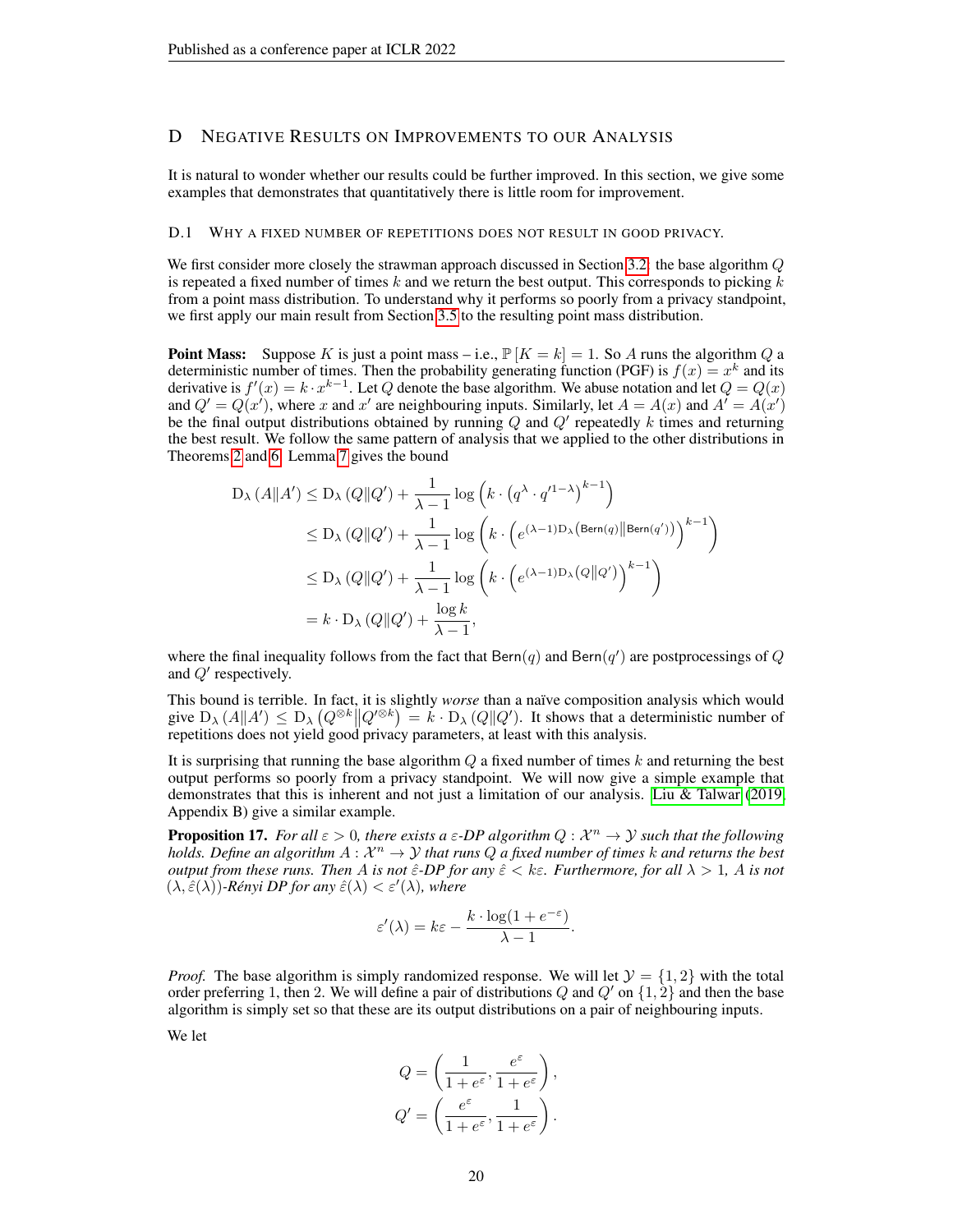## D Negative Results on Improvements to our Analysis

It is natural to wonder whether our results could be further improved. In this section, we give some examples that demonstrates that quantitatively there is little room for improvement.

### D.1 Why a fixed number of repetitions does not result in good privacy.

We first consider more closely the strawman approach discussed in Section 3.2: the base algorithm $Q$ is repeated a fixed number of times $k$ and we return the best output. This corresponds to picking $k$ from a point mass distribution. To understand why it performs so poorly from a privacy standpoint, we first apply our main result from Section 3.5 to the resulting point mass distribution.

**Point Mass:** Suppose $K$ is just a point mass – i.e., $\mathbb{P}[K = k] = 1$. So $A$ runs the algorithm $Q$ a deterministic number of times. Then the probability generating function (PGF) is $f(x) = x^k$ and its derivative is $f'(x) = k \cdot x^{k-1}$. Let $Q$ denote the base algorithm. We abuse notation and let $Q = Q(x)$ and $Q' = Q(x')$, where $x$ and $x'$ are neighbouring inputs. Similarly, let $A = A(x)$ and $A' = A(x')$ be the final output distributions obtained by running $Q$ and $Q'$ repeatedly $k$ times and returning the best result. We follow the same pattern of analysis that we applied to the other distributions in Theorems 2 and 6. Lemma 7 gives the bound

$$
\begin{aligned}
\mathrm{D}_\lambda(A \| A') &\leq \mathrm{D}_\lambda(Q \| Q') + \frac{1}{\lambda - 1} \log\left(k \cdot \left(q^\lambda \cdot q'^{1-\lambda}\right)^{k-1}\right) \\
&\leq \mathrm{D}_\lambda(Q \| Q') + \frac{1}{\lambda - 1} \log\left(k \cdot \left(e^{(\lambda-1)\mathrm{D}_\lambda(\mathsf{Bern}(q) \| \mathsf{Bern}(q'))}\right)^{k-1}\right) \\
&\leq \mathrm{D}_\lambda(Q \| Q') + \frac{1}{\lambda - 1} \log\left(k \cdot \left(e^{(\lambda-1)\mathrm{D}_\lambda(Q \| Q')}\right)^{k-1}\right) \\
&= k \cdot \mathrm{D}_\lambda(Q \| Q') + \frac{\log k}{\lambda - 1},
\end{aligned}
$$

where the final inequality follows from the fact that $\mathsf{Bern}(q)$ and $\mathsf{Bern}(q')$ are postprocessings of $Q$ and $Q'$ respectively.

This bound is terrible. In fact, it is slightly *worse* than a naïve composition analysis which would give $\mathrm{D}_\lambda(A \| A') \leq \mathrm{D}_\lambda\left(Q^{\otimes k} \middle\| Q'^{\otimes k}\right) = k \cdot \mathrm{D}_\lambda(Q \| Q')$. It shows that a deterministic number of repetitions does not yield good privacy parameters, at least with this analysis.

It is surprising that running the base algorithm $Q$ a fixed number of times $k$ and returning the best output performs so poorly from a privacy standpoint. We will now give a simple example that demonstrates that this is inherent and not just a limitation of our analysis. Liu & Talwar (2019, Appendix B) give a similar example.

**Proposition 17.** *For all $\varepsilon > 0$, there exists a $\varepsilon$-DP algorithm $Q : \mathcal{X}^n \to \mathcal{Y}$ such that the following holds. Define an algorithm $A : \mathcal{X}^n \to \mathcal{Y}$ that runs $Q$ a fixed number of times $k$ and returns the best output from these runs. Then $A$ is not $\hat{\varepsilon}$-DP for any $\hat{\varepsilon} < k\varepsilon$. Furthermore, for all $\lambda > 1$, $A$ is not $(\lambda, \hat{\varepsilon}(\lambda))$-Rényi DP for any $\hat{\varepsilon}(\lambda) < \varepsilon'(\lambda)$, where*

$$
\varepsilon'(\lambda) = k\varepsilon - \frac{k \cdot \log(1 + e^{-\varepsilon})}{\lambda - 1}.
$$

*Proof.* The base algorithm is simply randomized response. We will let $\mathcal{Y} = \{1, 2\}$ with the total order preferring 1, then 2. We will define a pair of distributions $Q$ and $Q'$ on $\{1, 2\}$ and then the base algorithm is simply set so that these are its output distributions on a pair of neighbouring inputs.

We let

$$
Q = \left(\frac{1}{1 + e^\varepsilon}, \frac{e^\varepsilon}{1 + e^\varepsilon}\right),
$$

$$
Q' = \left(\frac{e^\varepsilon}{1 + e^\varepsilon}, \frac{1}{1 + e^\varepsilon}\right).
$$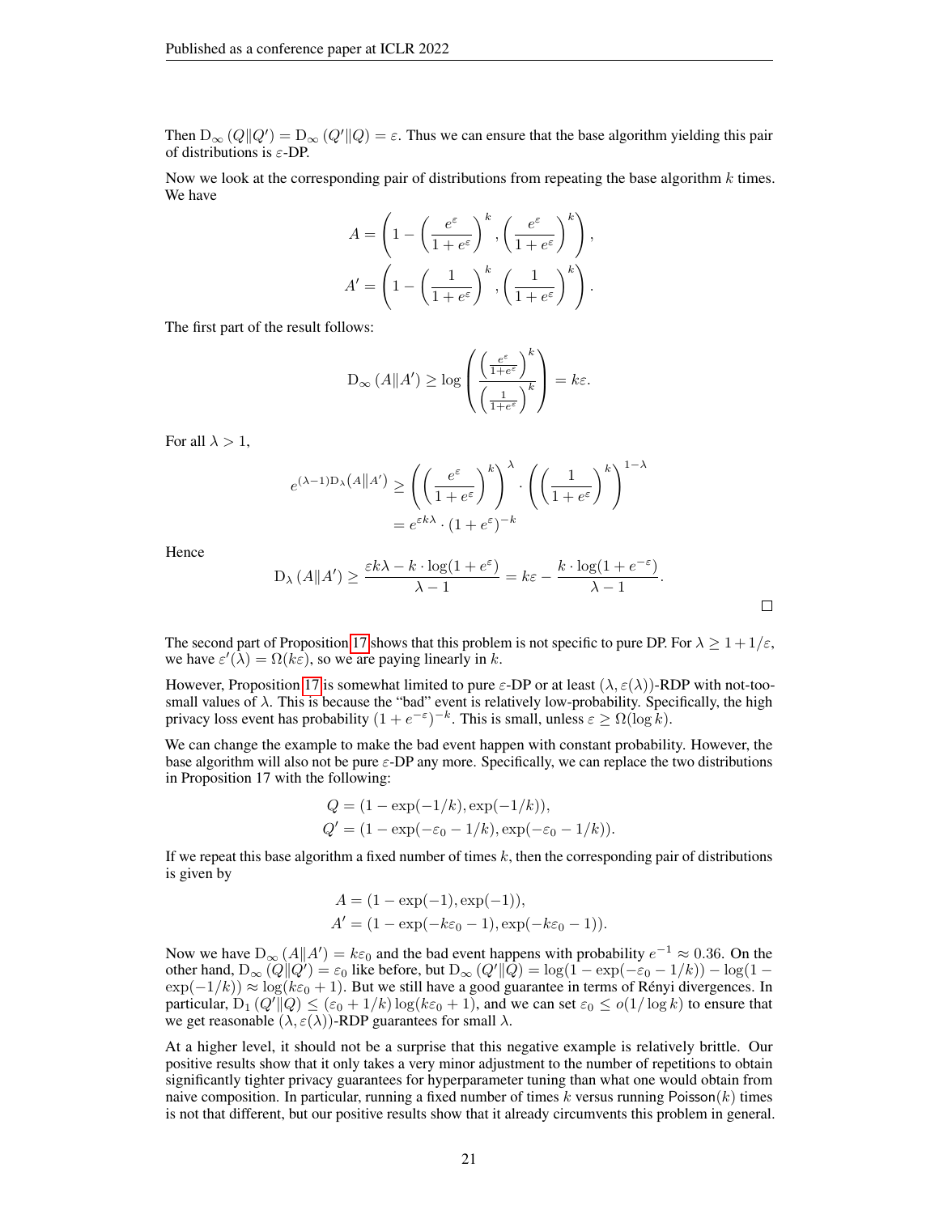Then $\mathrm{D}_\infty(Q\|Q') = \mathrm{D}_\infty(Q'\|Q) = \varepsilon$. Thus we can ensure that the base algorithm yielding this pair of distributions is $\varepsilon$-DP.

Now we look at the corresponding pair of distributions from repeating the base algorithm $k$ times. We have

$$A = \left(1 - \left(\frac{e^\varepsilon}{1+e^\varepsilon}\right)^k, \left(\frac{e^\varepsilon}{1+e^\varepsilon}\right)^k\right),$$
$$A' = \left(1 - \left(\frac{1}{1+e^\varepsilon}\right)^k, \left(\frac{1}{1+e^\varepsilon}\right)^k\right).$$

The first part of the result follows:

$$\mathrm{D}_\infty(A\|A') \geq \log\left(\frac{\left(\frac{e^\varepsilon}{1+e^\varepsilon}\right)^k}{\left(\frac{1}{1+e^\varepsilon}\right)^k}\right) = k\varepsilon.$$

For all $\lambda > 1$,

$$e^{(\lambda-1)\mathrm{D}_\lambda(A\|A')} \geq \left(\left(\frac{e^\varepsilon}{1+e^\varepsilon}\right)^k\right)^\lambda \cdot \left(\left(\frac{1}{1+e^\varepsilon}\right)^k\right)^{1-\lambda}$$
$$= e^{\varepsilon k \lambda} \cdot (1+e^\varepsilon)^{-k}$$

Hence

$$\mathrm{D}_\lambda(A\|A') \geq \frac{\varepsilon k \lambda - k \cdot \log(1+e^\varepsilon)}{\lambda - 1} = k\varepsilon - \frac{k \cdot \log(1+e^{-\varepsilon})}{\lambda - 1}.$$

□

The second part of Proposition 17 shows that this problem is not specific to pure DP. For $\lambda \geq 1 + 1/\varepsilon$, we have $\varepsilon'(\lambda) = \Omega(k\varepsilon)$, so we are paying linearly in $k$.

However, Proposition 17 is somewhat limited to pure $\varepsilon$-DP or at least $(\lambda, \varepsilon(\lambda))$-RDP with not-too-small values of $\lambda$. This is because the "bad" event is relatively low-probability. Specifically, the high privacy loss event has probability $(1+e^{-\varepsilon})^{-k}$. This is small, unless $\varepsilon \geq \Omega(\log k)$.

We can change the example to make the bad event happen with constant probability. However, the base algorithm will also not be pure $\varepsilon$-DP any more. Specifically, we can replace the two distributions in Proposition 17 with the following:

$$Q = (1 - \exp(-1/k), \exp(-1/k)),$$
$$Q' = (1 - \exp(-\varepsilon_0 - 1/k), \exp(-\varepsilon_0 - 1/k)).$$

If we repeat this base algorithm a fixed number of times $k$, then the corresponding pair of distributions is given by

$$A = (1 - \exp(-1), \exp(-1)),$$
$$A' = (1 - \exp(-k\varepsilon_0 - 1), \exp(-k\varepsilon_0 - 1)).$$

Now we have $\mathrm{D}_\infty(A\|A') = k\varepsilon_0$ and the bad event happens with probability $e^{-1} \approx 0.36$. On the other hand, $\mathrm{D}_\infty(Q\|Q') = \varepsilon_0$ like before, but $\mathrm{D}_\infty(Q'\|Q) = \log(1 - \exp(-\varepsilon_0 - 1/k)) - \log(1 - \exp(-1/k)) \approx \log(k\varepsilon_0 + 1)$. But we still have a good guarantee in terms of Rényi divergences. In particular, $\mathrm{D}_1(Q'\|Q) \leq (\varepsilon_0 + 1/k)\log(k\varepsilon_0 + 1)$, and we can set $\varepsilon_0 \leq o(1/\log k)$ to ensure that we get reasonable $(\lambda, \varepsilon(\lambda))$-RDP guarantees for small $\lambda$.

At a higher level, it should not be a surprise that this negative example is relatively brittle. Our positive results show that it only takes a very minor adjustment to the number of repetitions to obtain significantly tighter privacy guarantees for hyperparameter tuning than what one would obtain from naive composition. In particular, running a fixed number of times $k$ versus running $\mathsf{Poisson}(k)$ times is not that different, but our positive results show that it already circumvents this problem in general.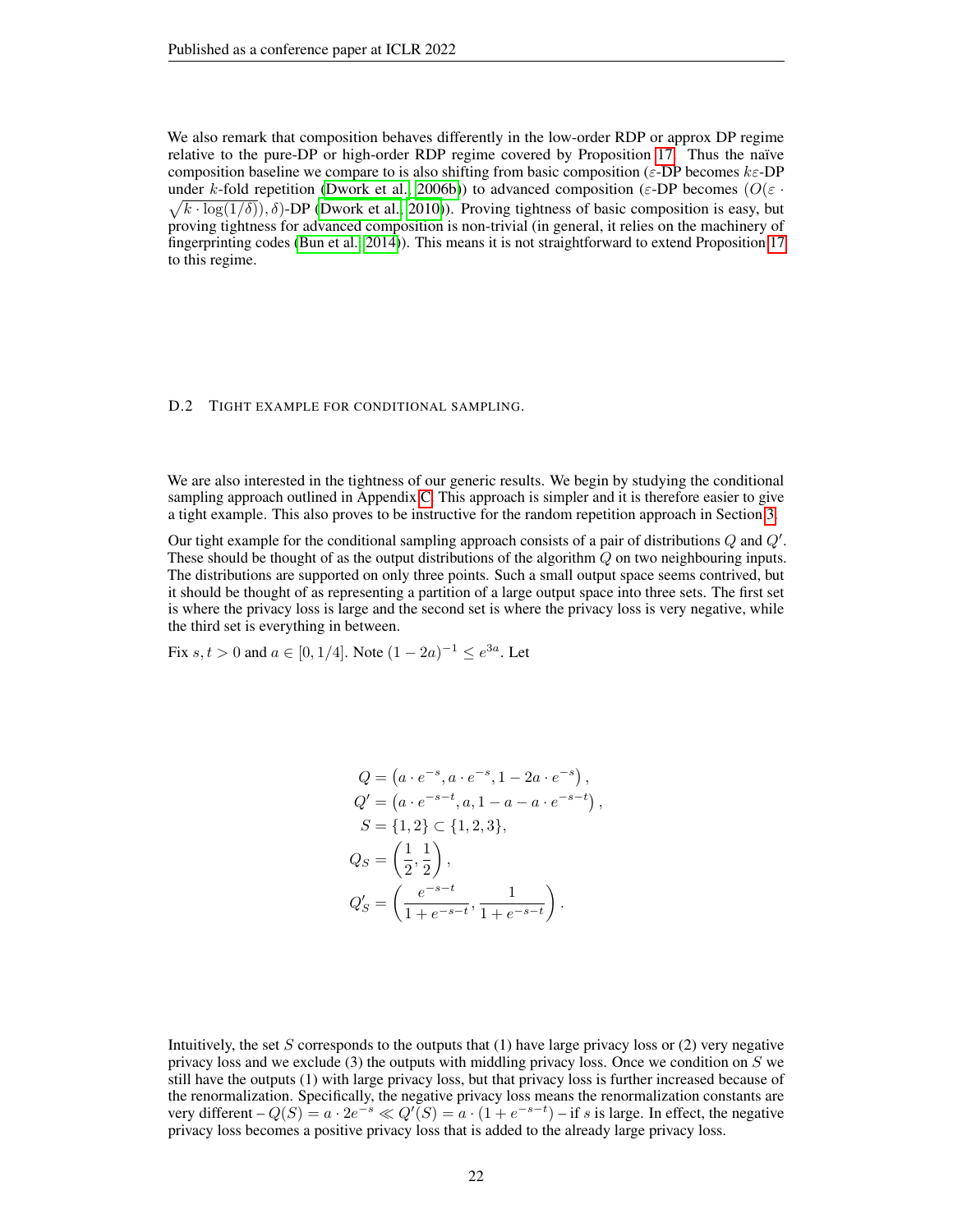We also remark that composition behaves differently in the low-order RDP or approx DP regime relative to the pure-DP or high-order RDP regime covered by Proposition 17. Thus the naïve composition baseline we compare to is also shifting from basic composition ($\varepsilon$-DP becomes $k\varepsilon$-DP under $k$-fold repetition (Dwork et al., 2006b)) to advanced composition ($\varepsilon$-DP becomes $(O(\varepsilon \cdot \sqrt{k \cdot \log(1/\delta)}), \delta)$-DP (Dwork et al., 2010)). Proving tightness of basic composition is easy, but proving tightness for advanced composition is non-trivial (in general, it relies on the machinery of fingerprinting codes (Bun et al., 2014)). This means it is not straightforward to extend Proposition 17 to this regime.

### D.2 Tight example for conditional sampling.

We are also interested in the tightness of our generic results. We begin by studying the conditional sampling approach outlined in Appendix C. This approach is simpler and it is therefore easier to give a tight example. This also proves to be instructive for the random repetition approach in Section 3.

Our tight example for the conditional sampling approach consists of a pair of distributions $Q$ and $Q'$. These should be thought of as the output distributions of the algorithm $Q$ on two neighbouring inputs. The distributions are supported on only three points. Such a small output space seems contrived, but it should be thought of as representing a partition of a large output space into three sets. The first set is where the privacy loss is large and the second set is where the privacy loss is very negative, while the third set is everything in between.

Fix $s, t > 0$ and $a \in [0, 1/4]$. Note $(1-2a)^{-1} \le e^{3a}$. Let

$$
\begin{aligned}
Q &= \left(a \cdot e^{-s}, a \cdot e^{-s}, 1 - 2a \cdot e^{-s}\right), \\
Q' &= \left(a \cdot e^{-s-t}, a, 1 - a - a \cdot e^{-s-t}\right), \\
S &= \{1, 2\} \subset \{1, 2, 3\}, \\
Q_S &= \left(\frac{1}{2}, \frac{1}{2}\right), \\
Q'_S &= \left(\frac{e^{-s-t}}{1 + e^{-s-t}}, \frac{1}{1 + e^{-s-t}}\right).
\end{aligned}
$$

Intuitively, the set $S$ corresponds to the outputs that (1) have large privacy loss or (2) very negative privacy loss and we exclude (3) the outputs with middling privacy loss. Once we condition on $S$ we still have the outputs (1) with large privacy loss, but that privacy loss is further increased because of the renormalization. Specifically, the negative privacy loss means the renormalization constants are very different – $Q(S) = a \cdot 2e^{-s} \ll Q'(S) = a \cdot (1 + e^{-s-t})$ – if $s$ is large. In effect, the negative privacy loss becomes a positive privacy loss that is added to the already large privacy loss.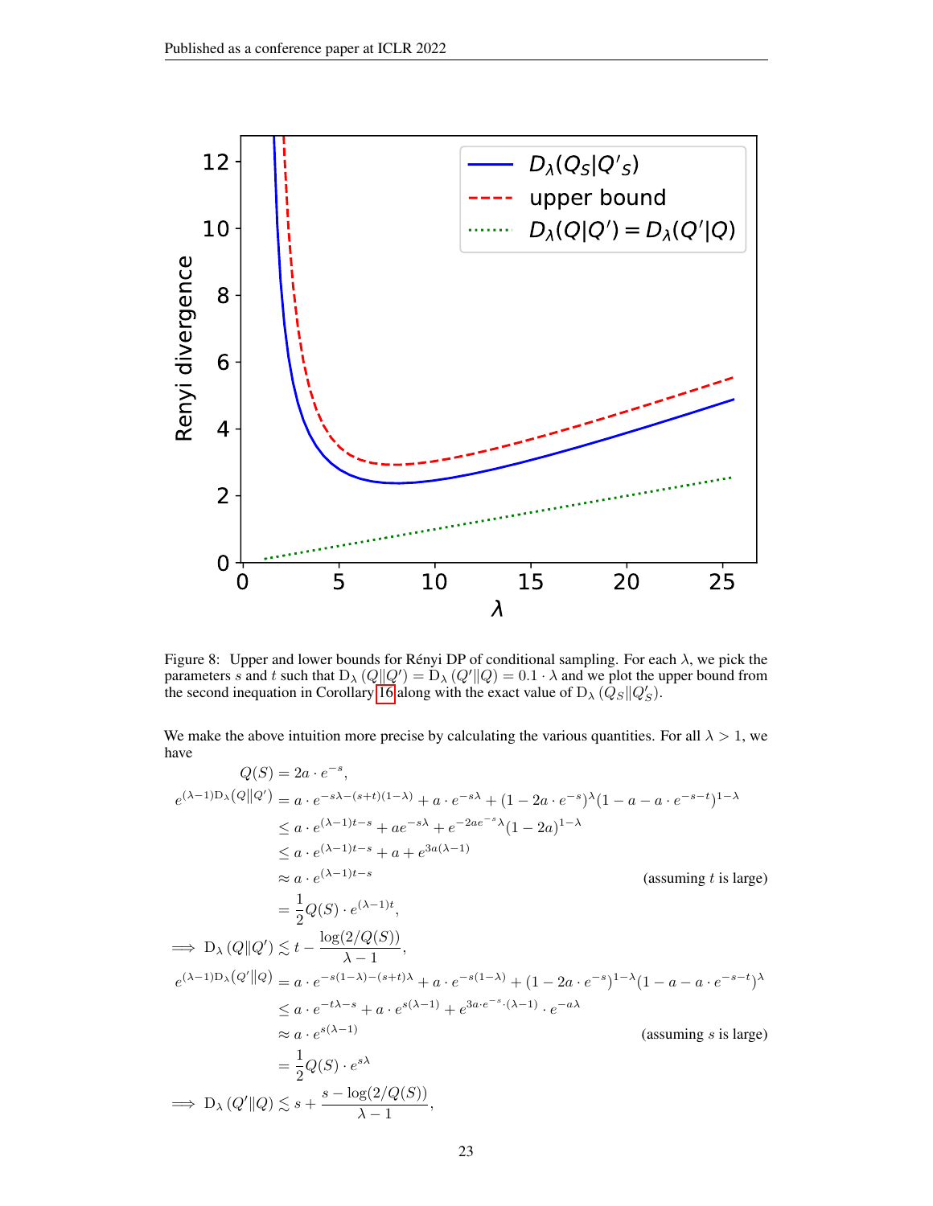Figure 8: Upper and lower bounds for Rényi DP of conditional sampling. For each $\lambda$, we pick the parameters $s$ and $t$ such that $\mathrm{D}_\lambda(Q\|Q') = \mathrm{D}_\lambda(Q'\|Q) = 0.1 \cdot \lambda$ and we plot the upper bound from the second inequation in Corollary 16 along with the exact value of $\mathrm{D}_\lambda(Q_S\|Q'_S)$.

We make the above intuition more precise by calculating the various quantities. For all $\lambda > 1$, we have

$$
\begin{aligned}
Q(S) &= 2a \cdot e^{-s}, \\
e^{(\lambda-1)\mathrm{D}_\lambda(Q\|Q')} &= a \cdot e^{-s\lambda-(s+t)(1-\lambda)} + a \cdot e^{-s\lambda} + (1-2a\cdot e^{-s})^\lambda(1-a-a\cdot e^{-s-t})^{1-\lambda} \\
&\leq a \cdot e^{(\lambda-1)t-s} + ae^{-s\lambda} + e^{-2ae^{-s}\lambda}(1-2a)^{1-\lambda} \\
&\leq a \cdot e^{(\lambda-1)t-s} + a + e^{3a(\lambda-1)} \\
&\approx a \cdot e^{(\lambda-1)t-s} && \text{(assuming $t$ is large)} \\
&= \frac{1}{2}Q(S)\cdot e^{(\lambda-1)t}, \\
\implies \mathrm{D}_\lambda(Q\|Q') &\lesssim t - \frac{\log(2/Q(S))}{\lambda-1}, \\
e^{(\lambda-1)\mathrm{D}_\lambda(Q'\|Q)} &= a \cdot e^{-s(1-\lambda)-(s+t)\lambda} + a \cdot e^{-s(1-\lambda)} + (1-2a\cdot e^{-s})^{1-\lambda}(1-a-a\cdot e^{-s-t})^{\lambda} \\
&\leq a \cdot e^{-t\lambda-s} + a\cdot e^{s(\lambda-1)} + e^{3a\cdot e^{-s}\cdot(\lambda-1)}\cdot e^{-a\lambda} \\
&\approx a \cdot e^{s(\lambda-1)} && \text{(assuming $s$ is large)} \\
&= \frac{1}{2}Q(S)\cdot e^{s\lambda} \\
\implies \mathrm{D}_\lambda(Q'\|Q) &\lesssim s + \frac{s-\log(2/Q(S))}{\lambda-1},
\end{aligned}
$$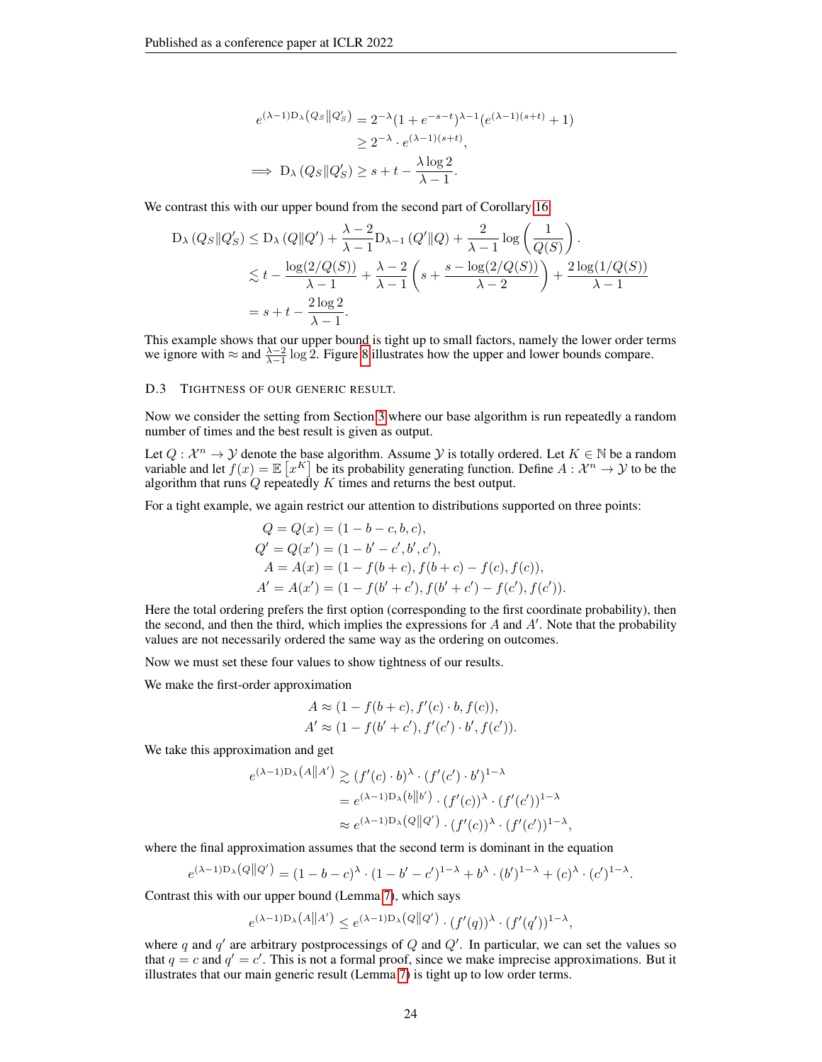$$
\begin{aligned}
e^{(\lambda-1)\mathrm{D}_\lambda(Q_S\|Q'_S)} &= 2^{-\lambda}(1+e^{-s-t})^{\lambda-1}(e^{(\lambda-1)(s+t)}+1) \\
&\geq 2^{-\lambda}\cdot e^{(\lambda-1)(s+t)}, \\
\implies \mathrm{D}_\lambda(Q_S\|Q'_S) &\geq s+t-\frac{\lambda\log 2}{\lambda-1}.
\end{aligned}
$$

We contrast this with our upper bound from the second part of Corollary 16:

$$
\begin{aligned}
\mathrm{D}_\lambda(Q_S\|Q'_S) &\leq \mathrm{D}_\lambda(Q\|Q') + \frac{\lambda-2}{\lambda-1}\mathrm{D}_{\lambda-1}(Q'\|Q) + \frac{2}{\lambda-1}\log\left(\frac{1}{Q(S)}\right). \\
&\lesssim t - \frac{\log(2/Q(S))}{\lambda-1} + \frac{\lambda-2}{\lambda-1}\left(s + \frac{s-\log(2/Q(S))}{\lambda-2}\right) + \frac{2\log(1/Q(S))}{\lambda-1} \\
&= s+t-\frac{2\log 2}{\lambda-1}.
\end{aligned}
$$

This example shows that our upper bound is tight up to small factors, namely the lower order terms we ignore with $\approx$ and $\frac{\lambda-2}{\lambda-1}\log 2$. Figure 8 illustrates how the upper and lower bounds compare.

### D.3 Tightness of our generic result.

Now we consider the setting from Section 3 where our base algorithm is run repeatedly a random number of times and the best result is given as output.

Let $Q : \mathcal{X}^n \to \mathcal{Y}$ denote the base algorithm. Assume $\mathcal{Y}$ is totally ordered. Let $K \in \mathbb{N}$ be a random variable and let $f(x) = \mathbb{E}\left[x^K\right]$ be its probability generating function. Define $A : \mathcal{X}^n \to \mathcal{Y}$ to be the algorithm that runs $Q$ repeatedly $K$ times and returns the best output.

For a tight example, we again restrict our attention to distributions supported on three points:

$$
\begin{aligned}
Q = Q(x) &= (1-b-c, b, c), \\
Q' = Q(x') &= (1-b'-c', b', c'), \\
A = A(x) &= (1-f(b+c), f(b+c)-f(c), f(c)), \\
A' = A(x') &= (1-f(b'+c'), f(b'+c')-f(c'), f(c')).
\end{aligned}
$$

Here the total ordering prefers the first option (corresponding to the first coordinate probability), then the second, and then the third, which implies the expressions for $A$ and $A'$. Note that the probability values are not necessarily ordered the same way as the ordering on outcomes.

Now we must set these four values to show tightness of our results.

We make the first-order approximation

$$
\begin{aligned}
A &\approx (1-f(b+c), f'(c)\cdot b, f(c)), \\
A' &\approx (1-f(b'+c'), f'(c')\cdot b', f(c')).
\end{aligned}
$$

We take this approximation and get

$$
\begin{aligned}
e^{(\lambda-1)\mathrm{D}_\lambda(A\|A')} &\gtrsim (f'(c)\cdot b)^\lambda \cdot (f'(c')\cdot b')^{1-\lambda} \\
&= e^{(\lambda-1)\mathrm{D}_\lambda(b\|b')}\cdot(f'(c))^\lambda\cdot(f'(c'))^{1-\lambda} \\
&\approx e^{(\lambda-1)\mathrm{D}_\lambda(Q\|Q')}\cdot(f'(c))^\lambda\cdot(f'(c'))^{1-\lambda},
\end{aligned}
$$

where the final approximation assumes that the second term is dominant in the equation

$$
e^{(\lambda-1)\mathrm{D}_\lambda(Q\|Q')} = (1-b-c)^\lambda\cdot(1-b'-c')^{1-\lambda} + b^\lambda\cdot(b')^{1-\lambda} + (c)^\lambda\cdot(c')^{1-\lambda}.
$$

Contrast this with our upper bound (Lemma 7), which says

$$
e^{(\lambda-1)\mathrm{D}_\lambda(A\|A')} \leq e^{(\lambda-1)\mathrm{D}_\lambda(Q\|Q')}\cdot(f'(q))^\lambda\cdot(f'(q'))^{1-\lambda},
$$

where $q$ and $q'$ are arbitrary postprocessings of $Q$ and $Q'$. In particular, we can set the values so that $q = c$ and $q' = c'$. This is not a formal proof, since we make imprecise approximations. But it illustrates that our main generic result (Lemma 7) is tight up to low order terms.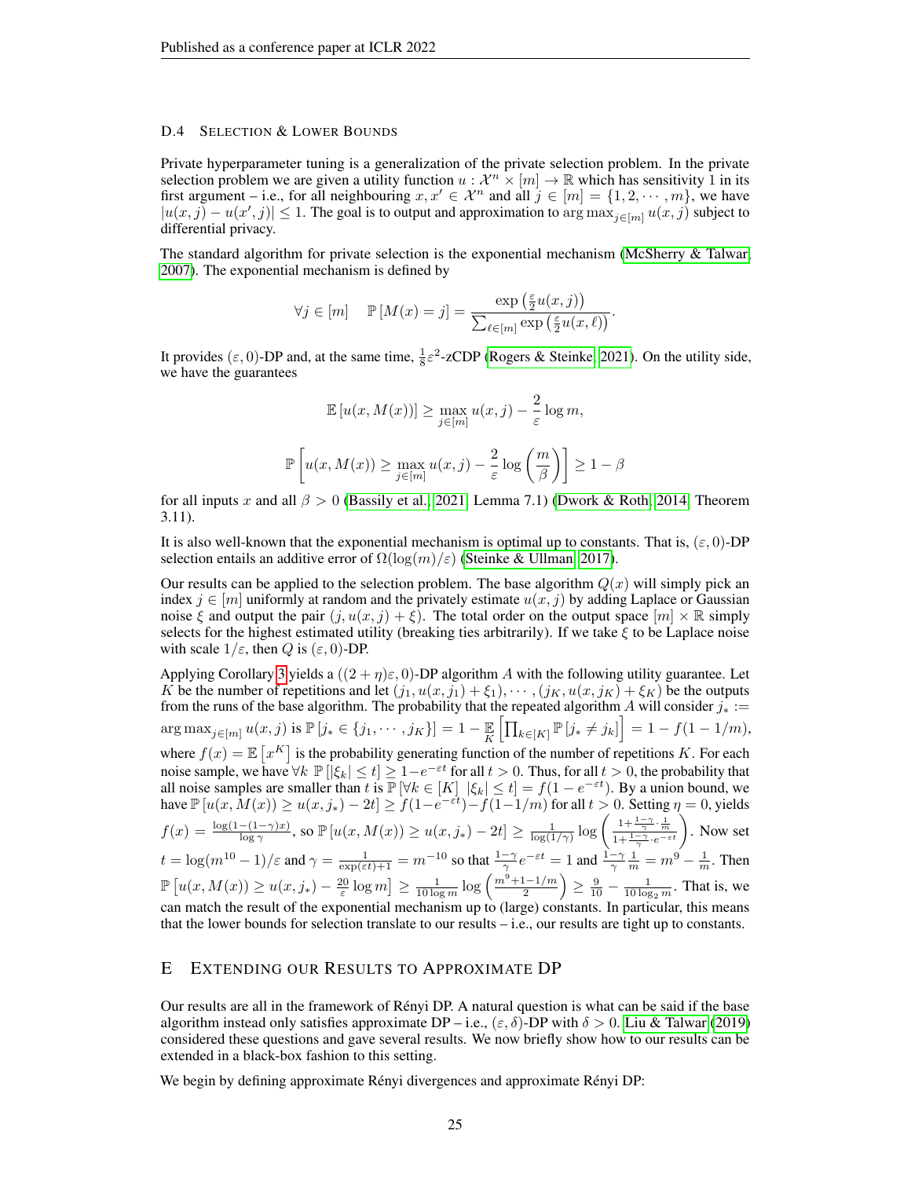### D.4 Selection & Lower Bounds

Private hyperparameter tuning is a generalization of the private selection problem. In the private selection problem we are given a utility function $u : \mathcal{X}^n \times [m] \to \mathbb{R}$ which has sensitivity 1 in its first argument – i.e., for all neighbouring $x, x' \in \mathcal{X}^n$ and all $j \in [m] = \{1, 2, \cdots, m\}$, we have $|u(x, j) - u(x', j)| \le 1$. The goal is to output and approximation to $\arg\max_{j \in [m]} u(x, j)$ subject to differential privacy.

The standard algorithm for private selection is the exponential mechanism (McSherry & Talwar, 2007). The exponential mechanism is defined by

$$\forall j \in [m] \quad \mathbb{P}[M(x) = j] = \frac{\exp\left(\frac{\varepsilon}{2} u(x, j)\right)}{\sum_{\ell \in [m]} \exp\left(\frac{\varepsilon}{2} u(x, \ell)\right)}.$$

It provides $(\varepsilon, 0)$-DP and, at the same time, $\frac{1}{8}\varepsilon^2$-zCDP (Rogers & Steinke, 2021). On the utility side, we have the guarantees

$$\mathbb{E}[u(x, M(x))] \ge \max_{j \in [m]} u(x, j) - \frac{2}{\varepsilon} \log m,$$

$$\mathbb{P}\left[u(x, M(x)) \ge \max_{j \in [m]} u(x, j) - \frac{2}{\varepsilon} \log\left(\frac{m}{\beta}\right)\right] \ge 1 - \beta$$

for all inputs $x$ and all $\beta > 0$ (Bassily et al., 2021, Lemma 7.1) (Dwork & Roth, 2014, Theorem 3.11).

It is also well-known that the exponential mechanism is optimal up to constants. That is, $(\varepsilon, 0)$-DP selection entails an additive error of $\Omega(\log(m)/\varepsilon)$ (Steinke & Ullman, 2017).

Our results can be applied to the selection problem. The base algorithm $Q(x)$ will simply pick an index $j \in [m]$ uniformly at random and the privately estimate $u(x, j)$ by adding Laplace or Gaussian noise $\xi$ and output the pair $(j, u(x, j) + \xi)$. The total order on the output space $[m] \times \mathbb{R}$ simply selects for the highest estimated utility (breaking ties arbitrarily). If we take $\xi$ to be Laplace noise with scale $1/\varepsilon$, then $Q$ is $(\varepsilon, 0)$-DP.

Applying Corollary 3 yields a $((2 + \eta)\varepsilon, 0)$-DP algorithm $A$ with the following utility guarantee. Let $K$ be the number of repetitions and let $(j_1, u(x, j_1) + \xi_1), \cdots, (j_K, u(x, j_K) + \xi_K)$ be the outputs from the runs of the base algorithm. The probability that the repeated algorithm $A$ will consider $j_* := \arg\max_{j \in [m]} u(x, j)$ is $\mathbb{P}[j_* \in \{j_1, \cdots, j_K\}] = 1 - \mathop{\mathbb{E}}_{K}\left[\prod_{k \in [K]} \mathbb{P}[j_* \ne j_k]\right] = 1 - f(1 - 1/m)$, where $f(x) = \mathbb{E}\left[x^K\right]$ is the probability generating function of the number of repetitions $K$. For each noise sample, we have $\forall k \ \mathbb{P}[|\xi_k| \le t] \ge 1 - e^{-\varepsilon t}$ for all $t > 0$. Thus, for all $t > 0$, the probability that all noise samples are smaller than $t$ is $\mathbb{P}[\forall k \in [K] \ |\xi_k| \le t] = f(1 - e^{-\varepsilon t})$. By a union bound, we have $\mathbb{P}[u(x, M(x)) \ge u(x, j_*) - 2t] \ge f(1 - e^{-\varepsilon t}) - f(1 - 1/m)$ for all $t > 0$. Setting $\eta = 0$, yields $f(x) = \frac{\log(1 - (1 - \gamma)x)}{\log \gamma}$, so $\mathbb{P}[u(x, M(x)) \ge u(x, j_*) - 2t] \ge \frac{1}{\log(1/\gamma)} \log\left(\frac{1 + \frac{1-\gamma}{\gamma} \cdot \frac{1}{m}}{1 + \frac{1-\gamma}{\gamma} \cdot e^{-\varepsilon t}}\right)$. Now set $t = \log(m^{10} - 1)/\varepsilon$ and $\gamma = \frac{1}{\exp(\varepsilon t) + 1} = m^{-10}$ so that $\frac{1-\gamma}{\gamma} e^{-\varepsilon t} = 1$ and $\frac{1-\gamma}{\gamma} \frac{1}{m} = m^9 - \frac{1}{m}$. Then $\mathbb{P}\left[u(x, M(x)) \ge u(x, j_*) - \frac{20}{\varepsilon} \log m\right] \ge \frac{1}{10 \log m} \log\left(\frac{m^9 + 1 - 1/m}{2}\right) \ge \frac{9}{10} - \frac{1}{10 \log_2 m}$. That is, we can match the result of the exponential mechanism up to (large) constants. In particular, this means that the lower bounds for selection translate to our results – i.e., our results are tight up to constants.

## E Extending our Results to Approximate DP

Our results are all in the framework of Rényi DP. A natural question is what can be said if the base algorithm instead only satisfies approximate DP – i.e., $(\varepsilon, \delta)$-DP with $\delta > 0$. Liu & Talwar (2019) considered these questions and gave several results. We now briefly show how to our results can be extended in a black-box fashion to this setting.

We begin by defining approximate Rényi divergences and approximate Rényi DP: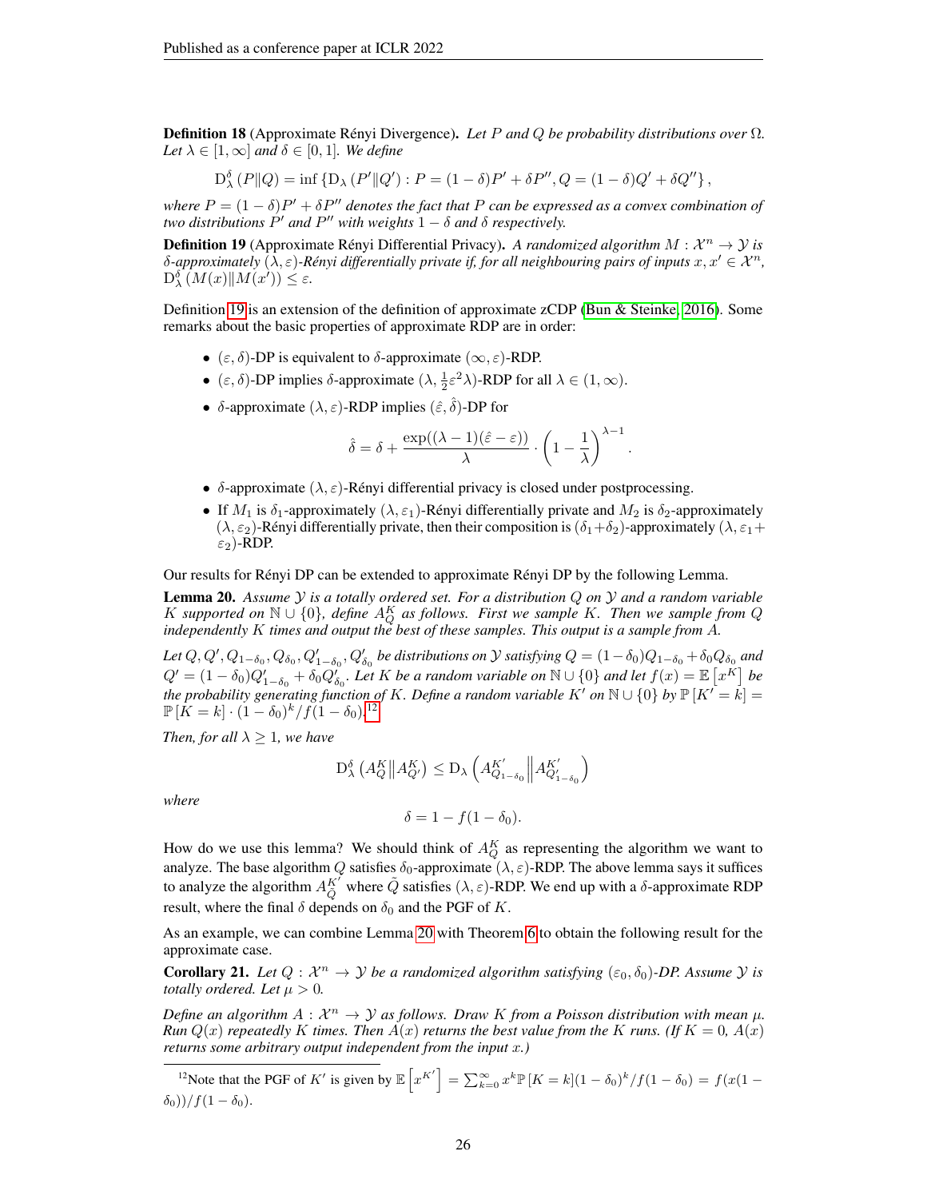**Definition 18** (Approximate Rényi Divergence). *Let $P$ and $Q$ be probability distributions over $\Omega$. Let $\lambda \in [1, \infty]$ and $\delta \in [0, 1]$. We define*

$$\mathrm{D}_\lambda^\delta\left(P\|Q\right) = \inf\left\{\mathrm{D}_\lambda\left(P'\|Q'\right) : P = (1-\delta)P' + \delta P'', Q = (1-\delta)Q' + \delta Q''\right\},$$

*where $P = (1-\delta)P' + \delta P''$ denotes the fact that $P$ can be expressed as a convex combination of two distributions $P'$ and $P''$ with weights $1-\delta$ and $\delta$ respectively.*

**Definition 19** (Approximate Rényi Differential Privacy). *A randomized algorithm $M : \mathcal{X}^n \to \mathcal{Y}$ is $\delta$-approximately $(\lambda, \varepsilon)$-Rényi differentially private if, for all neighbouring pairs of inputs $x, x' \in \mathcal{X}^n$, $\mathrm{D}_\lambda^\delta\left(M(x)\|M(x')\right) \le \varepsilon$.*

Definition 19 is an extension of the definition of approximate zCDP (Bun & Steinke, 2016). Some remarks about the basic properties of approximate RDP are in order:

- $(\varepsilon, \delta)$-DP is equivalent to $\delta$-approximate $(\infty, \varepsilon)$-RDP.
- $(\varepsilon, \delta)$-DP implies $\delta$-approximate $(\lambda, \frac{1}{2}\varepsilon^2\lambda)$-RDP for all $\lambda \in (1, \infty)$.
- $\delta$-approximate $(\lambda, \varepsilon)$-RDP implies $(\hat{\varepsilon}, \hat{\delta})$-DP for
$$\hat{\delta} = \delta + \frac{\exp((\lambda-1)(\hat{\varepsilon} - \varepsilon))}{\lambda} \cdot \left(1 - \frac{1}{\lambda}\right)^{\lambda - 1}.$$
- $\delta$-approximate $(\lambda, \varepsilon)$-Rényi differential privacy is closed under postprocessing.
- If $M_1$ is $\delta_1$-approximately $(\lambda, \varepsilon_1)$-Rényi differentially private and $M_2$ is $\delta_2$-approximately $(\lambda, \varepsilon_2)$-Rényi differentially private, then their composition is $(\delta_1 + \delta_2)$-approximately $(\lambda, \varepsilon_1 + \varepsilon_2)$-RDP.

Our results for Rényi DP can be extended to approximate Rényi DP by the following Lemma.

**Lemma 20.** *Assume $\mathcal{Y}$ is a totally ordered set. For a distribution $Q$ on $\mathcal{Y}$ and a random variable $K$ supported on $\mathbb{N} \cup \{0\}$, define $A_Q^K$ as follows. First we sample $K$. Then we sample from $Q$ independently $K$ times and output the best of these samples. This output is a sample from $A$.*

*Let $Q, Q', Q_{1-\delta_0}, Q_{\delta_0}, Q'_{1-\delta_0}, Q'_{\delta_0}$ be distributions on $\mathcal{Y}$ satisfying $Q = (1-\delta_0)Q_{1-\delta_0} + \delta_0 Q_{\delta_0}$ and $Q' = (1-\delta_0)Q'_{1-\delta_0} + \delta_0 Q'_{\delta_0}$. Let $K$ be a random variable on $\mathbb{N} \cup \{0\}$ and let $f(x) = \mathbb{E}\left[x^K\right]$ be the probability generating function of $K$. Define a random variable $K'$ on $\mathbb{N} \cup \{0\}$ by $\mathbb{P}\left[K' = k\right] = \mathbb{P}\left[K = k\right] \cdot (1-\delta_0)^k / f(1-\delta_0)$.[12]*

*Then, for all $\lambda \ge 1$, we have*

$$\mathrm{D}_\lambda^\delta\left(A_Q^K \middle\| A_{Q'}^K\right) \le \mathrm{D}_\lambda\left(A_{Q_{1-\delta_0}}^{K'} \middle\| A_{Q'_{1-\delta_0}}^{K'}\right)$$

*where*

$$\delta = 1 - f(1-\delta_0).$$

How do we use this lemma? We should think of $A_Q^K$ as representing the algorithm we want to analyze. The base algorithm $Q$ satisfies $\delta_0$-approximate $(\lambda, \varepsilon)$-RDP. The above lemma says it suffices to analyze the algorithm $A_{\tilde{Q}}^{K'}$ where $\tilde{Q}$ satisfies $(\lambda, \varepsilon)$-RDP. We end up with a $\delta$-approximate RDP result, where the final $\delta$ depends on $\delta_0$ and the PGF of $K$.

As an example, we can combine Lemma 20 with Theorem 6 to obtain the following result for the approximate case.

**Corollary 21.** *Let $Q : \mathcal{X}^n \to \mathcal{Y}$ be a randomized algorithm satisfying $(\varepsilon_0, \delta_0)$-DP. Assume $\mathcal{Y}$ is totally ordered. Let $\mu > 0$.*

*Define an algorithm $A : \mathcal{X}^n \to \mathcal{Y}$ as follows. Draw $K$ from a Poisson distribution with mean $\mu$. Run $Q(x)$ repeatedly $K$ times. Then $A(x)$ returns the best value from the $K$ runs. (If $K = 0$, $A(x)$ returns some arbitrary output independent from the input $x$.)*

[12] Note that the PGF of $K'$ is given by $\mathbb{E}\left[x^{K'}\right] = \sum_{k=0}^\infty x^k \mathbb{P}\left[K = k\right](1-\delta_0)^k / f(1-\delta_0) = f(x(1-\delta_0))/f(1-\delta_0)$.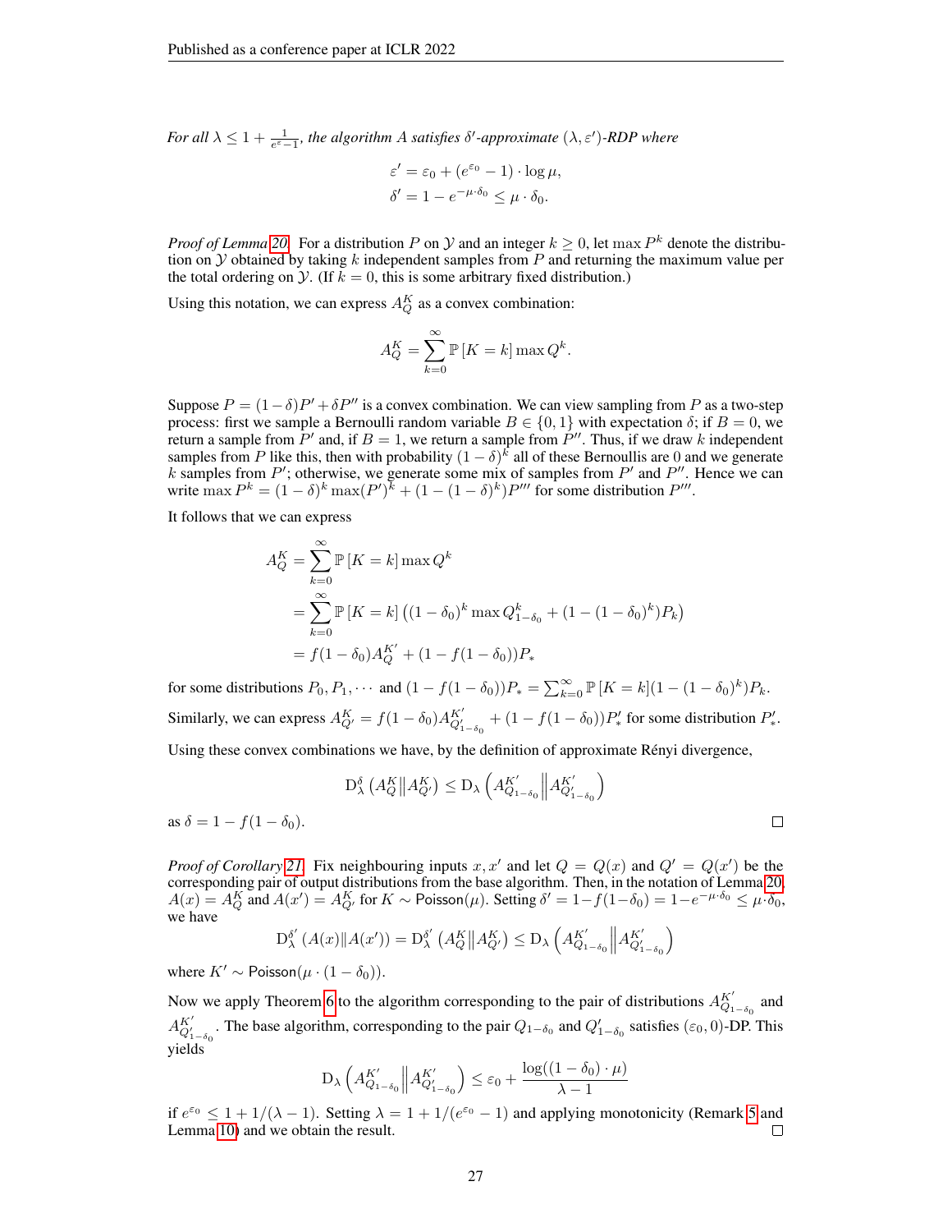*For all $\lambda \le 1 + \frac{1}{e^{\varepsilon}-1}$, the algorithm $A$ satisfies $\delta'$-approximate $(\lambda, \varepsilon')$-RDP where*

$$\varepsilon' = \varepsilon_0 + (e^{\varepsilon_0} - 1) \cdot \log \mu,$$
$$\delta' = 1 - e^{-\mu \cdot \delta_0} \le \mu \cdot \delta_0.$$

*Proof of Lemma 20.* For a distribution $P$ on $\mathcal{Y}$ and an integer $k \ge 0$, let $\max P^k$ denote the distribution on $\mathcal{Y}$ obtained by taking $k$ independent samples from $P$ and returning the maximum value per the total ordering on $\mathcal{Y}$. (If $k = 0$, this is some arbitrary fixed distribution.)

Using this notation, we can express $A_Q^K$ as a convex combination:

$$A_Q^K = \sum_{k=0}^{\infty} \mathbb{P}\left[K = k\right] \max Q^k.$$

Suppose $P = (1-\delta)P' + \delta P''$ is a convex combination. We can view sampling from $P$ as a two-step process: first we sample a Bernoulli random variable $B \in \{0, 1\}$ with expectation $\delta$; if $B = 0$, we return a sample from $P'$ and, if $B = 1$, we return a sample from $P''$. Thus, if we draw $k$ independent samples from $P$ like this, then with probability $(1-\delta)^k$ all of these Bernoullis are 0 and we generate $k$ samples from $P'$; otherwise, we generate some mix of samples from $P'$ and $P''$. Hence we can write $\max P^k = (1-\delta)^k \max(P')^k + (1 - (1-\delta)^k)P'''$ for some distribution $P'''$.

It follows that we can express

$$\begin{aligned}
A_Q^K &= \sum_{k=0}^{\infty} \mathbb{P}\left[K = k\right] \max Q^k \\
&= \sum_{k=0}^{\infty} \mathbb{P}\left[K = k\right] \left((1-\delta_0)^k \max Q_{1-\delta_0}^k + (1 - (1-\delta_0)^k)P_k\right) \\
&= f(1-\delta_0) A_Q^{K'} + (1 - f(1-\delta_0))P_*
\end{aligned}$$

for some distributions $P_0, P_1, \cdots$ and $(1 - f(1-\delta_0))P_* = \sum_{k=0}^{\infty} \mathbb{P}\left[K = k\right](1 - (1-\delta_0)^k)P_k$.

Similarly, we can express $A_{Q'}^K = f(1-\delta_0) A_{Q'_{1-\delta_0}}^{K'} + (1 - f(1-\delta_0))P'_*$ for some distribution $P'_*$.

Using these convex combinations we have, by the definition of approximate Rényi divergence,

$$\mathrm{D}_\lambda^\delta \left(A_Q^K \middle\| A_{Q'}^K\right) \le \mathrm{D}_\lambda \left(A_{Q_{1-\delta_0}}^{K'} \middle\| A_{Q'_{1-\delta_0}}^{K'}\right)$$

as $\delta = 1 - f(1-\delta_0)$. ◻

*Proof of Corollary 21.* Fix neighbouring inputs $x, x'$ and let $Q = Q(x)$ and $Q' = Q(x')$ be the corresponding pair of output distributions from the base algorithm. Then, in the notation of Lemma 20, $A(x) = A_Q^K$ and $A(x') = A_{Q'}^K$ for $K \sim \mathsf{Poisson}(\mu)$. Setting $\delta' = 1 - f(1-\delta_0) = 1 - e^{-\mu \cdot \delta_0} \le \mu \cdot \delta_0$, we have

$$\mathrm{D}_\lambda^{\delta'} \left(A(x) \| A(x')\right) = \mathrm{D}_\lambda^{\delta'} \left(A_Q^K \middle\| A_{Q'}^K\right) \le \mathrm{D}_\lambda \left(A_{Q_{1-\delta_0}}^{K'} \middle\| A_{Q'_{1-\delta_0}}^{K'}\right)$$

where $K' \sim \mathsf{Poisson}(\mu \cdot (1-\delta_0))$.

Now we apply Theorem 6 to the algorithm corresponding to the pair of distributions $A_{Q_{1-\delta_0}}^{K'}$ and $A_{Q'_{1-\delta_0}}^{K'}$. The base algorithm, corresponding to the pair $Q_{1-\delta_0}$ and $Q'_{1-\delta_0}$ satisfies $(\varepsilon_0, 0)$-DP. This yields

$$\mathrm{D}_\lambda \left(A_{Q_{1-\delta_0}}^{K'} \middle\| A_{Q'_{1-\delta_0}}^{K'}\right) \le \varepsilon_0 + \frac{\log((1-\delta_0) \cdot \mu)}{\lambda - 1}$$

if $e^{\varepsilon_0} \le 1 + 1/(\lambda - 1)$. Setting $\lambda = 1 + 1/(e^{\varepsilon_0} - 1)$ and applying monotonicity (Remark 5 and Lemma 10) and we obtain the result. ◻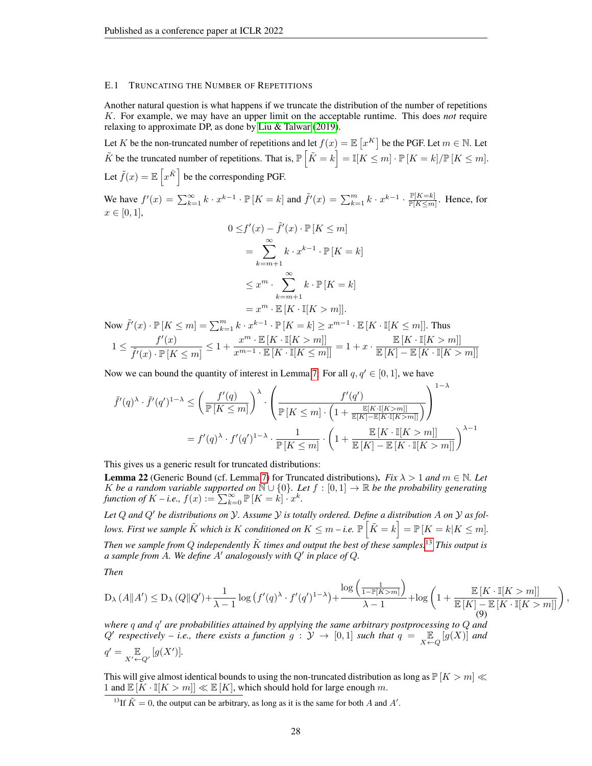### E.1 Truncating the Number of Repetitions

Another natural question is what happens if we truncate the distribution of the number of repetitions $K$. For example, we may have an upper limit on the acceptable runtime. This does *not* require relaxing to approximate DP, as done by Liu & Talwar (2019).

Let $K$ be the non-truncated number of repetitions and let $f(x) = \mathbb{E}\left[x^K\right]$ be the PGF. Let $m \in \mathbb{N}$. Let $\tilde{K}$ be the truncated number of repetitions. That is, $\mathbb{P}\left[\tilde{K} = k\right] = \mathbb{I}[k \le m] \cdot \mathbb{P}\left[K = k\right] / \mathbb{P}\left[K \le m\right]$. Let $\tilde{f}(x) = \mathbb{E}\left[x^{\tilde{K}}\right]$ be the corresponding PGF.

We have $f'(x) = \sum_{k=1}^{\infty} k \cdot x^{k-1} \cdot \mathbb{P}\left[K = k\right]$ and $\tilde{f}'(x) = \sum_{k=1}^{m} k \cdot x^{k-1} \cdot \frac{\mathbb{P}[K=k]}{\mathbb{P}[K \le m]}$. Hence, for $x \in [0,1]$,

$$
\begin{aligned}
0 \le & f'(x) - \tilde{f}'(x) \cdot \mathbb{P}\left[K \le m\right] \\
&= \sum_{k=m+1}^{\infty} k \cdot x^{k-1} \cdot \mathbb{P}\left[K = k\right] \\
&\le x^m \cdot \sum_{k=m+1}^{\infty} k \cdot \mathbb{P}\left[K = k\right] \\
&= x^m \cdot \mathbb{E}\left[K \cdot \mathbb{I}[K > m]\right].
\end{aligned}
$$

Now $\tilde{f}'(x) \cdot \mathbb{P}\left[K \le m\right] = \sum_{k=1}^{m} k \cdot x^{k-1} \cdot \mathbb{P}\left[K = k\right] \ge x^{m-1} \cdot \mathbb{E}\left[K \cdot \mathbb{I}[K \le m]\right]$. Thus

$$
1 \le \frac{f'(x)}{\tilde{f}'(x) \cdot \mathbb{P}\left[K \le m\right]} \le 1 + \frac{x^m \cdot \mathbb{E}\left[K \cdot \mathbb{I}[K > m]\right]}{x^{m-1} \cdot \mathbb{E}\left[K \cdot \mathbb{I}[K \le m]\right]} = 1 + x \cdot \frac{\mathbb{E}\left[K \cdot \mathbb{I}[K > m]\right]}{\mathbb{E}\left[K\right] - \mathbb{E}\left[K \cdot \mathbb{I}[K > m]\right]}
$$

Now we can bound the quantity of interest in Lemma 7. For all $q, q' \in [0,1]$, we have

$$
\begin{aligned}
\tilde{f}'(q)^{\lambda} \cdot \tilde{f}'(q')^{1-\lambda} &\le \left(\frac{f'(q)}{\mathbb{P}\left[K \le m\right]}\right)^{\lambda} \cdot \left(\frac{f'(q')}{\mathbb{P}\left[K \le m\right] \cdot \left(1 + \frac{\mathbb{E}[K \cdot \mathbb{I}[K>m]]}{\mathbb{E}[K] - \mathbb{E}[K \cdot \mathbb{I}[K>m]]}\right)}\right)^{1-\lambda} \\
&= f'(q)^{\lambda} \cdot f'(q')^{1-\lambda} \cdot \frac{1}{\mathbb{P}\left[K \le m\right]} \cdot \left(1 + \frac{\mathbb{E}\left[K \cdot \mathbb{I}[K > m]\right]}{\mathbb{E}\left[K\right] - \mathbb{E}\left[K \cdot \mathbb{I}[K > m]\right]}\right)^{\lambda - 1}
\end{aligned}
$$

This gives us a generic result for truncated distributions:

**Lemma 22** (Generic Bound (cf. Lemma 7) for Truncated distributions)**.** *Fix $\lambda > 1$ and $m \in \mathbb{N}$. Let $K$ be a random variable supported on $\mathbb{N} \cup \{0\}$. Let $f : [0,1] \to \mathbb{R}$ be the probability generating function of $K$ – i.e., $f(x) := \sum_{k=0}^{\infty} \mathbb{P}\left[K = k\right] \cdot x^k$.*

*Let $Q$ and $Q'$ be distributions on $\mathcal{Y}$. Assume $\mathcal{Y}$ is totally ordered. Define a distribution $A$ on $\mathcal{Y}$ as follows. First we sample $\tilde{K}$ which is $K$ conditioned on $K \le m$ – i.e. $\mathbb{P}\left[\tilde{K} = k\right] = \mathbb{P}\left[K = k | K \le m\right]$. Then we sample from $Q$ independently $\tilde{K}$ times and output the best of these samples.*[13] *This output is a sample from $A$. We define $A'$ analogously with $Q'$ in place of $Q$.*

*Then*

$$
\mathrm{D}_{\lambda}\left(A \| A'\right) \le \mathrm{D}_{\lambda}\left(Q \| Q'\right) + \frac{1}{\lambda - 1} \log\left(f'(q)^{\lambda} \cdot f'(q')^{1-\lambda}\right) + \frac{\log\left(\frac{1}{1 - \mathbb{P}[K > m]}\right)}{\lambda - 1} + \log\left(1 + \frac{\mathbb{E}\left[K \cdot \mathbb{I}[K > m]\right]}{\mathbb{E}\left[K\right] - \mathbb{E}\left[K \cdot \mathbb{I}[K > m]\right]}\right), \tag{9}
$$

*where $q$ and $q'$ are probabilities attained by applying the same arbitrary postprocessing to $Q$ and $Q'$ respectively – i.e., there exists a function $g : \mathcal{Y} \to [0,1]$ such that $q = \underset{X \leftarrow Q}{\mathbb{E}}\left[g(X)\right]$ and $q' = \underset{X' \leftarrow Q'}{\mathbb{E}}\left[g(X')\right]$.*

This will give almost identical bounds to using the non-truncated distribution as long as $\mathbb{P}\left[K > m\right] \ll 1$ and $\mathbb{E}\left[K \cdot \mathbb{I}[K > m]\right] \ll \mathbb{E}\left[K\right]$, which should hold for large enough $m$.

[13] If $\tilde{K} = 0$, the output can be arbitrary, as long as it is the same for both $A$ and $A'$.